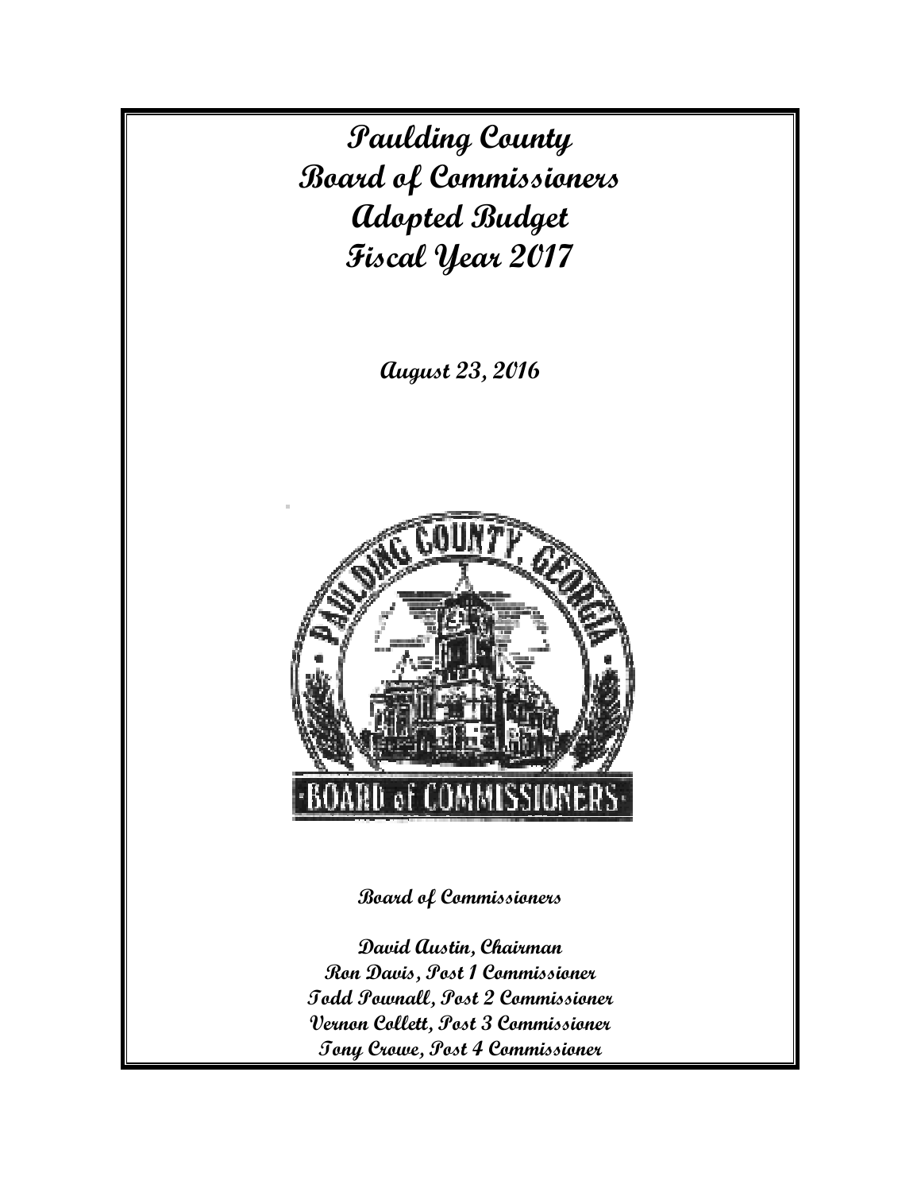# Paulding County Board of Commissioners Adopted Budget Fiscal Year 2017

**August 23, 2016**

**Board of Commissioners**

**David Austin, Chairman**
**Ron Davis, Post 1 Commissioner**
**Todd Pownall, Post 2 Commissioner**
**Vernon Collett, Post 3 Commissioner**
**Tony Crowe, Post 4 Commissioner**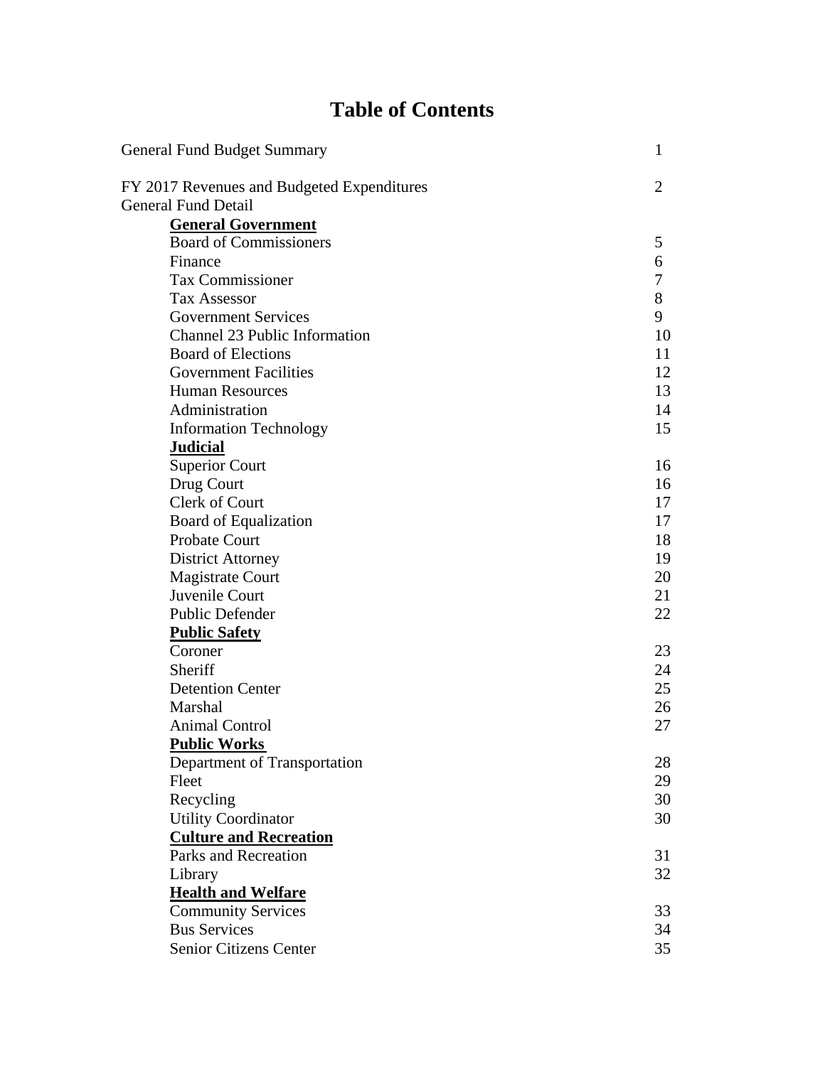# Table of Contents

| | |
|---|---|
| General Fund Budget Summary | 1 |
| FY 2017 Revenues and Budgeted Expenditures | 2 |
| General Fund Detail | |
| **General Government** | |
| Board of Commissioners | 5 |
| Finance | 6 |
| Tax Commissioner | 7 |
| Tax Assessor | 8 |
| Government Services | 9 |
| Channel 23 Public Information | 10 |
| Board of Elections | 11 |
| Government Facilities | 12 |
| Human Resources | 13 |
| Administration | 14 |
| Information Technology | 15 |
| **Judicial** | |
| Superior Court | 16 |
| Drug Court | 16 |
| Clerk of Court | 17 |
| Board of Equalization | 17 |
| Probate Court | 18 |
| District Attorney | 19 |
| Magistrate Court | 20 |
| Juvenile Court | 21 |
| Public Defender | 22 |
| **Public Safety** | |
| Coroner | 23 |
| Sheriff | 24 |
| Detention Center | 25 |
| Marshal | 26 |
| Animal Control | 27 |
| **Public Works** | |
| Department of Transportation | 28 |
| Fleet | 29 |
| Recycling | 30 |
| Utility Coordinator | 30 |
| **Culture and Recreation** | |
| Parks and Recreation | 31 |
| Library | 32 |
| **Health and Welfare** | |
| Community Services | 33 |
| Bus Services | 34 |
| Senior Citizens Center | 35 |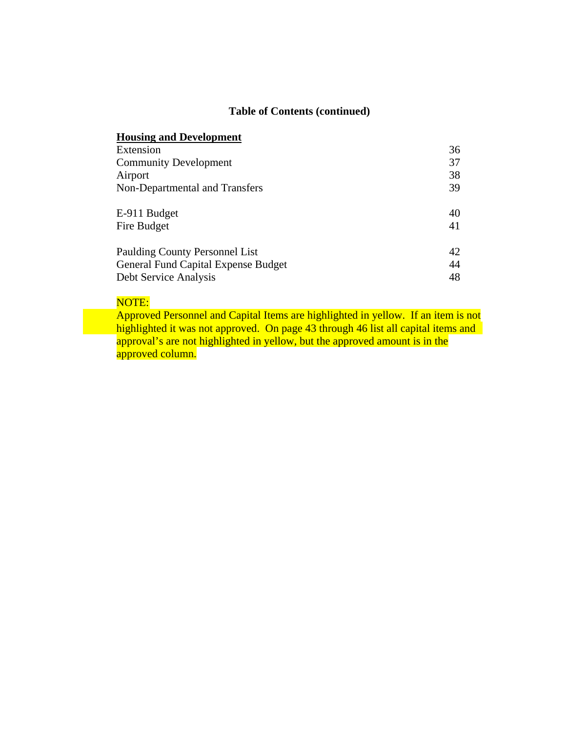## Table of Contents (continued)

**Housing and Development**

| | |
|---|---|
| Extension | 36 |
| Community Development | 37 |
| Airport | 38 |
| Non-Departmental and Transfers | 39 |
| | |
| E-911 Budget | 40 |
| Fire Budget | 41 |
| | |
| Paulding County Personnel List | 42 |
| General Fund Capital Expense Budget | 44 |
| Debt Service Analysis | 48 |

NOTE:

Approved Personnel and Capital Items are highlighted in yellow. If an item is not highlighted it was not approved. On page 43 through 46 list all capital items and approval's are not highlighted in yellow, but the approved amount is in the approved column.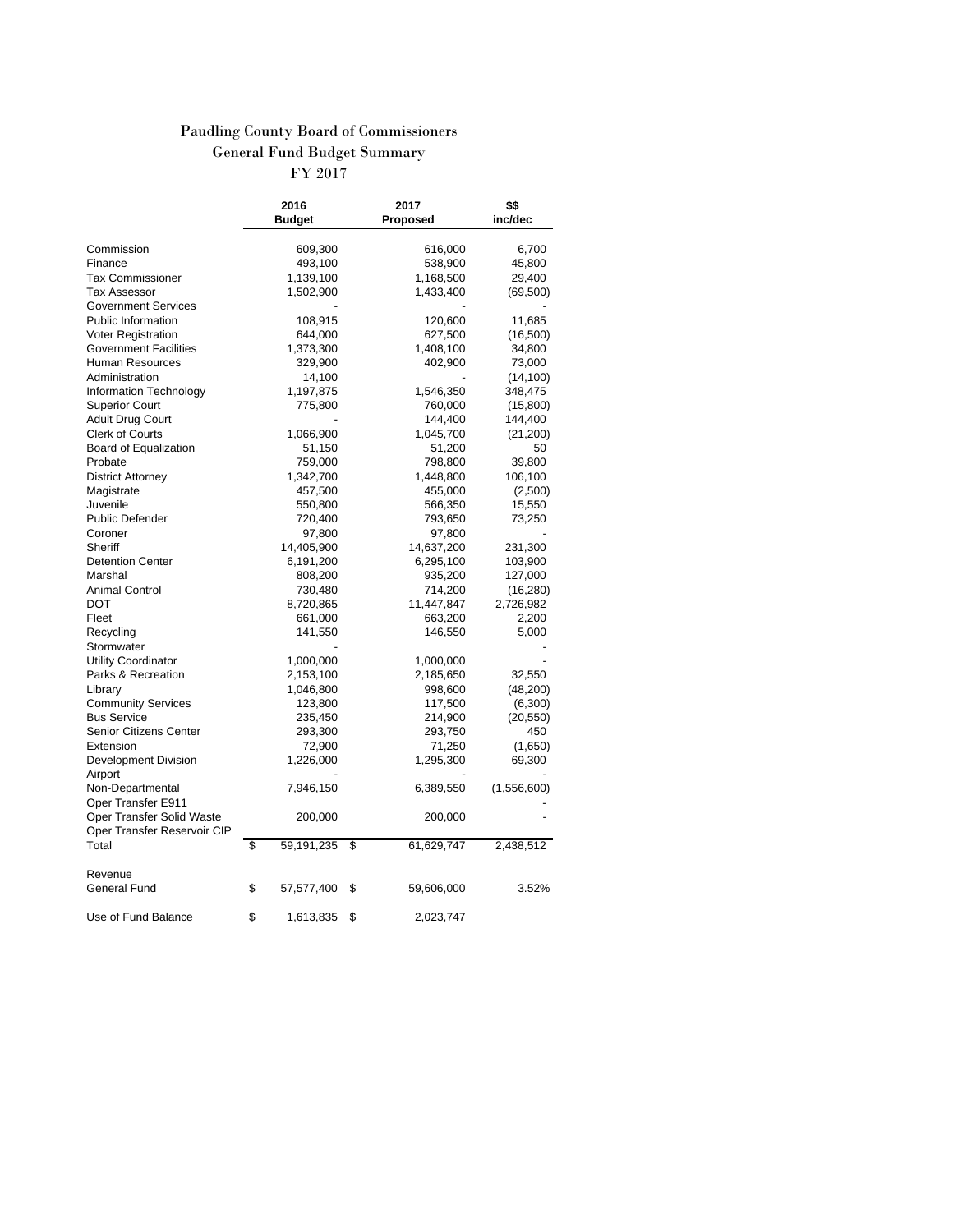# Paudling County Board of Commissioners

## General Fund Budget Summary

### FY 2017

| | 2016 Budget | 2017 Proposed | $$ inc/dec |
|---|---|---|---|
| Commission | 609,300 | 616,000 | 6,700 |
| Finance | 493,100 | 538,900 | 45,800 |
| Tax Commissioner | 1,139,100 | 1,168,500 | 29,400 |
| Tax Assessor | 1,502,900 | 1,433,400 | (69,500) |
| Government Services | - | - | - |
| Public Information | 108,915 | 120,600 | 11,685 |
| Voter Registration | 644,000 | 627,500 | (16,500) |
| Government Facilities | 1,373,300 | 1,408,100 | 34,800 |
| Human Resources | 329,900 | 402,900 | 73,000 |
| Administration | 14,100 | - | (14,100) |
| Information Technology | 1,197,875 | 1,546,350 | 348,475 |
| Superior Court | 775,800 | 760,000 | (15,800) |
| Adult Drug Court | - | 144,400 | 144,400 |
| Clerk of Courts | 1,066,900 | 1,045,700 | (21,200) |
| Board of Equalization | 51,150 | 51,200 | 50 |
| Probate | 759,000 | 798,800 | 39,800 |
| District Attorney | 1,342,700 | 1,448,800 | 106,100 |
| Magistrate | 457,500 | 455,000 | (2,500) |
| Juvenile | 550,800 | 566,350 | 15,550 |
| Public Defender | 720,400 | 793,650 | 73,250 |
| Coroner | 97,800 | 97,800 | - |
| Sheriff | 14,405,900 | 14,637,200 | 231,300 |
| Detention Center | 6,191,200 | 6,295,100 | 103,900 |
| Marshal | 808,200 | 935,200 | 127,000 |
| Animal Control | 730,480 | 714,200 | (16,280) |
| DOT | 8,720,865 | 11,447,847 | 2,726,982 |
| Fleet | 661,000 | 663,200 | 2,200 |
| Recycling | 141,550 | 146,550 | 5,000 |
| Stormwater | - | | - |
| Utility Coordinator | 1,000,000 | 1,000,000 | - |
| Parks & Recreation | 2,153,100 | 2,185,650 | 32,550 |
| Library | 1,046,800 | 998,600 | (48,200) |
| Community Services | 123,800 | 117,500 | (6,300) |
| Bus Service | 235,450 | 214,900 | (20,550) |
| Senior Citizens Center | 293,300 | 293,750 | 450 |
| Extension | 72,900 | 71,250 | (1,650) |
| Development Division | 1,226,000 | 1,295,300 | 69,300 |
| Airport | - | - | - |
| Non-Departmental | 7,946,150 | 6,389,550 | (1,556,600) |
| Oper Transfer E911 | | | - |
| Oper Transfer Solid Waste | 200,000 | 200,000 | - |
| Oper Transfer Reservoir CIP | | | |
| Total | $ 59,191,235 | $ 61,629,747 | 2,438,512 |
| | | | |
| Revenue | | | |
| General Fund | $ 57,577,400 | $ 59,606,000 | 3.52% |
| | | | |
| Use of Fund Balance | $ 1,613,835 | $ 2,023,747 | |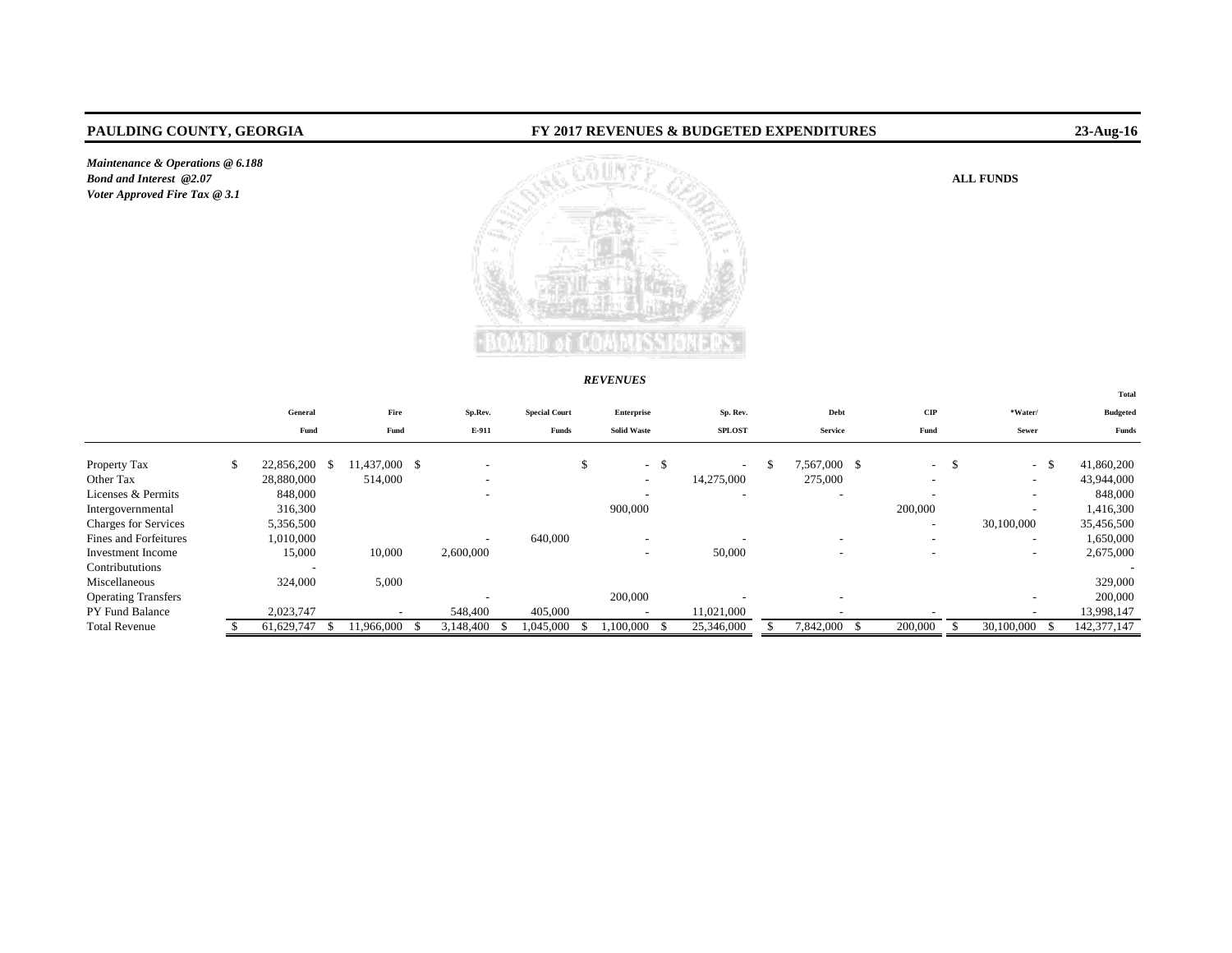**PAULDING COUNTY, GEORGIA** | **FY 2017 REVENUES & BUDGETED EXPENDITURES** | **23-Aug-16**

***Maintenance & Operations @ 6.188***
***Bond and Interest @2.07***
***Voter Approved Fire Tax @ 3.1***

**ALL FUNDS**

***REVENUES***

| | General Fund | Fire Fund | Sp.Rev. E-911 | Special Court Funds | Enterprise Solid Waste | Sp. Rev. SPLOST | Debt Service | CIP Fund | *Water/ Sewer | Total Budgeted Funds |
|---|---|---|---|---|---|---|---|---|---|---|
| Property Tax | $ 22,856,200 | $ 11,437,000 | $ - | | $ - | $ - | $ 7,567,000 | $ - | $ - | $ 41,860,200 |
| Other Tax | 28,880,000 | 514,000 | - | | - | 14,275,000 | 275,000 | - | - | 43,944,000 |
| Licenses & Permits | 848,000 | | - | | - | - | - | - | - | 848,000 |
| Intergovernmental | 316,300 | | | | 900,000 | | | 200,000 | - | 1,416,300 |
| Charges for Services | 5,356,500 | | | | | | | - | 30,100,000 | 35,456,500 |
| Fines and Forfeitures | 1,010,000 | | - | 640,000 | - | - | - | - | - | 1,650,000 |
| Investment Income | 15,000 | 10,000 | 2,600,000 | | - | 50,000 | - | - | - | 2,675,000 |
| Contribututions | - | | | | | | | | | - |
| Miscellaneous | 324,000 | 5,000 | | | | | | | | 329,000 |
| Operating Transfers | | | - | | 200,000 | - | - | | - | 200,000 |
| PY Fund Balance | 2,023,747 | - | 548,400 | 405,000 | - | 11,021,000 | - | - | - | 13,998,147 |
| Total Revenue | $ 61,629,747 | $ 11,966,000 | $ 3,148,400 | $ 1,045,000 | $ 1,100,000 | $ 25,346,000 | $ 7,842,000 | $ 200,000 | $ 30,100,000 | $ 142,377,147 |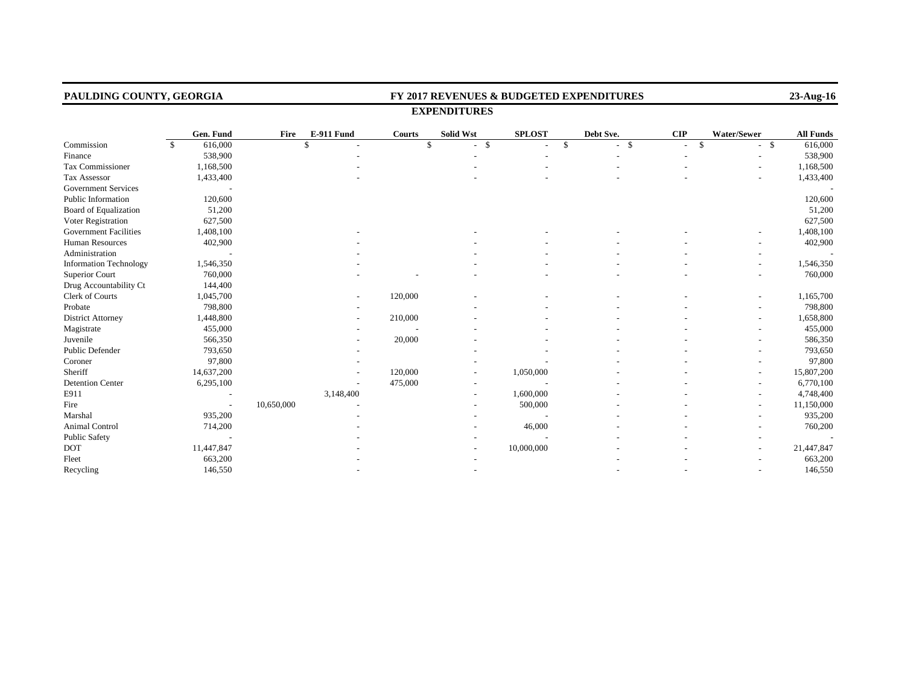**PAULDING COUNTY, GEORGIA** | **FY 2017 REVENUES & BUDGETED EXPENDITURES** | **23-Aug-16**

## EXPENDITURES

| | Gen. Fund | Fire | E-911 Fund | Courts | Solid Wst | SPLOST | Debt Sve. | CIP | Water/Sewer | All Funds |
|---|---|---|---|---|---|---|---|---|---|---|
| Commission | $ 616,000 | | $ - | | $ - | $ - | $ - | $ - | $ - | $ 616,000 |
| Finance | 538,900 | | - | | - | - | - | - | - | 538,900 |
| Tax Commissioner | 1,168,500 | | - | | - | - | - | - | - | 1,168,500 |
| Tax Assessor | 1,433,400 | | - | | - | - | - | - | - | 1,433,400 |
| Government Services | - | | | | | | | | | - |
| Public Information | 120,600 | | | | | | | | | 120,600 |
| Board of Equalization | 51,200 | | | | | | | | | 51,200 |
| Voter Registration | 627,500 | | | | | | | | | 627,500 |
| Government Facilities | 1,408,100 | | - | | - | - | - | - | - | 1,408,100 |
| Human Resources | 402,900 | | - | | - | - | - | - | - | 402,900 |
| Administration | - | | - | | - | - | - | - | - | - |
| Information Technology | 1,546,350 | | - | | - | - | - | - | - | 1,546,350 |
| Superior Court | 760,000 | | - | - | - | - | - | - | - | 760,000 |
| Drug Accountability Ct | 144,400 | | | | | | | | | |
| Clerk of Courts | 1,045,700 | | - | 120,000 | - | - | - | - | - | 1,165,700 |
| Probate | 798,800 | | - | | - | - | - | - | - | 798,800 |
| District Attorney | 1,448,800 | | - | 210,000 | - | - | - | - | - | 1,658,800 |
| Magistrate | 455,000 | | - | - | - | - | - | - | - | 455,000 |
| Juvenile | 566,350 | | - | 20,000 | - | - | - | - | - | 586,350 |
| Public Defender | 793,650 | | - | | - | - | - | - | - | 793,650 |
| Coroner | 97,800 | | - | | - | - | - | - | - | 97,800 |
| Sheriff | 14,637,200 | | - | 120,000 | - | 1,050,000 | - | - | - | 15,807,200 |
| Detention Center | 6,295,100 | | - | 475,000 | - | - | - | - | - | 6,770,100 |
| E911 | - | | 3,148,400 | | - | 1,600,000 | - | - | - | 4,748,400 |
| Fire | - | 10,650,000 | - | | - | 500,000 | - | - | - | 11,150,000 |
| Marshal | 935,200 | | - | | - | - | - | - | - | 935,200 |
| Animal Control | 714,200 | | - | | - | 46,000 | - | - | - | 760,200 |
| Public Safety | - | | - | | - | - | - | - | - | - |
| DOT | 11,447,847 | | - | | - | 10,000,000 | - | - | - | 21,447,847 |
| Fleet | 663,200 | | - | | - | | - | - | - | 663,200 |
| Recycling | 146,550 | | - | | - | | - | - | - | 146,550 |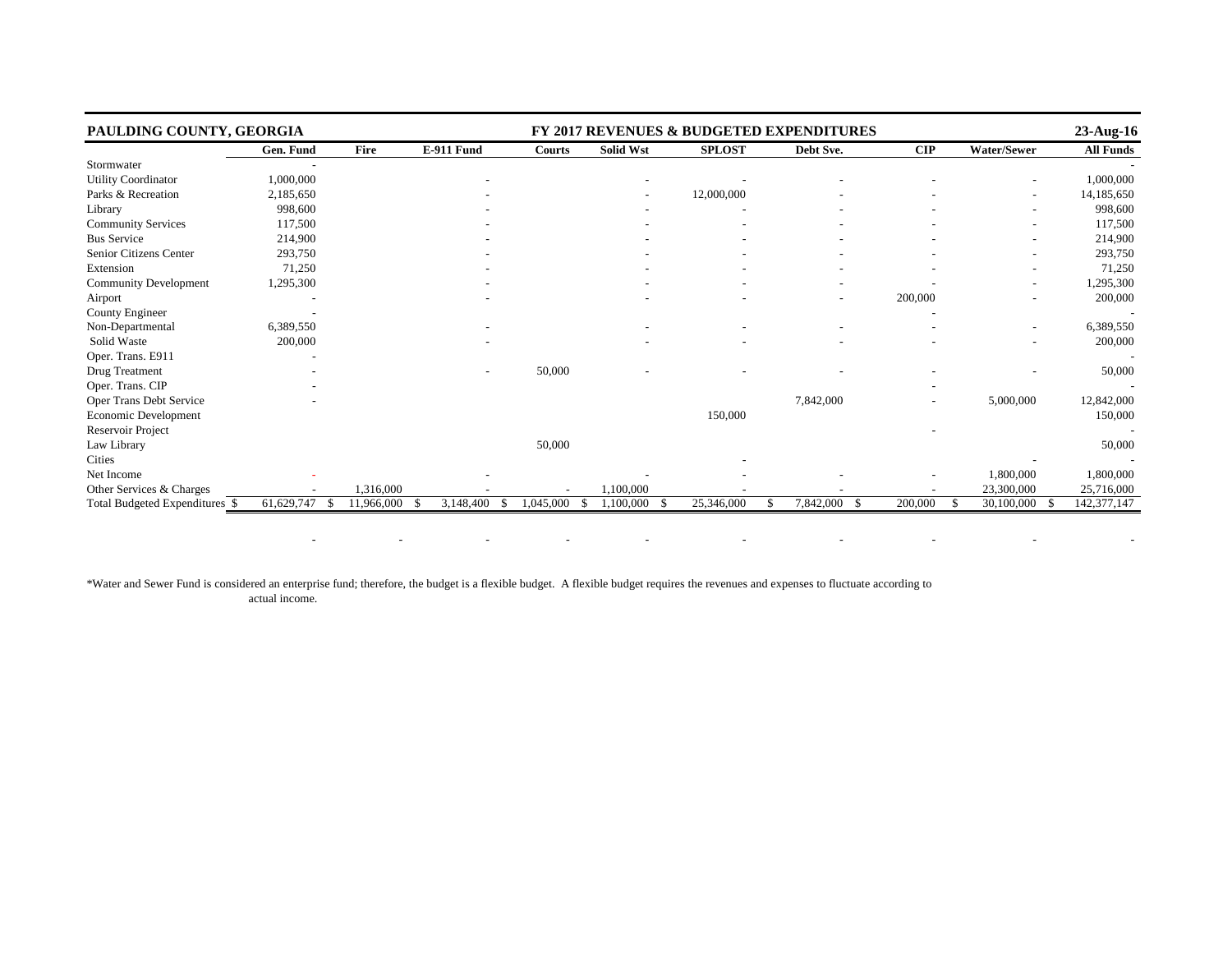| PAULDING COUNTY, GEORGIA | | | FY 2017 REVENUES & BUDGETED EXPENDITURES | | | | | | | 23-Aug-16 |
|---|---|---|---|---|---|---|---|---|---|---|
| | **Gen. Fund** | **Fire** | **E-911 Fund** | **Courts** | **Solid Wst** | **SPLOST** | **Debt Sve.** | **CIP** | **Water/Sewer** | **All Funds** |
| Stormwater | - | | | | | | | | | - |
| Utility Coordinator | 1,000,000 | | - | | - | - | - | - | - | 1,000,000 |
| Parks & Recreation | 2,185,650 | | - | | - | 12,000,000 | - | - | - | 14,185,650 |
| Library | 998,600 | | - | | - | - | - | - | - | 998,600 |
| Community Services | 117,500 | | - | | - | - | - | - | - | 117,500 |
| Bus Service | 214,900 | | - | | - | - | - | - | - | 214,900 |
| Senior Citizens Center | 293,750 | | - | | - | - | - | - | - | 293,750 |
| Extension | 71,250 | | - | | - | - | - | - | - | 71,250 |
| Community Development | 1,295,300 | | - | | - | - | - | - | - | 1,295,300 |
| Airport | - | | - | | - | - | - | 200,000 | - | 200,000 |
| County Engineer | - | | | | | | | - | | - |
| Non-Departmental | 6,389,550 | | - | | - | - | - | - | - | 6,389,550 |
| Solid Waste | 200,000 | | - | | - | - | - | - | - | 200,000 |
| Oper. Trans. E911 | - | | | | | | | | | - |
| Drug Treatment | - | | - | 50,000 | - | - | - | - | - | 50,000 |
| Oper. Trans. CIP | - | | | | | | | - | | - |
| Oper Trans Debt Service | - | | | | | | 7,842,000 | - | 5,000,000 | 12,842,000 |
| Economic Development | | | | | | 150,000 | | | | 150,000 |
| Reservoir Project | | | | | | | | - | | - |
| Law Library | | | | 50,000 | | | | | | 50,000 |
| Cities | | | | | | - | | | - | - |
| Net Income | - | | - | | - | - | - | - | 1,800,000 | 1,800,000 |
| Other Services & Charges | - | 1,316,000 | - | - | 1,100,000 | - | - | - | 23,300,000 | 25,716,000 |
| Total Budgeted Expenditures | $ 61,629,747 | $ 11,966,000 | $ 3,148,400 | $ 1,045,000 | $ 1,100,000 | $ 25,346,000 | $ 7,842,000 | $ 200,000 | $ 30,100,000 | $ 142,377,147 |
| | - | - | - | - | - | - | - | - | - | - |

*Water and Sewer Fund is considered an enterprise fund; therefore, the budget is a flexible budget. A flexible budget requires the revenues and expenses to fluctuate according to actual income.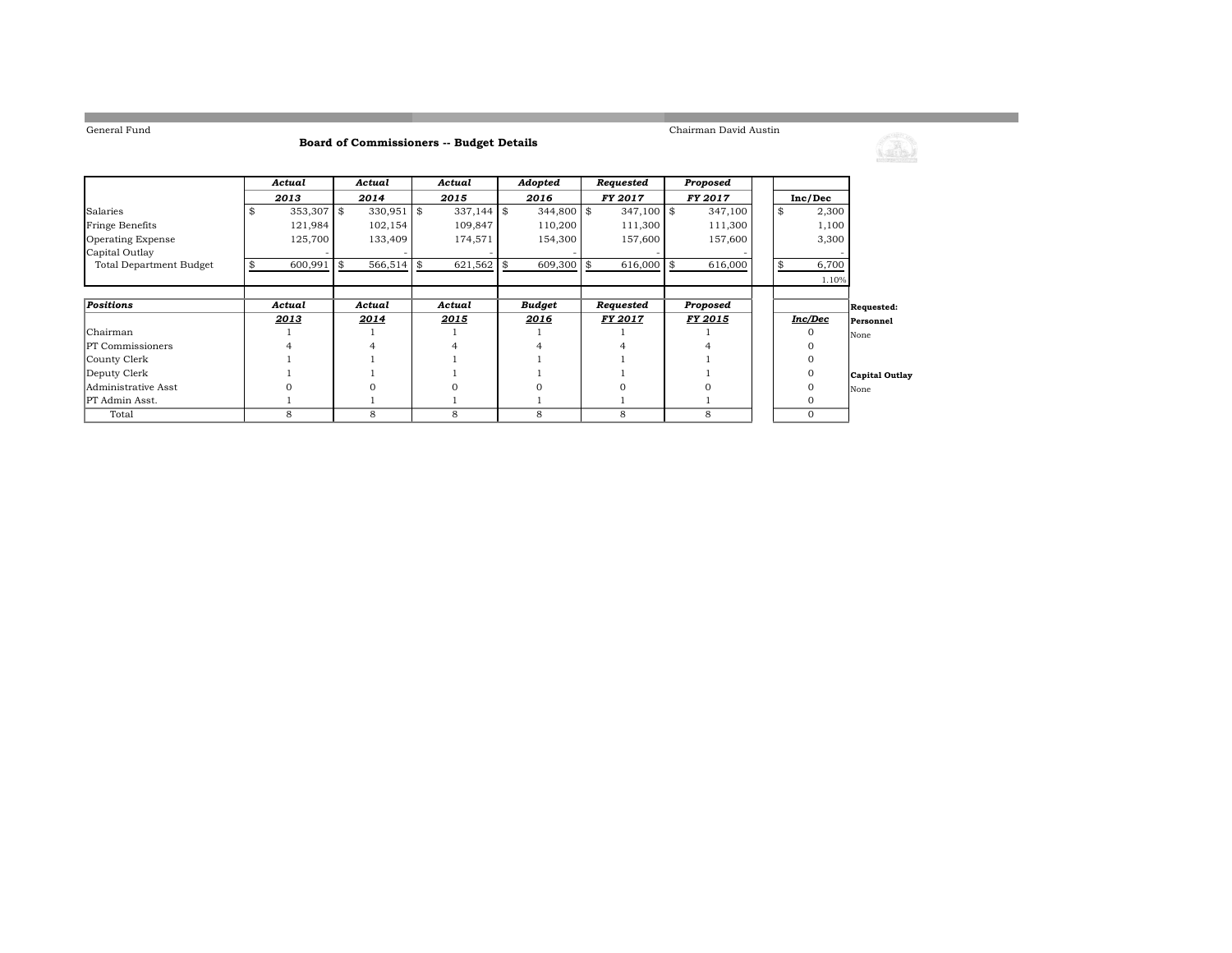General Fund

Chairman David Austin

## Board of Commissioners -- Budget Details

| | Actual 2013 | Actual 2014 | Actual 2015 | Adopted 2016 | Requested FY 2017 | Proposed FY 2017 | Inc/Dec |
|---|---|---|---|---|---|---|---|
| Salaries | $ 353,307 | $ 330,951 | $ 337,144 | $ 344,800 | $ 347,100 | $ 347,100 | $ 2,300 |
| Fringe Benefits | 121,984 | 102,154 | 109,847 | 110,200 | 111,300 | 111,300 | 1,100 |
| Operating Expense | 125,700 | 133,409 | 174,571 | 154,300 | 157,600 | 157,600 | 3,300 |
| Capital Outlay | - | - | - | - | - | - | - |
| Total Department Budget | $ 600,991 | $ 566,514 | $ 621,562 | $ 609,300 | $ 616,000 | $ 616,000 | $ 6,700 |
| | | | | | | | 1.10% |

| *Positions* | Actual 2013 | Actual 2014 | Actual 2015 | Budget 2016 | Requested FY 2017 | Proposed FY 2015 | Inc/Dec |
|---|---|---|---|---|---|---|---|
| Chairman | 1 | 1 | 1 | 1 | 1 | 1 | 0 |
| PT Commissioners | 4 | 4 | 4 | 4 | 4 | 4 | 0 |
| County Clerk | 1 | 1 | 1 | 1 | 1 | 1 | 0 |
| Deputy Clerk | 1 | 1 | 1 | 1 | 1 | 1 | 0 |
| Administrative Asst | 0 | 0 | 0 | 0 | 0 | 0 | 0 |
| PT Admin Asst. | 1 | 1 | 1 | 1 | 1 | 1 | 0 |
| Total | 8 | 8 | 8 | 8 | 8 | 8 | 0 |

**Requested:**

**Personnel**

None

**Capital Outlay**

None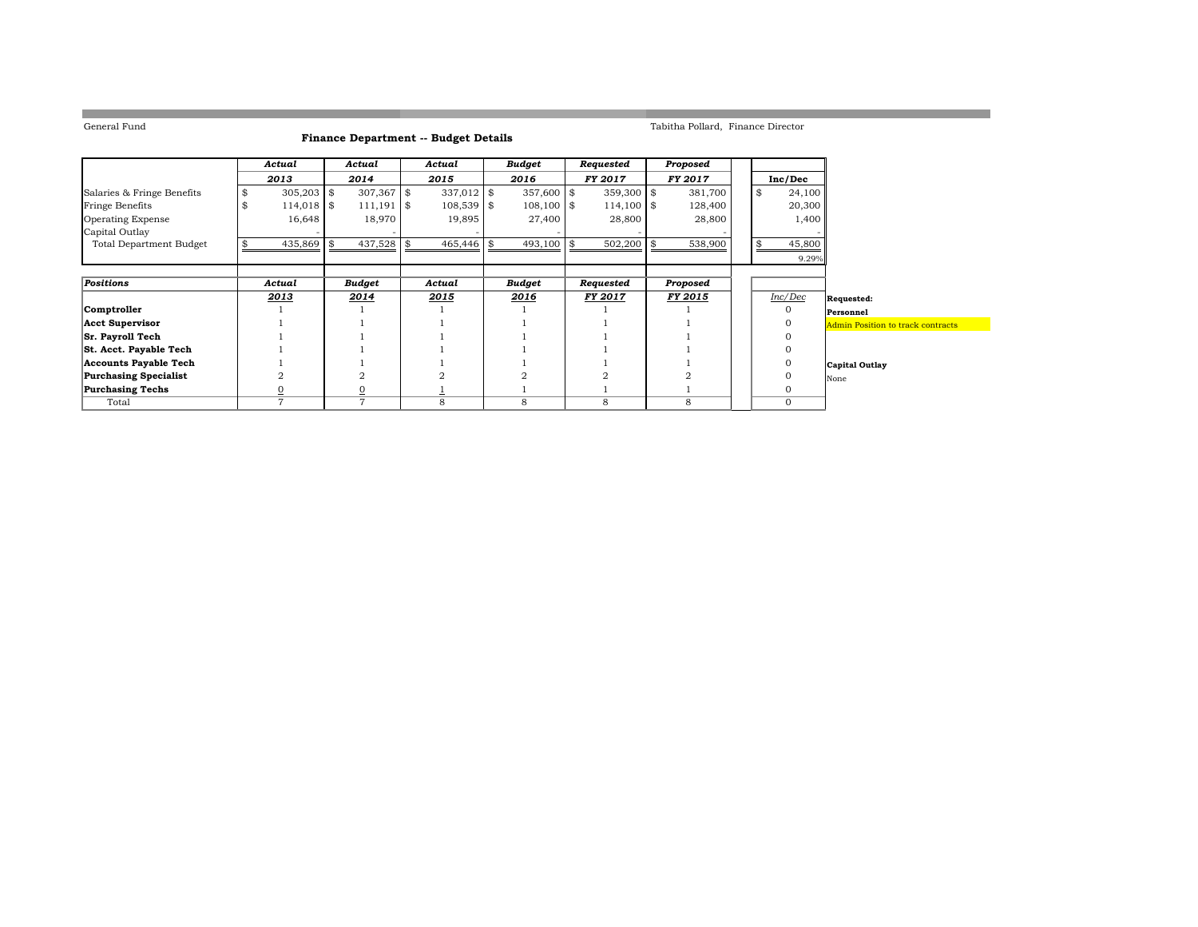General Fund

Tabitha Pollard, Finance Director

## Finance Department -- Budget Details

| | *Actual* | *Actual* | *Actual* | *Budget* | *Requested* | *Proposed* | |
|---|---|---|---|---|---|---|---|
| | ***2013*** | ***2014*** | ***2015*** | ***2016*** | ***FY 2017*** | ***FY 2017*** | **Inc/Dec** |
| Salaries & Fringe Benefits | $ 305,203 | $ 307,367 | $ 337,012 | $ 357,600 | $ 359,300 | $ 381,700 | $ 24,100 |
| Fringe Benefits | $ 114,018 | $ 111,191 | $ 108,539 | $ 108,100 | $ 114,100 | $ 128,400 | 20,300 |
| Operating Expense | 16,648 | 18,970 | 19,895 | 27,400 | 28,800 | 28,800 | 1,400 |
| Capital Outlay | - | - | - | - | - | - | - |
| Total Department Budget | $ 435,869 | $ 437,528 | $ 465,446 | $ 493,100 | $ 502,200 | $ 538,900 | $ 45,800 |
| | | | | | | | 9.29% |

| *Positions* | *Actual* | *Budget* | *Actual* | *Budget* | *Requested* | *Proposed* | |
|---|---|---|---|---|---|---|---|
| | ***2013*** | ***2014*** | ***2015*** | ***2016*** | ***FY 2017*** | ***FY 2015*** | *Inc/Dec* |
| **Comptroller** | 1 | 1 | 1 | 1 | 1 | 1 | 0 |
| **Acct Supervisor** | 1 | 1 | 1 | 1 | 1 | 1 | 0 |
| **Sr. Payroll Tech** | 1 | 1 | 1 | 1 | 1 | 1 | 0 |
| **St. Acct. Payable Tech** | 1 | 1 | 1 | 1 | 1 | 1 | 0 |
| **Accounts Payable Tech** | 1 | 1 | 1 | 1 | 1 | 1 | 0 |
| **Purchasing Specialist** | 2 | 2 | 2 | 2 | 2 | 2 | 0 |
| **Purchasing Techs** | 0 | 0 | 1 | 1 | 1 | 1 | 0 |
| Total | 7 | 7 | 8 | 8 | 8 | 8 | 0 |

**Requested:**

**Personnel**

Admin Position to track contracts

**Capital Outlay**

None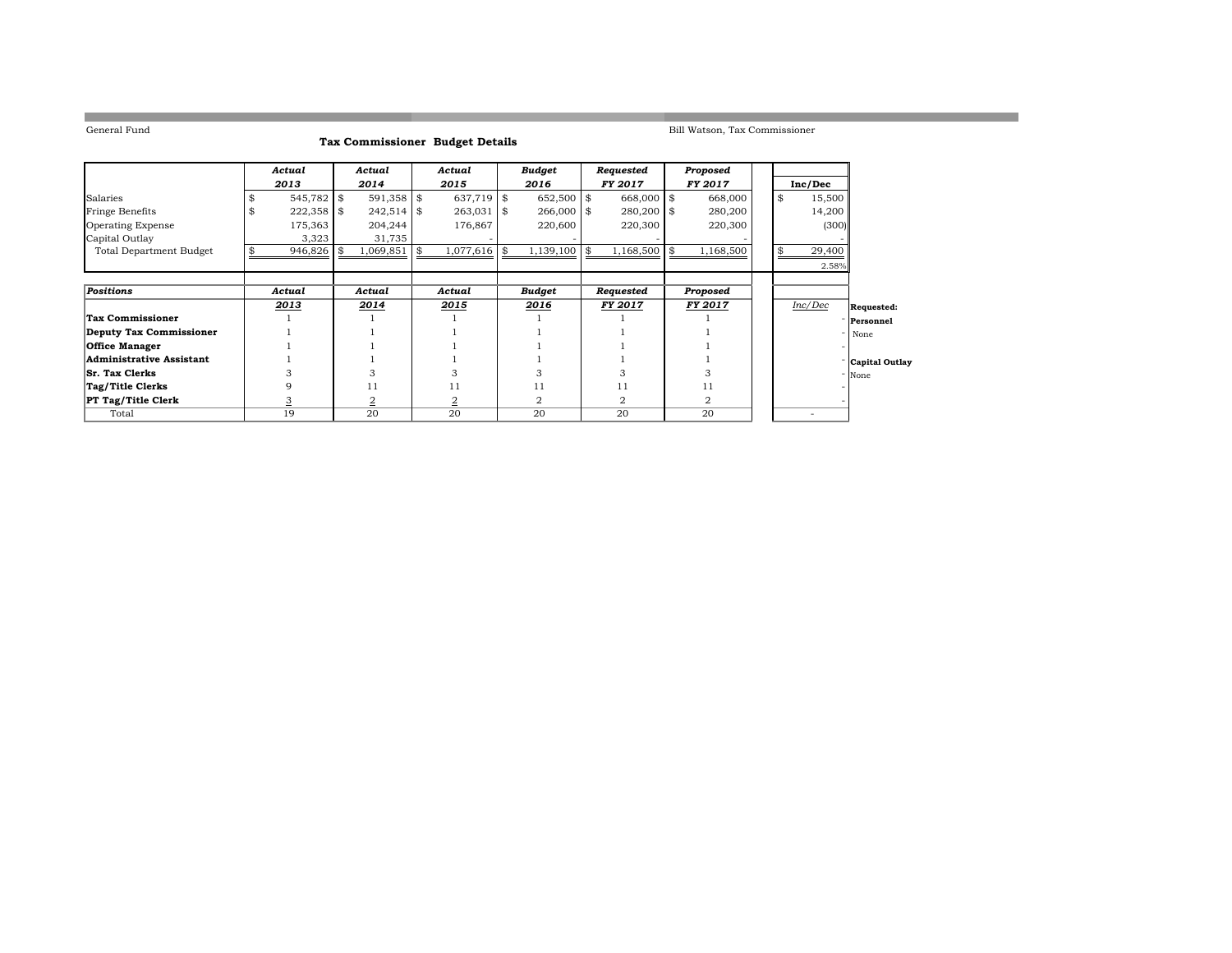General Fund

Bill Watson, Tax Commissioner

## Tax Commissioner Budget Details

| | *Actual* *2013* | *Actual* *2014* | *Actual* *2015* | *Budget* *2016* | *Requested* *FY 2017* | *Proposed* *FY 2017* | Inc/Dec |
|---|---|---|---|---|---|---|---|
| Salaries | $ 545,782 | $ 591,358 | $ 637,719 | $ 652,500 | $ 668,000 | $ 668,000 | $ 15,500 |
| Fringe Benefits | $ 222,358 | $ 242,514 | $ 263,031 | $ 266,000 | $ 280,200 | $ 280,200 | 14,200 |
| Operating Expense | 175,363 | 204,244 | 176,867 | 220,600 | 220,300 | 220,300 | (300) |
| Capital Outlay | 3,323 | 31,735 | - | - | - | - | - |
| Total Department Budget | $ 946,826 | $ 1,069,851 | $ 1,077,616 | $ 1,139,100 | $ 1,168,500 | $ 1,168,500 | $ 29,400 |
| | | | | | | | 2.58% |

| *Positions* | *Actual* *2013* | *Actual* *2014* | *Actual* *2015* | *Budget* *2016* | *Requested* *FY 2017* | *Proposed* *FY 2017* | *Inc/Dec* |
|---|---|---|---|---|---|---|---|
| **Tax Commissioner** | 1 | 1 | 1 | 1 | 1 | 1 | - |
| **Deputy Tax Commissioner** | 1 | 1 | 1 | 1 | 1 | 1 | - |
| **Office Manager** | 1 | 1 | 1 | 1 | 1 | 1 | - |
| **Administrative Assistant** | 1 | 1 | 1 | 1 | 1 | 1 | - |
| **Sr. Tax Clerks** | 3 | 3 | 3 | 3 | 3 | 3 | - |
| **Tag/Title Clerks** | 9 | 11 | 11 | 11 | 11 | 11 | - |
| **PT Tag/Title Clerk** | 3 | 2 | 2 | 2 | 2 | 2 | - |
| Total | 19 | 20 | 20 | 20 | 20 | 20 | - |

**Requested:**

**Personnel**

None

**Capital Outlay**

None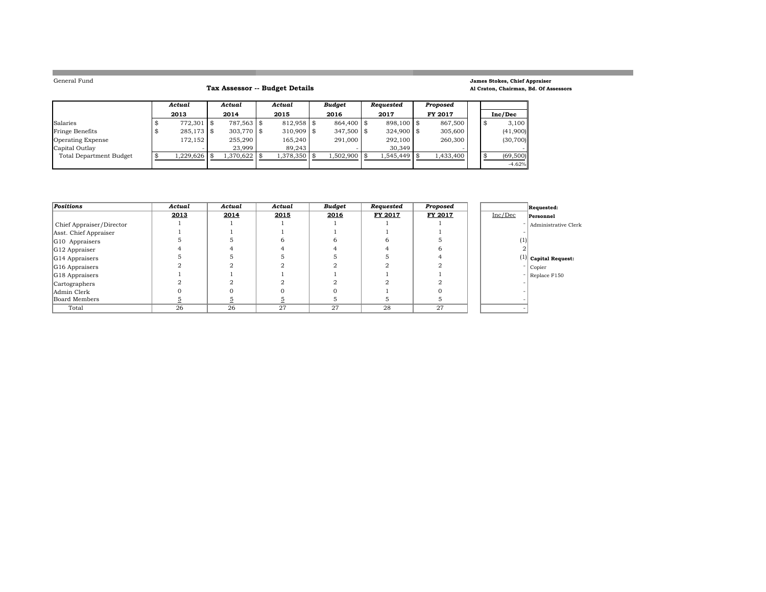General Fund

## Tax Assessor -- Budget Details

**James Stokes, Chief Appraiser**
**Al Craton, Chairman, Bd. Of Assessors**

| | *Actual* 2013 | *Actual* 2014 | *Actual* 2015 | *Budget* 2016 | *Requested* 2017 | *Proposed* FY 2017 | Inc/Dec |
|---|---|---|---|---|---|---|---|
| Salaries | $ 772,301 | $ 787,563 | $ 812,958 | $ 864,400 | $ 898,100 | $ 867,500 | $ 3,100 |
| Fringe Benefits | $ 285,173 | $ 303,770 | $ 310,909 | $ 347,500 | $ 324,900 | $ 305,600 | (41,900) |
| Operating Expense | 172,152 | 255,290 | 165,240 | 291,000 | 292,100 | 260,300 | (30,700) |
| Capital Outlay | - | 23,999 | 89,243 | - | 30,349 | - | - |
| Total Department Budget | $ 1,229,626 | $ 1,370,622 | $ 1,378,350 | $ 1,502,900 | $ 1,545,449 | $ 1,433,400 | $ (69,500) |
| | | | | | | | -4.62% |

| *Positions* | *Actual* 2013 | *Actual* 2014 | *Actual* 2015 | *Budget* 2016 | *Requested* FY 2017 | *Proposed* FY 2017 | Inc/Dec |
|---|---|---|---|---|---|---|---|
| Chief Appraiser/Director | 1 | 1 | 1 | 1 | 1 | 1 | - |
| Asst. Chief Appraiser | 1 | 1 | 1 | 1 | 1 | 1 | - |
| G10 Appraisers | 5 | 5 | 6 | 6 | 6 | 5 | (1) |
| G12 Appraiser | 4 | 4 | 4 | 4 | 4 | 6 | 2 |
| G14 Appraisers | 5 | 5 | 5 | 5 | 5 | 4 | (1) |
| G16 Appraisers | 2 | 2 | 2 | 2 | 2 | 2 | - |
| G18 Appraisers | 1 | 1 | 1 | 1 | 1 | 1 | - |
| Cartographers | 2 | 2 | 2 | 2 | 2 | 2 | - |
| Admin Clerk | 0 | 0 | 0 | 0 | 1 | 0 | - |
| Board Members | 5 | 5 | 5 | 5 | 5 | 5 | - |
| Total | 26 | 26 | 27 | 27 | 28 | 27 | - |

**Requested:**

**Personnel**
- Administrative Clerk

**Capital Request:**
- Copier
- Replace F150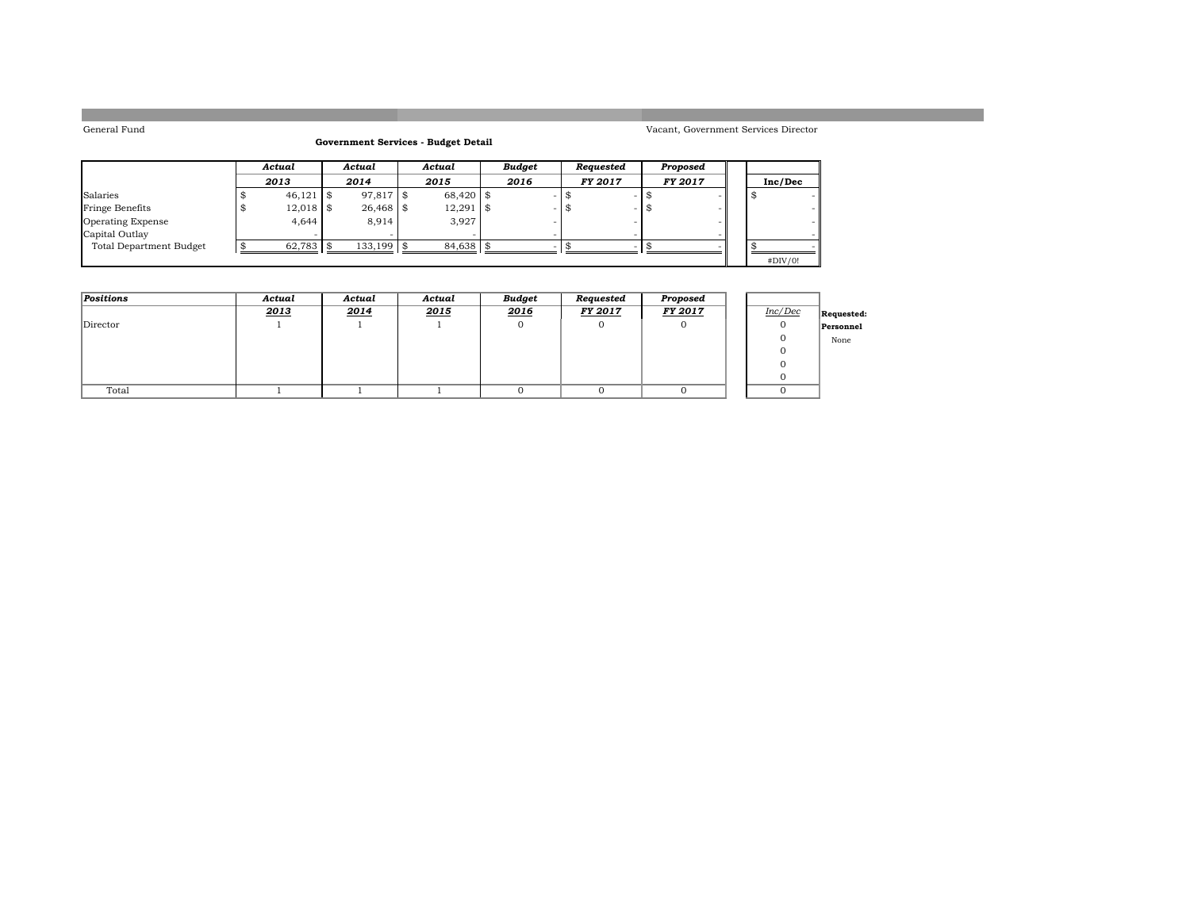General Fund

Vacant, Government Services Director

**Government Services - Budget Detail**

| | *Actual* 2013 | *Actual* 2014 | *Actual* 2015 | *Budget* 2016 | *Requested* FY 2017 | *Proposed* FY 2017 | Inc/Dec |
|---|---|---|---|---|---|---|---|
| Salaries | $ 46,121 | $ 97,817 | $ 68,420 | $ - | $ - | $ - | $ - |
| Fringe Benefits | $ 12,018 | $ 26,468 | $ 12,291 | $ - | $ - | $ - | - |
| Operating Expense | 4,644 | 8,914 | 3,927 | - | - | - | - |
| Capital Outlay | - | - | - | - | - | - | - |
| Total Department Budget | $ 62,783 | $ 133,199 | $ 84,638 | $ - | $ - | $ - | $ - |
| | | | | | | | #DIV/0! |

| *Positions* | *Actual* 2013 | *Actual* 2014 | *Actual* 2015 | *Budget* 2016 | *Requested* FY 2017 | *Proposed* FY 2017 | *Inc/Dec* |
|---|---|---|---|---|---|---|---|
| Director | 1 | 1 | 1 | 0 | 0 | 0 | 0 |
| | | | | | | | 0 |
| | | | | | | | 0 |
| | | | | | | | 0 |
| | | | | | | | 0 |
| Total | 1 | 1 | 1 | 0 | 0 | 0 | 0 |

**Requested:**

**Personnel**

None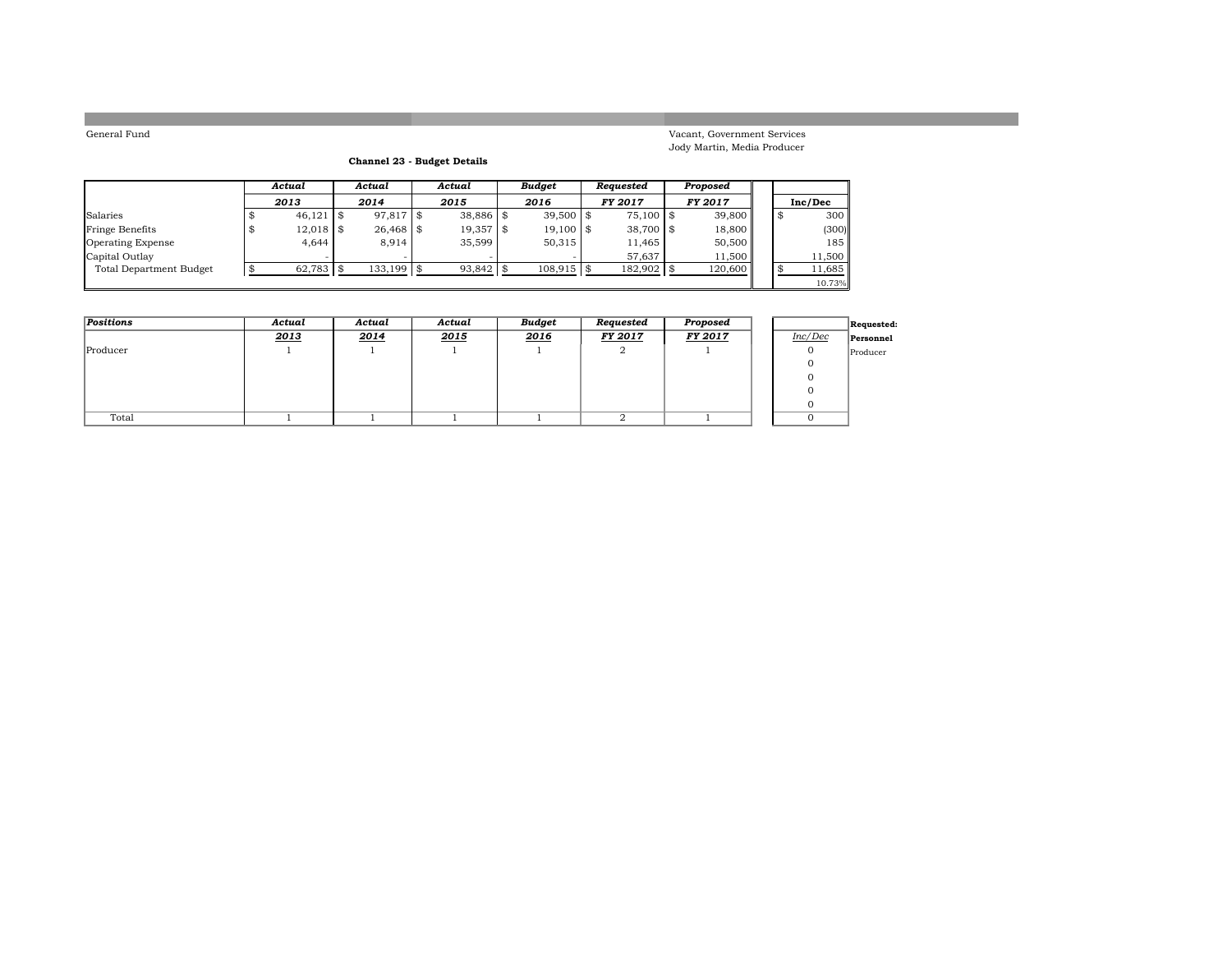General Fund

Vacant, Government Services
Jody Martin, Media Producer

**Channel 23 - Budget Details**

| | *Actual* 2013 | *Actual* 2014 | *Actual* 2015 | *Budget* 2016 | *Requested* FY 2017 | *Proposed* FY 2017 | Inc/Dec |
|---|---|---|---|---|---|---|---|
| Salaries | $ 46,121 | $ 97,817 | $ 38,886 | $ 39,500 | $ 75,100 | $ 39,800 | $ 300 |
| Fringe Benefits | $ 12,018 | $ 26,468 | $ 19,357 | $ 19,100 | $ 38,700 | $ 18,800 | (300) |
| Operating Expense | 4,644 | 8,914 | 35,599 | 50,315 | 11,465 | 50,500 | 185 |
| Capital Outlay | - | - | - | - | 57,637 | 11,500 | 11,500 |
| Total Department Budget | $ 62,783 | $ 133,199 | $ 93,842 | $ 108,915 | $ 182,902 | $ 120,600 | $ 11,685 |
| | | | | | | | 10.73% |

| *Positions* | *Actual* 2013 | *Actual* 2014 | *Actual* 2015 | *Budget* 2016 | *Requested* FY 2017 | *Proposed* FY 2017 | *Inc/Dec* |
|---|---|---|---|---|---|---|---|
| Producer | 1 | 1 | 1 | 1 | 2 | 1 | 0 |
| | | | | | | | 0 |
| | | | | | | | 0 |
| | | | | | | | 0 |
| | | | | | | | 0 |
| Total | 1 | 1 | 1 | 1 | 2 | 1 | 0 |

**Requested:**
**Personnel**
Producer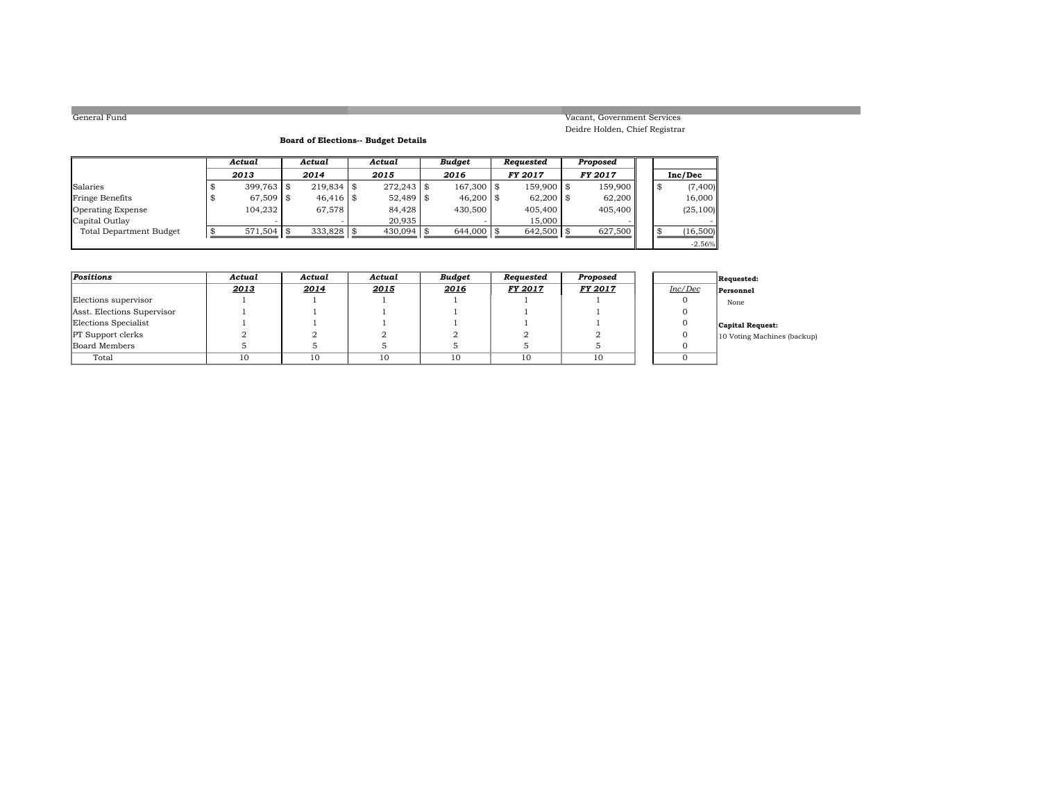General Fund

Vacant, Government Services
Deidre Holden, Chief Registrar

**Board of Elections-- Budget Details**

| | *Actual* | *Actual* | *Actual* | *Budget* | *Requested* | *Proposed* | |
|---|---|---|---|---|---|---|---|
| | ***2013*** | ***2014*** | ***2015*** | ***2016*** | ***FY 2017*** | ***FY 2017*** | **Inc/Dec** |
| Salaries | $ 399,763 | $ 219,834 | $ 272,243 | $ 167,300 | $ 159,900 | $ 159,900 | $ (7,400) |
| Fringe Benefits | $ 67,509 | $ 46,416 | $ 52,489 | $ 46,200 | $ 62,200 | $ 62,200 | 16,000 |
| Operating Expense | 104,232 | 67,578 | 84,428 | 430,500 | 405,400 | 405,400 | (25,100) |
| Capital Outlay | - | - | 20,935 | - | 15,000 | - | - |
| Total Department Budget | $ 571,504 | $ 333,828 | $ 430,094 | $ 644,000 | $ 642,500 | $ 627,500 | $ (16,500) |
| | | | | | | | -2.56% |

| *Positions* | *Actual* | *Actual* | *Actual* | *Budget* | *Requested* | *Proposed* | |
|---|---|---|---|---|---|---|---|
| | ***2013*** | ***2014*** | ***2015*** | ***2016*** | ***FY 2017*** | ***FY 2017*** | *Inc/Dec* |
| Elections supervisor | 1 | 1 | 1 | 1 | 1 | 1 | 0 |
| Asst. Elections Supervisor | 1 | 1 | 1 | 1 | 1 | 1 | 0 |
| Elections Specialist | 1 | 1 | 1 | 1 | 1 | 1 | 0 |
| PT Support clerks | 2 | 2 | 2 | 2 | 2 | 2 | 0 |
| Board Members | 5 | 5 | 5 | 5 | 5 | 5 | 0 |
| Total | 10 | 10 | 10 | 10 | 10 | 10 | 0 |

**Requested:**

**Personnel**

None

**Capital Request:**

10 Voting Machines (backup)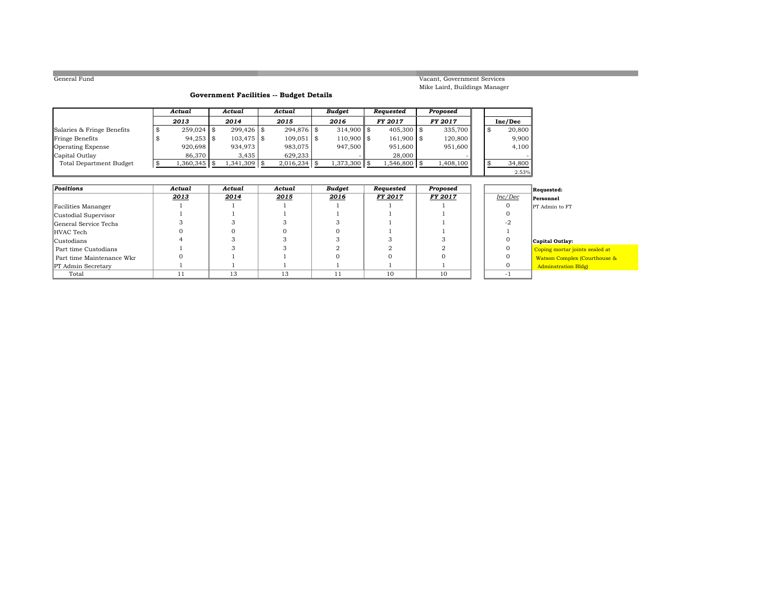General Fund

Vacant, Government Services
Mike Laird, Buildings Manager

### Government Facilities -- Budget Details

| | *Actual* 2013 | *Actual* 2014 | *Actual* 2015 | *Budget* 2016 | *Requested* *FY 2017* | *Proposed* *FY 2017* | Inc/Dec |
|---|---|---|---|---|---|---|---|
| Salaries & Fringe Benefits | $ 259,024 | $ 299,426 | $ 294,876 | $ 314,900 | $ 405,300 | $ 335,700 | $ 20,800 |
| Fringe Benefits | $ 94,253 | $ 103,475 | $ 109,051 | $ 110,900 | $ 161,900 | $ 120,800 | 9,900 |
| Operating Expense | 920,698 | 934,973 | 983,075 | 947,500 | 951,600 | 951,600 | 4,100 |
| Capital Outlay | 86,370 | 3,435 | 629,233 | - | 28,000 | - | - |
| Total Department Budget | $ 1,360,345 | $ 1,341,309 | $ 2,016,234 | $ 1,373,300 | $ 1,546,800 | $ 1,408,100 | $ 34,800 |
| | | | | | | | 2.53% |

| *Positions* | *Actual* 2013 | *Actual* 2014 | *Actual* 2015 | *Budget* 2016 | *Requested* *FY 2017* | *Proposed* *FY 2017* | *Inc/Dec* |
|---|---|---|---|---|---|---|---|
| Facilities Mananger | 1 | 1 | 1 | 1 | 1 | 1 | 0 |
| Custodial Supervisor | 1 | 1 | 1 | 1 | 1 | 1 | 0 |
| General Service Techs | 3 | 3 | 3 | 3 | 1 | 1 | -2 |
| HVAC Tech | 0 | 0 | 0 | 0 | 1 | 1 | 1 |
| Custodians | 4 | 3 | 3 | 3 | 3 | 3 | 0 |
| Part time Custodians | 1 | 3 | 3 | 2 | 2 | 2 | 0 |
| Part time Maintenance Wkr | 0 | 1 | 1 | 0 | 0 | 0 | 0 |
| PT Admin Secretary | 1 | 1 | 1 | 1 | 1 | 1 | 0 |
| Total | 11 | 13 | 13 | 11 | 10 | 10 | -1 |

**Requested:**

**Personnel**

PT Admin to FT

**Capital Outlay:**

Coping mortar joints sealed at Watson Complex (Courthouse & Adminstration Bldg)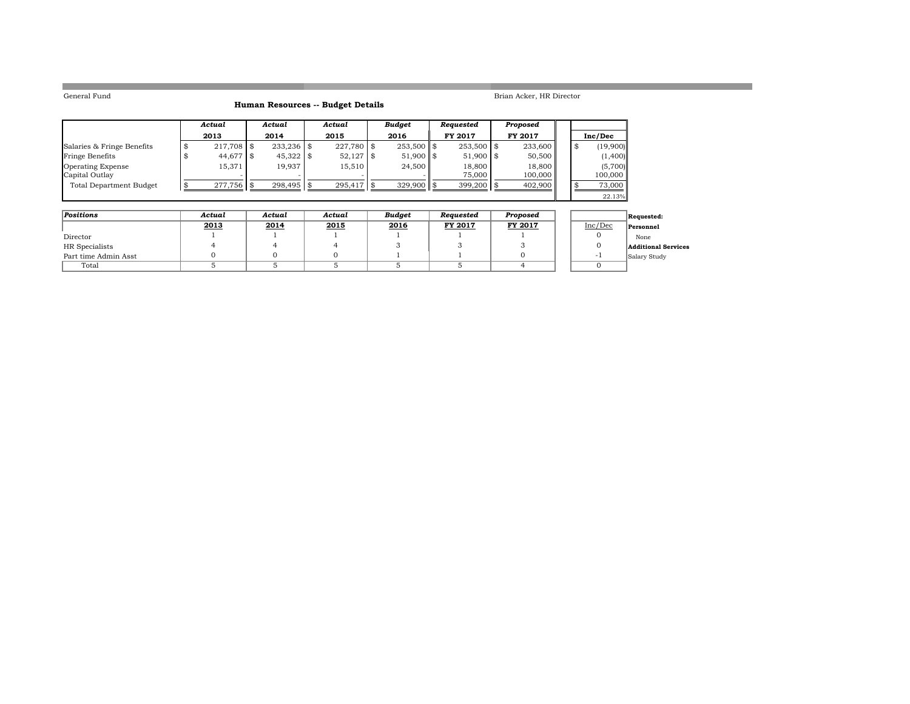General Fund

Brian Acker, HR Director

## Human Resources -- Budget Details

| | *Actual* 2013 | *Actual* 2014 | *Actual* 2015 | *Budget* 2016 | *Requested* FY 2017 | *Proposed* FY 2017 | Inc/Dec |
|---|---|---|---|---|---|---|---|
| Salaries & Fringe Benefits | $ 217,708 | $ 233,236 | $ 227,780 | $ 253,500 | $ 253,500 | $ 233,600 | $ (19,900) |
| Fringe Benefits | $ 44,677 | $ 45,322 | $ 52,127 | $ 51,900 | $ 51,900 | $ 50,500 | (1,400) |
| Operating Expense | 15,371 | 19,937 | 15,510 | 24,500 | 18,800 | 18,800 | (5,700) |
| Capital Outlay | - | - | - | - | 75,000 | 100,000 | 100,000 |
| Total Department Budget | $ 277,756 | $ 298,495 | $ 295,417 | $ 329,900 | $ 399,200 | $ 402,900 | $ 73,000 |
| | | | | | | | 22.13% |

| *Positions* | *Actual* 2013 | *Actual* 2014 | *Actual* 2015 | *Budget* 2016 | *Requested* FY 2017 | *Proposed* FY 2017 | Inc/Dec |
|---|---|---|---|---|---|---|---|
| Director | 1 | 1 | 1 | 1 | 1 | 1 | 0 |
| HR Specialists | 4 | 4 | 4 | 3 | 3 | 3 | 0 |
| Part time Admin Asst | 0 | 0 | 0 | 1 | 1 | 0 | -1 |
| Total | 5 | 5 | 5 | 5 | 5 | 4 | 0 |

**Requested:**

**Personnel**

None

**Additional Services**

Salary Study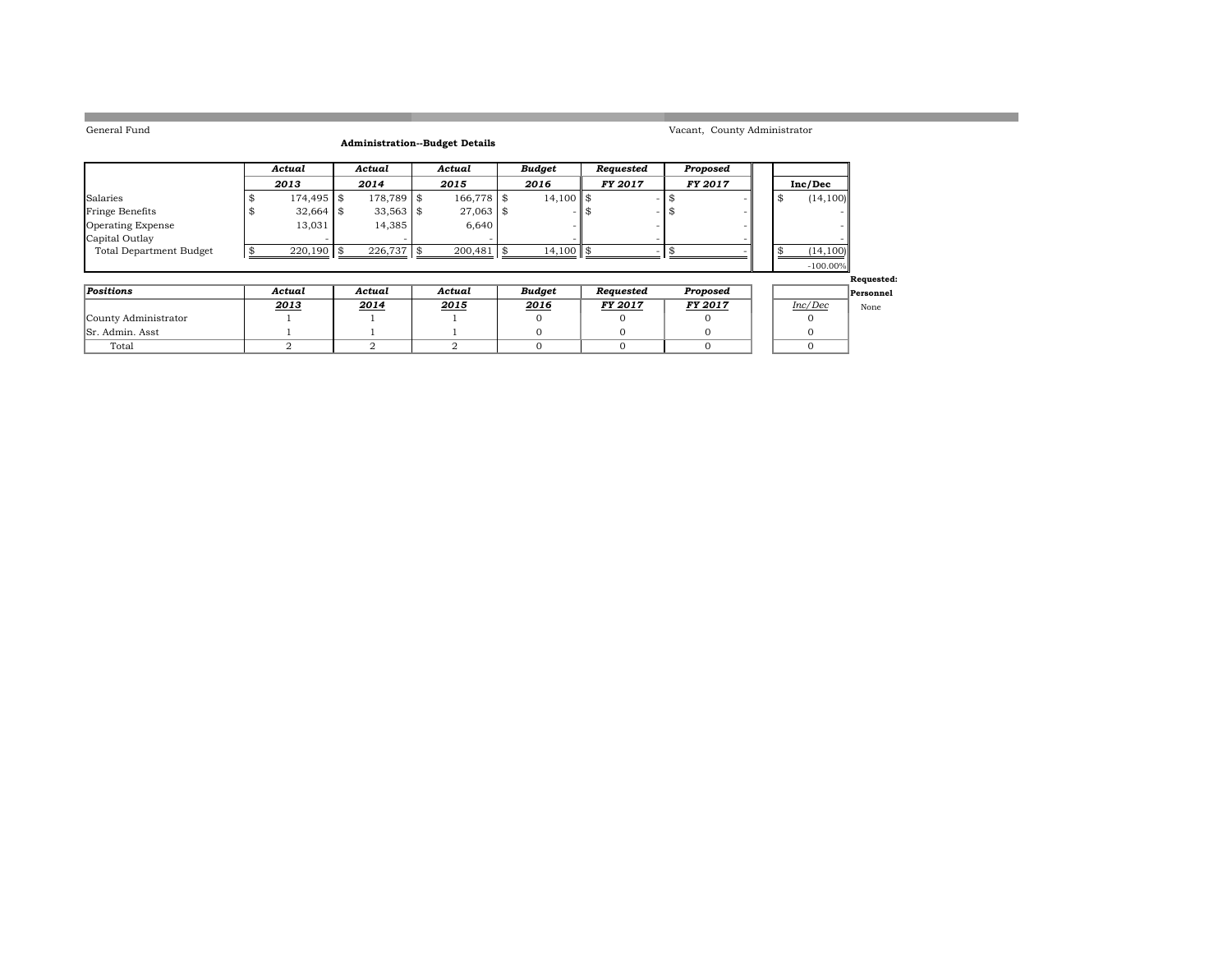General Fund

Vacant, County Administrator

**Administration--Budget Details**

| | *Actual* | *Actual* | *Actual* | *Budget* | *Requested* | *Proposed* | |
|---|---|---|---|---|---|---|---|
| | ***2013*** | ***2014*** | ***2015*** | ***2016*** | ***FY 2017*** | ***FY 2017*** | **Inc/Dec** |
| Salaries | $ 174,495 | $ 178,789 | $ 166,778 | $ 14,100 | $ - | $ - | $ (14,100) |
| Fringe Benefits | $ 32,664 | $ 33,563 | $ 27,063 | $ - | $ - | $ - | - |
| Operating Expense | 13,031 | 14,385 | 6,640 | - | - | - | - |
| Capital Outlay | - | - | - | - | - | - | - |
| Total Department Budget | $ 220,190 | $ 226,737 | $ 200,481 | $ 14,100 | $ - | $ - | $ (14,100) |
| | | | | | | | -100.00% |

**Requested:**
**Personnel**
None

| ***Positions*** | *Actual* | *Actual* | *Actual* | *Budget* | *Requested* | *Proposed* | |
|---|---|---|---|---|---|---|---|
| | ***2013*** | ***2014*** | ***2015*** | ***2016*** | ***FY 2017*** | ***FY 2017*** | *Inc/Dec* |
| County Administrator | 1 | 1 | 1 | 0 | 0 | 0 | 0 |
| Sr. Admin. Asst | 1 | 1 | 1 | 0 | 0 | 0 | 0 |
| Total | 2 | 2 | 2 | 0 | 0 | 0 | 0 |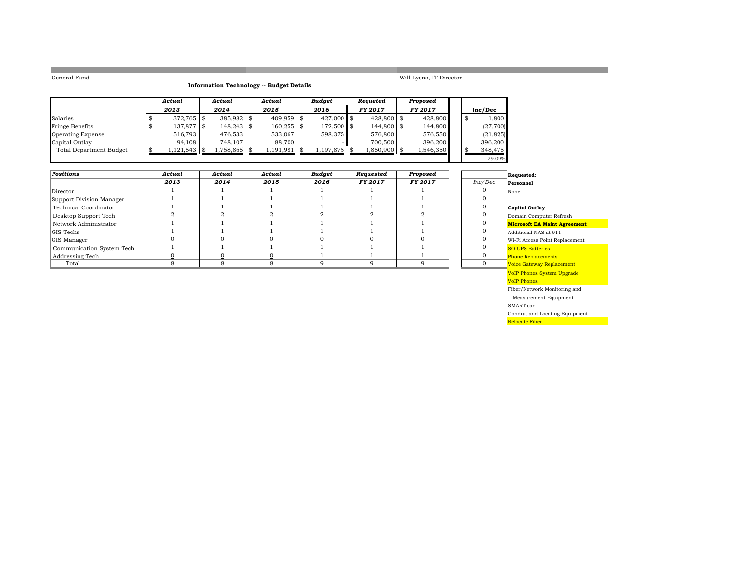General Fund

Will Lyons, IT Director

**Information Technology -- Budget Details**

| | *Actual* 2013 | *Actual* 2014 | *Actual* 2015 | *Budget* 2016 | *Requeted* FY 2017 | *Proposed* FY 2017 | Inc/Dec |
|---|---|---|---|---|---|---|---|
| Salaries | $ 372,765 | $ 385,982 | $ 409,959 | $ 427,000 | $ 428,800 | $ 428,800 | $ 1,800 |
| Fringe Benefits | $ 137,877 | $ 148,243 | $ 160,255 | $ 172,500 | $ 144,800 | $ 144,800 | (27,700) |
| Operating Expense | 516,793 | 476,533 | 533,067 | 598,375 | 576,800 | 576,550 | (21,825) |
| Capital Outlay | 94,108 | 748,107 | 88,700 | - | 700,500 | 396,200 | 396,200 |
| Total Department Budget | $ 1,121,543 | $ 1,758,865 | $ 1,191,981 | $ 1,197,875 | $ 1,850,900 | $ 1,546,350 | $ 348,475 |
| | | | | | | | 29.09% |

| *Positions* | *Actual* 2013 | *Actual* 2014 | *Actual* 2015 | *Budget* 2016 | *Requested* FY 2017 | *Proposed* FY 2017 | *Inc/Dec* |
|---|---|---|---|---|---|---|---|
| Director | 1 | 1 | 1 | 1 | 1 | 1 | 0 |
| Support Division Manager | 1 | 1 | 1 | 1 | 1 | 1 | 0 |
| Technical Coordinator | 1 | 1 | 1 | 1 | 1 | 1 | 0 |
| Desktop Support Tech | 2 | 2 | 2 | 2 | 2 | 2 | 0 |
| Network Administrator | 1 | 1 | 1 | 1 | 1 | 1 | 0 |
| GIS Techs | 1 | 1 | 1 | 1 | 1 | 1 | 0 |
| GIS Manager | 0 | 0 | 0 | 0 | 0 | 0 | 0 |
| Communication System Tech | 1 | 1 | 1 | 1 | 1 | 1 | 0 |
| Addressing Tech | 0 | 0 | 0 | 1 | 1 | 1 | 0 |
| Total | 8 | 8 | 8 | 9 | 9 | 9 | 0 |

**Requested:**

**Personnel**

None

**Capital Outlay**

- Domain Computer Refresh
- **Microsoft EA Maint Agreement**
- Additional NAS at 911
- Wi-Fi Access Point Replacement
- SO UPS Batteries
- Phone Replacements
- Voice Gateway Replacement
- VoIP Phones System Upgrade
- VoIP Phones
- Fiber/Network Monitoring and Measurement Equipment
- SMART car
- Conduit and Locating Equipment
- Relocate Fiber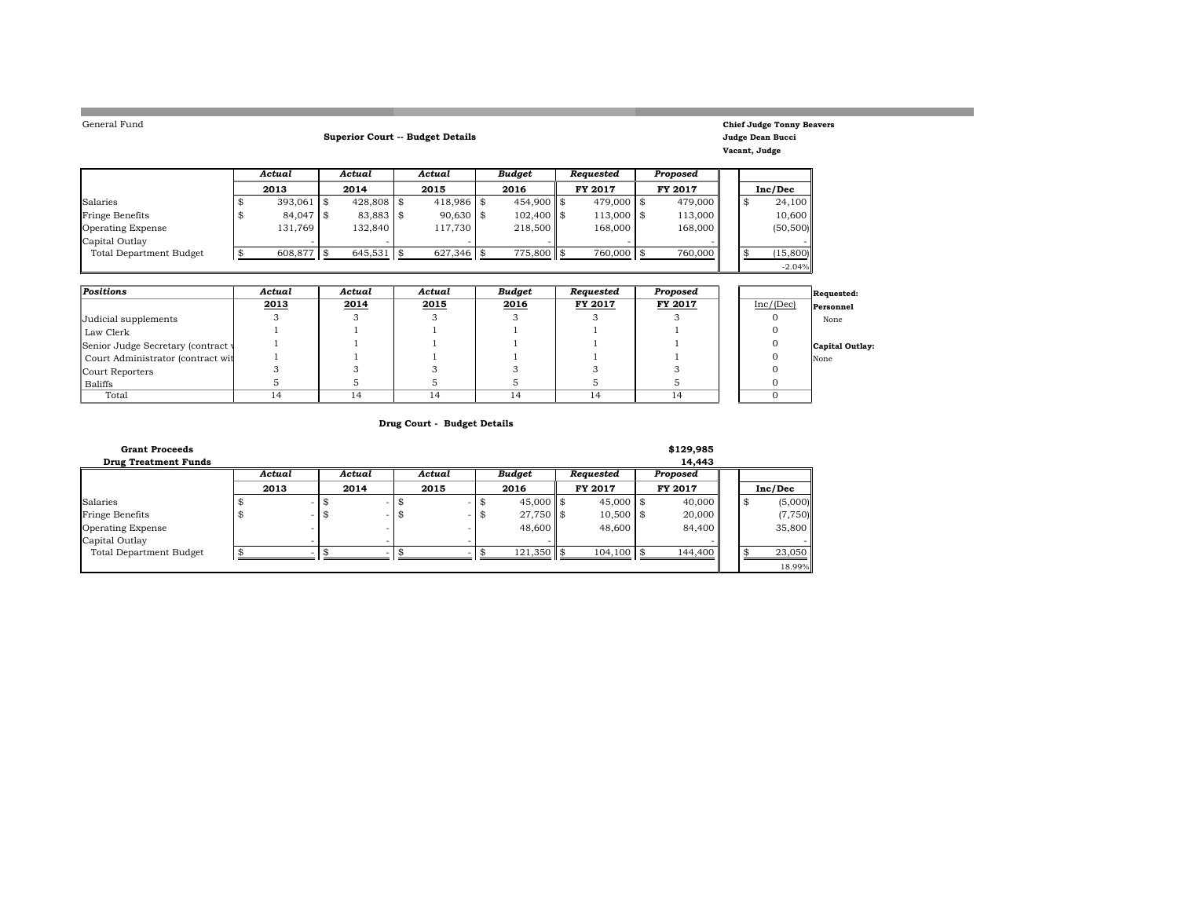General Fund

**Superior Court -- Budget Details**

**Chief Judge Tonny Beavers**
**Judge Dean Bucci**
**Vacant, Judge**

| | *Actual* | *Actual* | *Actual* | *Budget* | *Requested* | *Proposed* | |
|---|---|---|---|---|---|---|---|
| | **2013** | **2014** | **2015** | **2016** | **FY 2017** | **FY 2017** | **Inc/Dec** |
| Salaries | $ 393,061 | $ 428,808 | $ 418,986 | $ 454,900 | $ 479,000 | $ 479,000 | $ 24,100 |
| Fringe Benefits | $ 84,047 | $ 83,883 | $ 90,630 | $ 102,400 | $ 113,000 | $ 113,000 | 10,600 |
| Operating Expense | 131,769 | 132,840 | 117,730 | 218,500 | 168,000 | 168,000 | (50,500) |
| Capital Outlay | - | - | - | - | - | - | - |
| Total Department Budget | $ 608,877 | $ 645,531 | $ 627,346 | $ 775,800 | $ 760,000 | $ 760,000 | $ (15,800) |
| | | | | | | | -2.04% |

| *Positions* | *Actual* | *Actual* | *Actual* | *Budget* | *Requested* | *Proposed* | |
|---|---|---|---|---|---|---|---|
| | **2013** | **2014** | **2015** | **2016** | **FY 2017** | **FY 2017** | Inc/(Dec) |
| Judicial supplements | 3 | 3 | 3 | 3 | 3 | 3 | 0 |
| Law Clerk | 1 | 1 | 1 | 1 | 1 | 1 | 0 |
| Senior Judge Secretary (contract w | 1 | 1 | 1 | 1 | 1 | 1 | 0 |
| Court Administrator (contract wit | 1 | 1 | 1 | 1 | 1 | 1 | 0 |
| Court Reporters | 3 | 3 | 3 | 3 | 3 | 3 | 0 |
| Bailiffs | 5 | 5 | 5 | 5 | 5 | 5 | 0 |
| Total | 14 | 14 | 14 | 14 | 14 | 14 | 0 |

**Requested:**

**Personnel**
None

**Capital Outlay:**
None

**Drug Court - Budget Details**

| **Grant Proceeds** | **$129,985** |
|---|---|
| **Drug Treatment Funds** | **14,443** |

| | *Actual* | *Actual* | *Actual* | *Budget* | *Requested* | *Proposed* | |
|---|---|---|---|---|---|---|---|
| | **2013** | **2014** | **2015** | **2016** | **FY 2017** | **FY 2017** | **Inc/Dec** |
| Salaries | $ - | $ - | $ - | $ 45,000 | $ 45,000 | $ 40,000 | $ (5,000) |
| Fringe Benefits | $ - | $ - | $ - | $ 27,750 | $ 10,500 | $ 20,000 | (7,750) |
| Operating Expense | - | - | - | 48,600 | 48,600 | 84,400 | 35,800 |
| Capital Outlay | - | - | - | - | - | - | - |
| Total Department Budget | $ - | $ - | $ - | $ 121,350 | $ 104,100 | $ 144,400 | $ 23,050 |
| | | | | | | | 18.99% |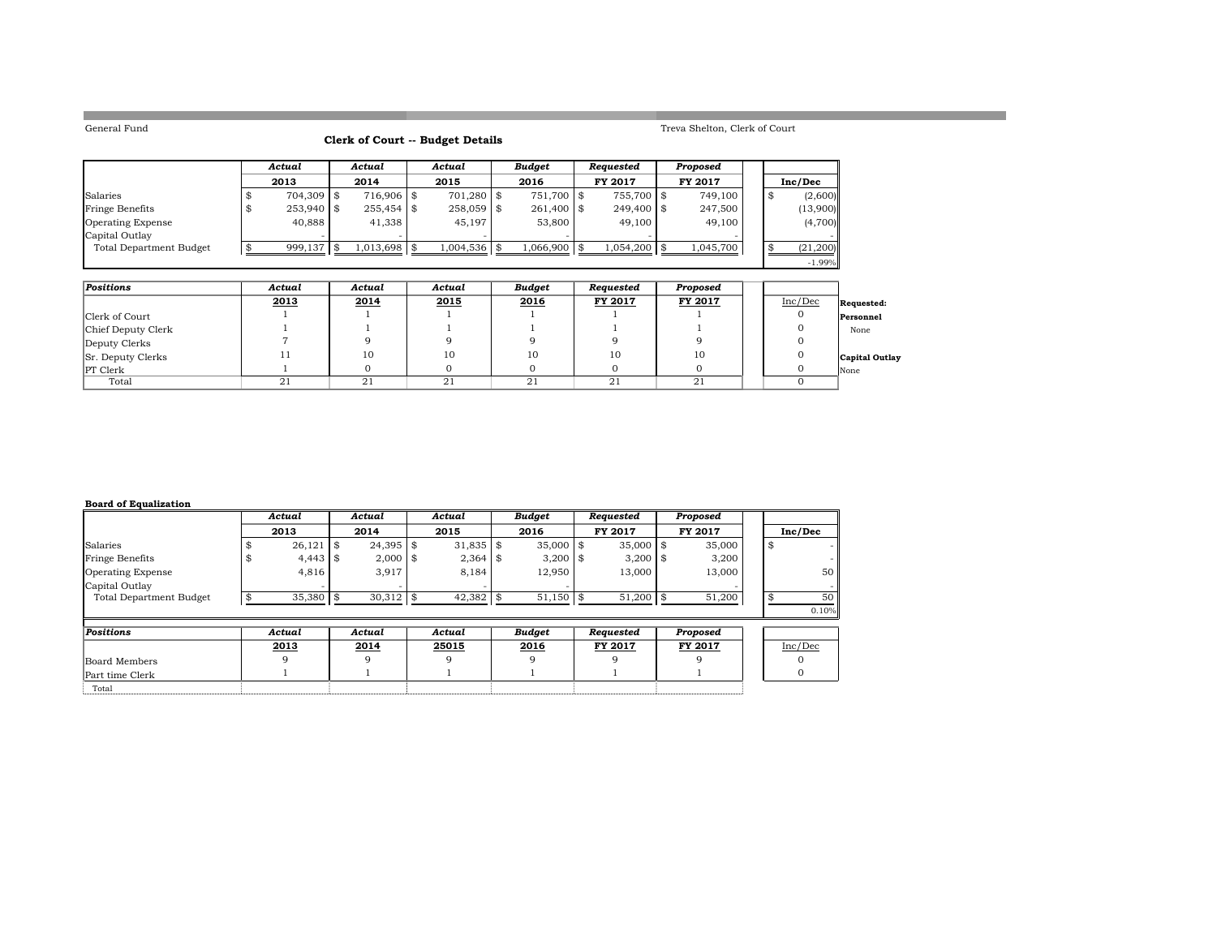General Fund

Treva Shelton, Clerk of Court

## Clerk of Court -- Budget Details

| | Actual 2013 | Actual 2014 | Actual 2015 | Budget 2016 | Requested FY 2017 | Proposed FY 2017 | Inc/Dec |
|---|---|---|---|---|---|---|---|
| Salaries | $ 704,309 | $ 716,906 | $ 701,280 | $ 751,700 | $ 755,700 | $ 749,100 | $ (2,600) |
| Fringe Benefits | $ 253,940 | $ 255,454 | $ 258,059 | $ 261,400 | $ 249,400 | $ 247,500 | (13,900) |
| Operating Expense | 40,888 | 41,338 | 45,197 | 53,800 | 49,100 | 49,100 | (4,700) |
| Capital Outlay | - | - | - | - | - | - | - |
| Total Department Budget | $ 999,137 | $ 1,013,698 | $ 1,004,536 | $ 1,066,900 | $ 1,054,200 | $ 1,045,700 | $ (21,200) |
| | | | | | | | -1.99% |

| Positions | Actual 2013 | Actual 2014 | Actual 2015 | Budget 2016 | Requested FY 2017 | Proposed FY 2017 | Inc/Dec |
|---|---|---|---|---|---|---|---|
| Clerk of Court | 1 | 1 | 1 | 1 | 1 | 1 | 0 |
| Chief Deputy Clerk | 1 | 1 | 1 | 1 | 1 | 1 | 0 |
| Deputy Clerks | 7 | 9 | 9 | 9 | 9 | 9 | 0 |
| Sr. Deputy Clerks | 11 | 10 | 10 | 10 | 10 | 10 | 0 |
| PT Clerk | 1 | 0 | 0 | 0 | 0 | 0 | 0 |
| Total | 21 | 21 | 21 | 21 | 21 | 21 | 0 |

**Requested:**

**Personnel**
None

**Capital Outlay**
None

**Board of Equalization**

| | Actual 2013 | Actual 2014 | Actual 2015 | Budget 2016 | Requested FY 2017 | Proposed FY 2017 | Inc/Dec |
|---|---|---|---|---|---|---|---|
| Salaries | $ 26,121 | $ 24,395 | $ 31,835 | $ 35,000 | $ 35,000 | $ 35,000 | $ - |
| Fringe Benefits | $ 4,443 | $ 2,000 | $ 2,364 | $ 3,200 | $ 3,200 | $ 3,200 | - |
| Operating Expense | 4,816 | 3,917 | 8,184 | 12,950 | 13,000 | 13,000 | 50 |
| Capital Outlay | - | - | - | - | | - | - |
| Total Department Budget | $ 35,380 | $ 30,312 | $ 42,382 | $ 51,150 | $ 51,200 | $ 51,200 | $ 50 |
| | | | | | | | 0.10% |

| Positions | Actual 2013 | Actual 2014 | Actual 25015 | Budget 2016 | Requested FY 2017 | Proposed FY 2017 | Inc/Dec |
|---|---|---|---|---|---|---|---|
| Board Members | 9 | 9 | 9 | 9 | 9 | 9 | 0 |
| Part time Clerk | 1 | 1 | 1 | 1 | 1 | 1 | 0 |
| Total | | | | | | | |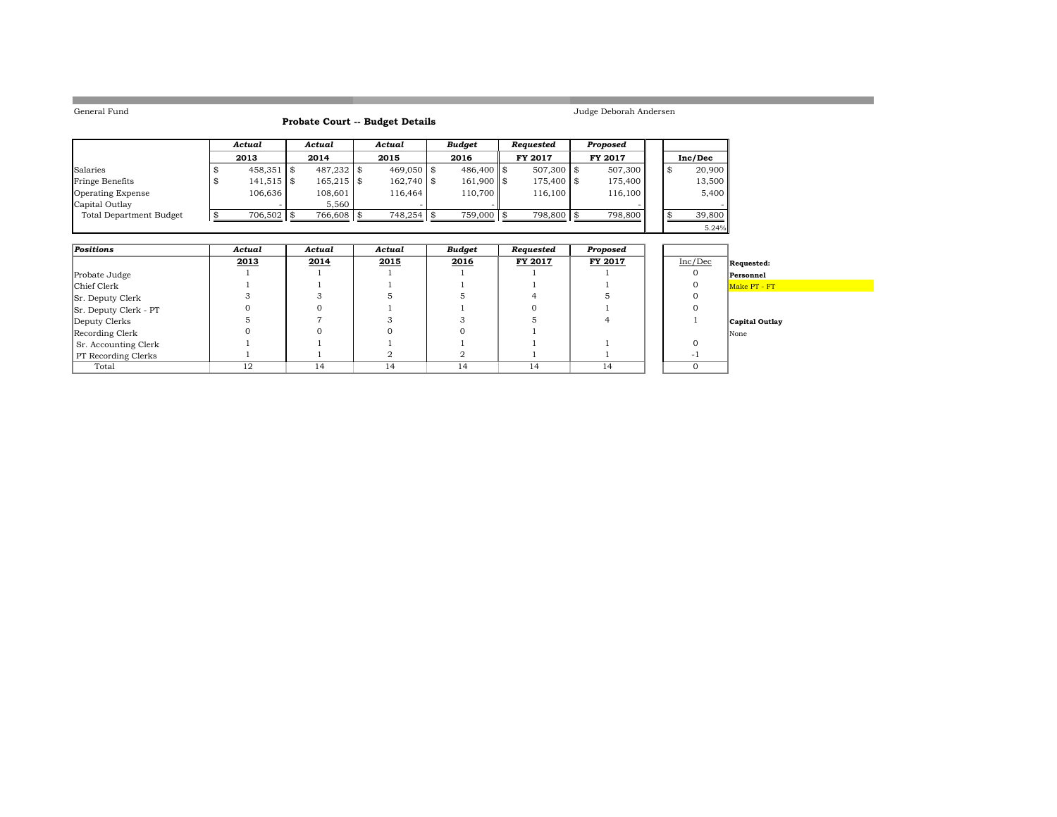General Fund

Judge Deborah Andersen

## Probate Court -- Budget Details

| | *Actual* 2013 | *Actual* 2014 | *Actual* 2015 | *Budget* 2016 | *Requested* FY 2017 | *Proposed* FY 2017 | Inc/Dec |
|---|---|---|---|---|---|---|---|
| Salaries | $ 458,351 | $ 487,232 | $ 469,050 | $ 486,400 | $ 507,300 | $ 507,300 | $ 20,900 |
| Fringe Benefits | $ 141,515 | $ 165,215 | $ 162,740 | $ 161,900 | $ 175,400 | $ 175,400 | 13,500 |
| Operating Expense | 106,636 | 108,601 | 116,464 | 110,700 | 116,100 | 116,100 | 5,400 |
| Capital Outlay | - | 5,560 | - | - | | - | - |
| Total Department Budget | $ 706,502 | $ 766,608 | $ 748,254 | $ 759,000 | $ 798,800 | $ 798,800 | $ 39,800 |
| | | | | | | | 5.24% |

| *Positions* | *Actual* 2013 | *Actual* 2014 | *Actual* 2015 | *Budget* 2016 | *Requested* FY 2017 | *Proposed* FY 2017 | Inc/Dec |
|---|---|---|---|---|---|---|---|
| Probate Judge | 1 | 1 | 1 | 1 | 1 | 1 | 0 |
| Chief Clerk | 1 | 1 | 1 | 1 | 1 | 1 | 0 |
| Sr. Deputy Clerk | 3 | 3 | 5 | 5 | 4 | 5 | 0 |
| Sr. Deputy Clerk - PT | 0 | 0 | 1 | 1 | 0 | 1 | 0 |
| Deputy Clerks | 5 | 7 | 3 | 3 | 5 | 4 | 1 |
| Recording Clerk | 0 | 0 | 0 | 0 | 1 | | |
| Sr. Accounting Clerk | 1 | 1 | 1 | 1 | 1 | 1 | 0 |
| PT Recording Clerks | 1 | 1 | 2 | 2 | 1 | 1 | -1 |
| Total | 12 | 14 | 14 | 14 | 14 | 14 | 0 |

**Requested:**

**Personnel**

Make PT - FT

**Capital Outlay**

None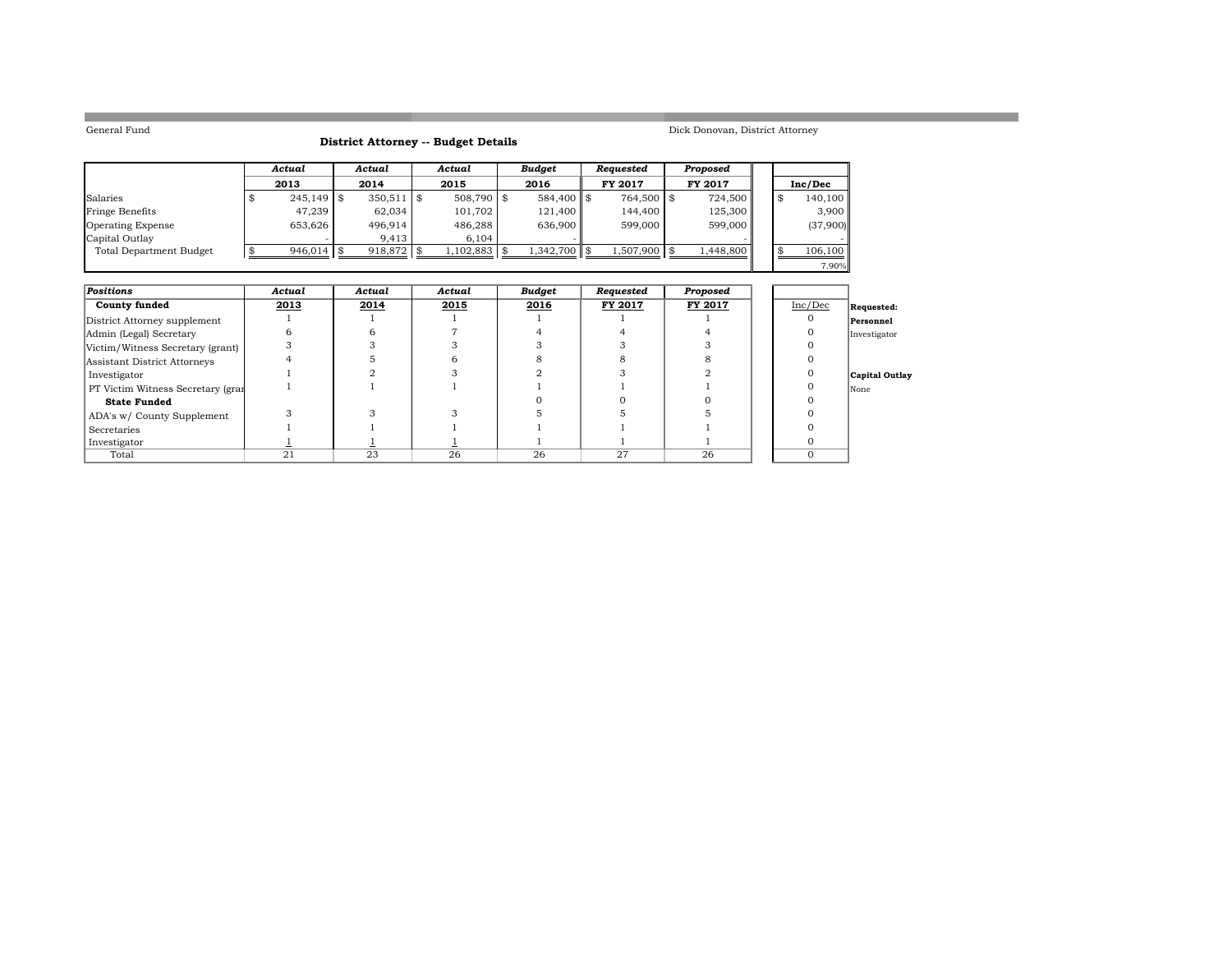General Fund

Dick Donovan, District Attorney

## District Attorney -- Budget Details

| | *Actual* 2013 | *Actual* 2014 | *Actual* 2015 | *Budget* 2016 | *Requested* FY 2017 | *Proposed* FY 2017 | Inc/Dec |
|---|---|---|---|---|---|---|---|
| Salaries | $ 245,149 | $ 350,511 | $ 508,790 | $ 584,400 | $ 764,500 | $ 724,500 | $ 140,100 |
| Fringe Benefits | 47,239 | 62,034 | 101,702 | 121,400 | 144,400 | 125,300 | 3,900 |
| Operating Expense | 653,626 | 496,914 | 486,288 | 636,900 | 599,000 | 599,000 | (37,900) |
| Capital Outlay | - | 9,413 | 6,104 | - | | - | - |
| Total Department Budget | $ 946,014 | $ 918,872 | $ 1,102,883 | $ 1,342,700 | $ 1,507,900 | $ 1,448,800 | $ 106,100 |
| | | | | | | | 7.90% |

| *Positions* | *Actual* | *Actual* | *Actual* | *Budget* | *Requested* | *Proposed* | |
|---|---|---|---|---|---|---|---|
| **County funded** | 2013 | 2014 | 2015 | 2016 | FY 2017 | FY 2017 | Inc/Dec |
| District Attorney supplement | 1 | 1 | 1 | 1 | 1 | 1 | 0 |
| Admin (Legal) Secretary | 6 | 6 | 7 | 4 | 4 | 4 | 0 |
| Victim/Witness Secretary (grant) | 3 | 3 | 3 | 3 | 3 | 3 | 0 |
| Assistant District Attorneys | 4 | 5 | 6 | 8 | 8 | 8 | 0 |
| Investigator | 1 | 2 | 3 | 2 | 3 | 2 | 0 |
| PT Victim Witness Secretary (grar | 1 | 1 | 1 | 1 | 1 | 1 | 0 |
| **State Funded** | | | | 0 | 0 | 0 | 0 |
| ADA's w/ County Supplement | 3 | 3 | 3 | 5 | 5 | 5 | 0 |
| Secretaries | 1 | 1 | 1 | 1 | 1 | 1 | 0 |
| Investigator | 1 | 1 | 1 | 1 | 1 | 1 | 0 |
| Total | 21 | 23 | 26 | 26 | 27 | 26 | 0 |

**Requested:**

**Personnel**

Investigator

**Capital Outlay**

None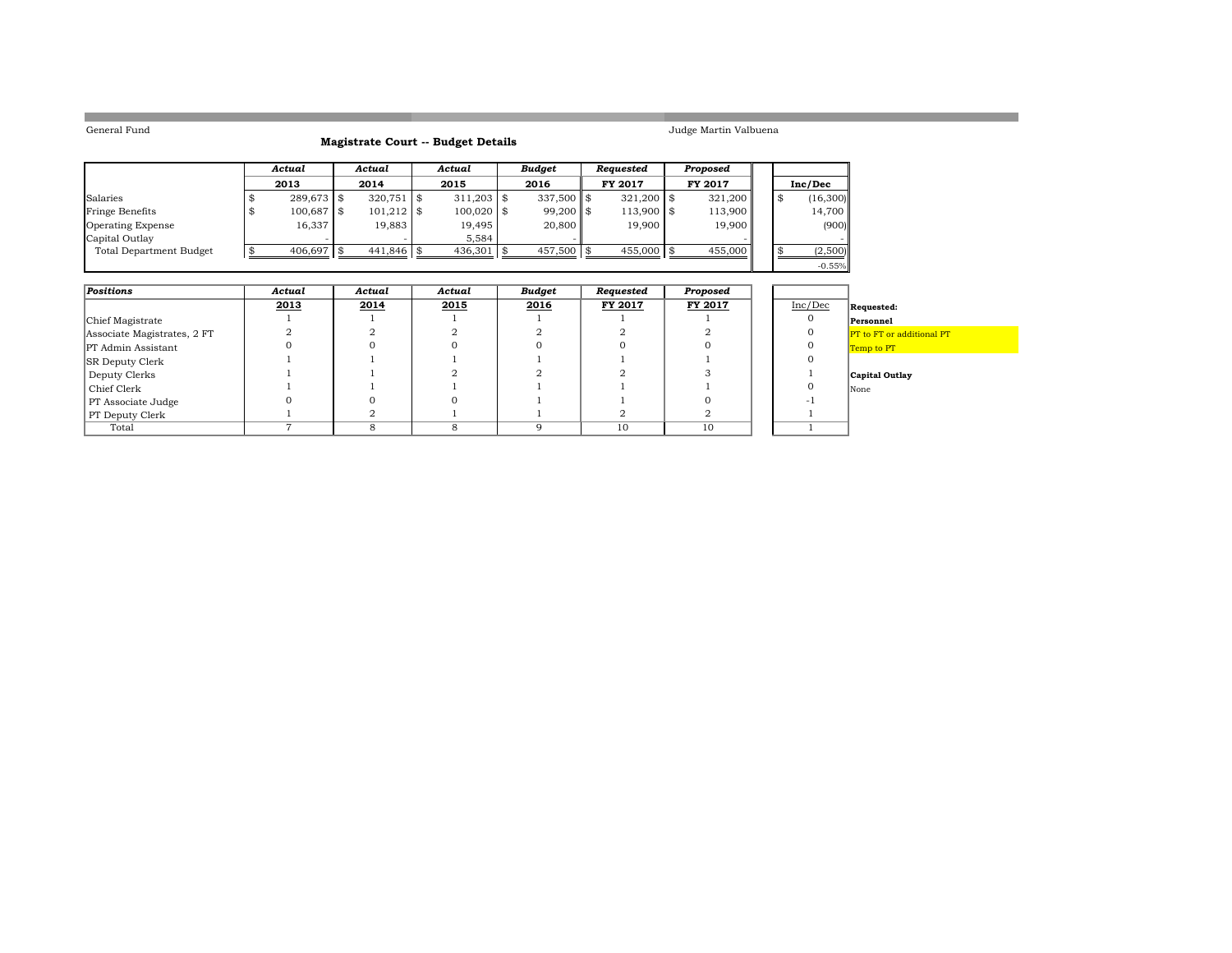General Fund

Judge Martin Valbuena

**Magistrate Court -- Budget Details**

| | *Actual* 2013 | *Actual* 2014 | *Actual* 2015 | *Budget* 2016 | *Requested* FY 2017 | *Proposed* FY 2017 | Inc/Dec |
|---|---|---|---|---|---|---|---|
| Salaries | $ 289,673 | $ 320,751 | $ 311,203 | $ 337,500 | $ 321,200 | $ 321,200 | $ (16,300) |
| Fringe Benefits | $ 100,687 | $ 101,212 | $ 100,020 | $ 99,200 | $ 113,900 | $ 113,900 | 14,700 |
| Operating Expense | 16,337 | 19,883 | 19,495 | 20,800 | 19,900 | 19,900 | (900) |
| Capital Outlay | - | - | 5,584 | - | | - | - |
| Total Department Budget | $ 406,697 | $ 441,846 | $ 436,301 | $ 457,500 | $ 455,000 | $ 455,000 | $ (2,500) |
| | | | | | | | -0.55% |

| *Positions* | *Actual* 2013 | *Actual* 2014 | *Actual* 2015 | *Budget* 2016 | *Requested* FY 2017 | *Proposed* FY 2017 | Inc/Dec |
|---|---|---|---|---|---|---|---|
| Chief Magistrate | 1 | 1 | 1 | 1 | 1 | 1 | 0 |
| Associate Magistrates, 2 FT | 2 | 2 | 2 | 2 | 2 | 2 | 0 |
| PT Admin Assistant | 0 | 0 | 0 | 0 | 0 | 0 | 0 |
| SR Deputy Clerk | 1 | 1 | 1 | 1 | 1 | 1 | 0 |
| Deputy Clerks | 1 | 1 | 2 | 2 | 2 | 3 | 1 |
| Chief Clerk | 1 | 1 | 1 | 1 | 1 | 1 | 0 |
| PT Associate Judge | 0 | 0 | 0 | 1 | 1 | 0 | -1 |
| PT Deputy Clerk | 1 | 2 | 1 | 1 | 2 | 2 | 1 |
| Total | 7 | 8 | 8 | 9 | 10 | 10 | 1 |

**Requested:**

**Personnel**

PT to FT or additional PT

Temp to PT

**Capital Outlay**

None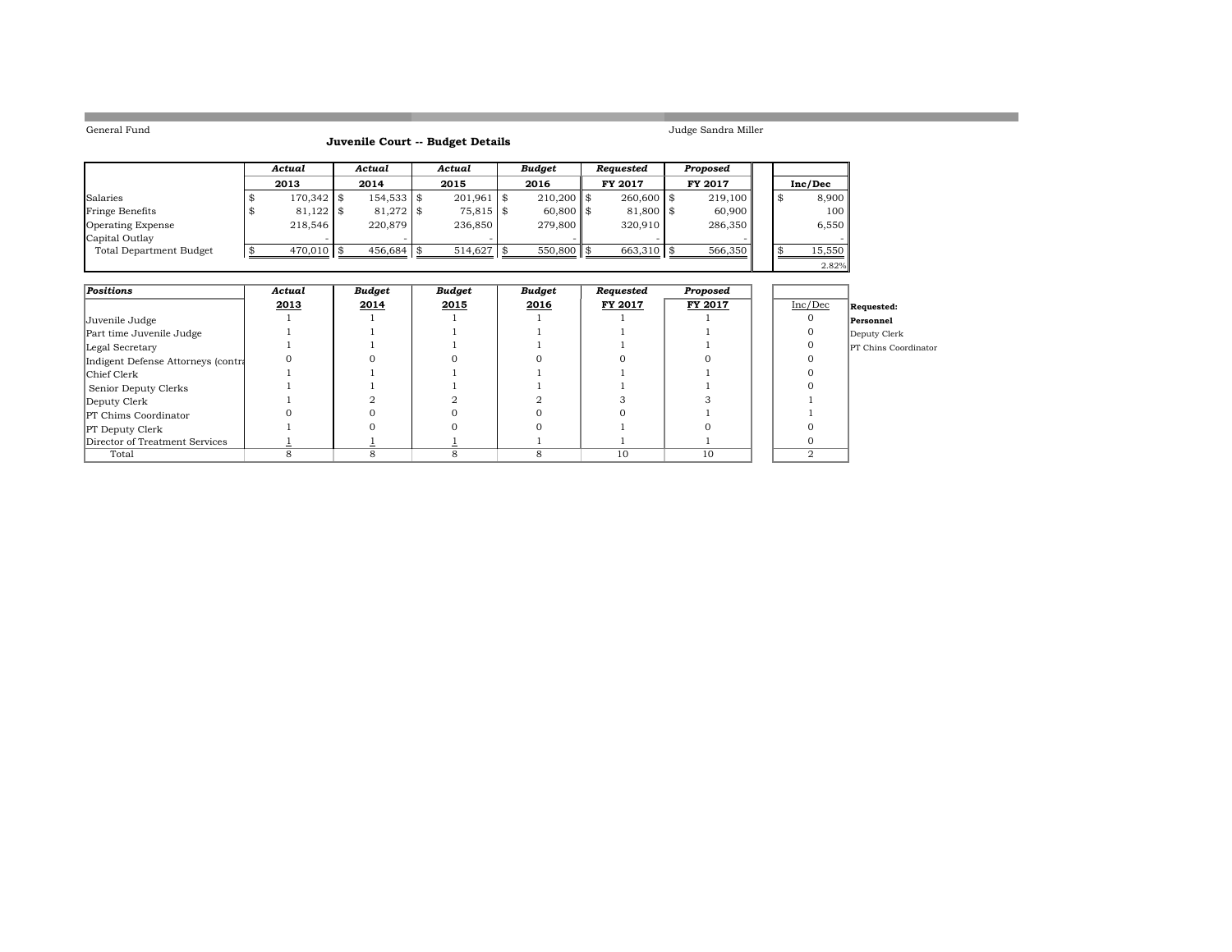General Fund

Judge Sandra Miller

## Juvenile Court -- Budget Details

| | Actual 2013 | Actual 2014 | Actual 2015 | Budget 2016 | Requested FY 2017 | Proposed FY 2017 | Inc/Dec |
|---|---|---|---|---|---|---|---|
| Salaries | $ 170,342 | $ 154,533 | $ 201,961 | $ 210,200 | $ 260,600 | $ 219,100 | $ 8,900 |
| Fringe Benefits | $ 81,122 | $ 81,272 | $ 75,815 | $ 60,800 | $ 81,800 | $ 60,900 | 100 |
| Operating Expense | 218,546 | 220,879 | 236,850 | 279,800 | 320,910 | 286,350 | 6,550 |
| Capital Outlay | - | - | - | - | - | - | - |
| Total Department Budget | $ 470,010 | $ 456,684 | $ 514,627 | $ 550,800 | $ 663,310 | $ 566,350 | $ 15,550 |
| | | | | | | | 2.82% |

| Positions | Actual 2013 | Budget 2014 | Budget 2015 | Budget 2016 | Requested FY 2017 | Proposed FY 2017 | Inc/Dec |
|---|---|---|---|---|---|---|---|
| Juvenile Judge | 1 | 1 | 1 | 1 | 1 | 1 | 0 |
| Part time Juvenile Judge | 1 | 1 | 1 | 1 | 1 | 1 | 0 |
| Legal Secretary | 1 | 1 | 1 | 1 | 1 | 1 | 0 |
| Indigent Defense Attorneys (contra | 0 | 0 | 0 | 0 | 0 | 0 | 0 |
| Chief Clerk | 1 | 1 | 1 | 1 | 1 | 1 | 0 |
| Senior Deputy Clerks | 1 | 1 | 1 | 1 | 1 | 1 | 0 |
| Deputy Clerk | 1 | 2 | 2 | 2 | 3 | 3 | 1 |
| PT Chims Coordinator | 0 | 0 | 0 | 0 | 0 | 1 | 1 |
| PT Deputy Clerk | 1 | 0 | 0 | 0 | 1 | 0 | 0 |
| Director of Treatment Services | 1 | 1 | 1 | 1 | 1 | 1 | 0 |
| Total | 8 | 8 | 8 | 8 | 10 | 10 | 2 |

**Requested:**

**Personnel**

Deputy Clerk

PT Chins Coordinator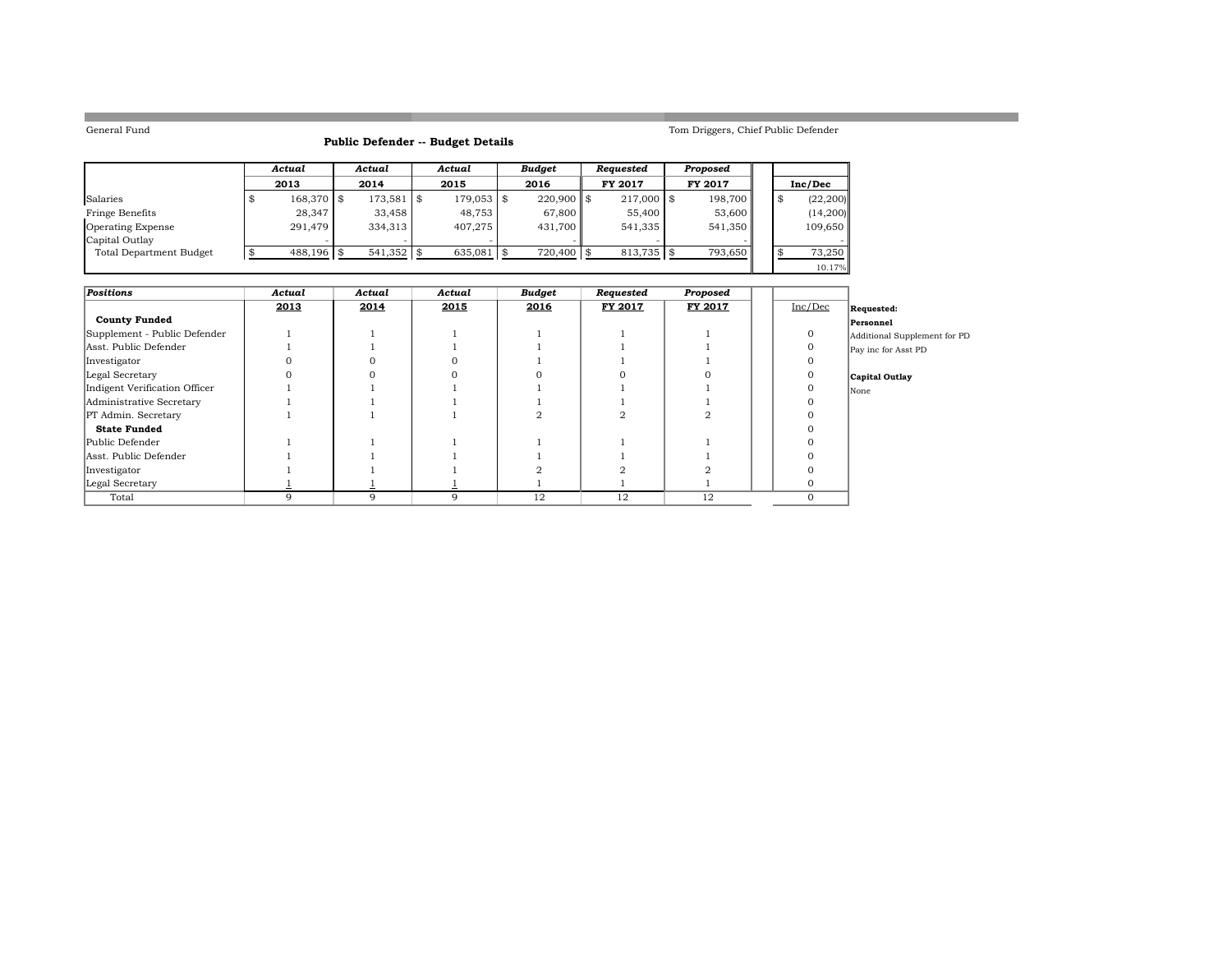General Fund

Tom Driggers, Chief Public Defender

## Public Defender -- Budget Details

| | Actual 2013 | Actual 2014 | Actual 2015 | Budget 2016 | Requested FY 2017 | Proposed FY 2017 | Inc/Dec |
|---|---|---|---|---|---|---|---|
| Salaries | $ 168,370 | $ 173,581 | $ 179,053 | $ 220,900 | $ 217,000 | $ 198,700 | $ (22,200) |
| Fringe Benefits | 28,347 | 33,458 | 48,753 | 67,800 | 55,400 | 53,600 | (14,200) |
| Operating Expense | 291,479 | 334,313 | 407,275 | 431,700 | 541,335 | 541,350 | 109,650 |
| Capital Outlay | - | - | - | - | - | - | - |
| Total Department Budget | $ 488,196 | $ 541,352 | $ 635,081 | $ 720,400 | $ 813,735 | $ 793,650 | $ 73,250 |
| | | | | | | | 10.17% |

| Positions | Actual 2013 | Actual 2014 | Actual 2015 | Budget 2016 | Requested FY 2017 | Proposed FY 2017 | Inc/Dec |
|---|---|---|---|---|---|---|---|
| **County Funded** | | | | | | | |
| Supplement - Public Defender | 1 | 1 | 1 | 1 | 1 | 1 | 0 |
| Asst. Public Defender | 1 | 1 | 1 | 1 | 1 | 1 | 0 |
| Investigator | 0 | 0 | 0 | 1 | 1 | 1 | 0 |
| Legal Secretary | 0 | 0 | 0 | 0 | 0 | 0 | 0 |
| Indigent Verification Officer | 1 | 1 | 1 | 1 | 1 | 1 | 0 |
| Administrative Secretary | 1 | 1 | 1 | 1 | 1 | 1 | 0 |
| PT Admin. Secretary | 1 | 1 | 1 | 2 | 2 | 2 | 0 |
| **State Funded** | | | | | | | 0 |
| Public Defender | 1 | 1 | 1 | 1 | 1 | 1 | 0 |
| Asst. Public Defender | 1 | 1 | 1 | 1 | 1 | 1 | 0 |
| Investigator | 1 | 1 | 1 | 2 | 2 | 2 | 0 |
| Legal Secretary | 1 | 1 | 1 | 1 | 1 | 1 | 0 |
| Total | 9 | 9 | 9 | 12 | 12 | 12 | 0 |

**Requested:**

**Personnel**

Additional Supplement for PD

Pay inc for Asst PD

**Capital Outlay**

None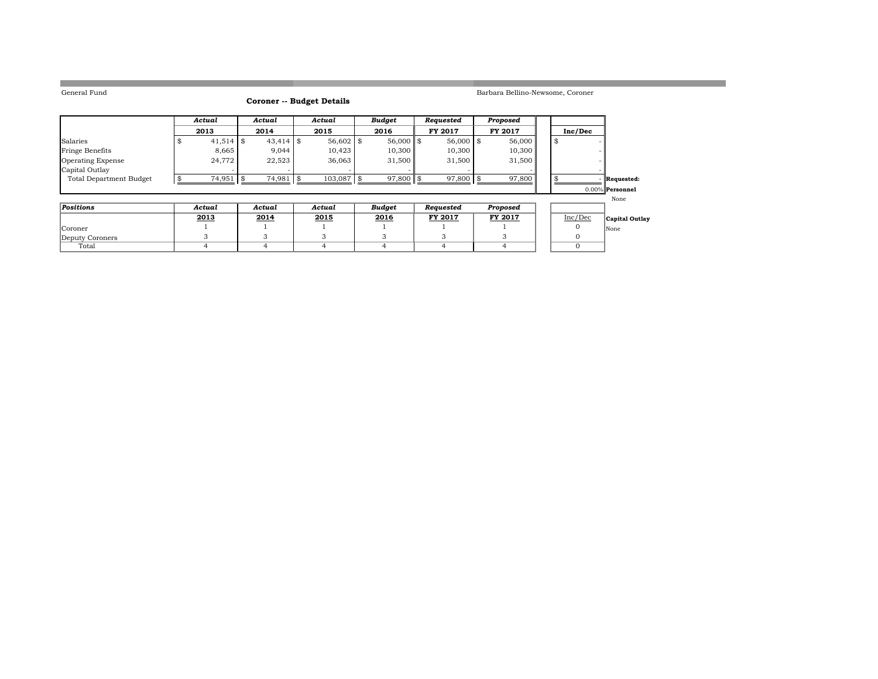General Fund

Barbara Bellino-Newsome, Coroner

## Coroner -- Budget Details

| | Actual 2013 | Actual 2014 | Actual 2015 | Budget 2016 | Requested FY 2017 | Proposed FY 2017 | Inc/Dec |
|---|---|---|---|---|---|---|---|
| Salaries | $ 41,514 | $ 43,414 | $ 56,602 | $ 56,000 | $ 56,000 | $ 56,000 | $ - |
| Fringe Benefits | 8,665 | 9,044 | 10,423 | 10,300 | 10,300 | 10,300 | - |
| Operating Expense | 24,772 | 22,523 | 36,063 | 31,500 | 31,500 | 31,500 | - |
| Capital Outlay | - | - | - | - | - | - | - |
| Total Department Budget | $ 74,951 | $ 74,981 | $ 103,087 | $ 97,800 | $ 97,800 | $ 97,800 | $ - |
| | | | | | | | 0.00% |

| Positions | Actual 2013 | Actual 2014 | Actual 2015 | Budget 2016 | Requested FY 2017 | Proposed FY 2017 | Inc/Dec |
|---|---|---|---|---|---|---|---|
| Coroner | 1 | 1 | 1 | 1 | 1 | 1 | 0 |
| Deputy Coroners | 3 | 3 | 3 | 3 | 3 | 3 | 0 |
| Total | 4 | 4 | 4 | 4 | 4 | 4 | 0 |

**Requested:**

**Personnel**

None

**Capital Outlay**

None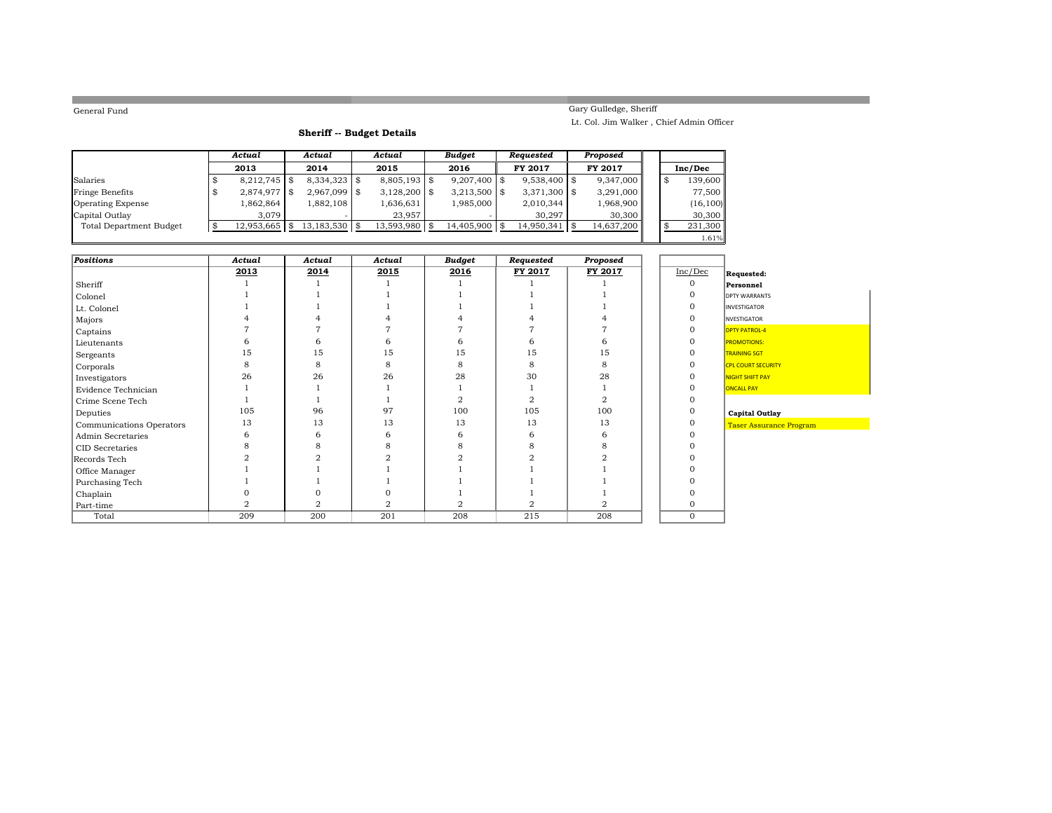General Fund

Gary Gulledge, Sheriff

Lt. Col. Jim Walker , Chief Admin Officer

### Sheriff -- Budget Details

| | *Actual* 2013 | *Actual* 2014 | *Actual* 2015 | *Budget* 2016 | *Requested* FY 2017 | *Proposed* FY 2017 | Inc/Dec |
|---|---|---|---|---|---|---|---|
| Salaries | $ 8,212,745 | $ 8,334,323 | $ 8,805,193 | $ 9,207,400 | $ 9,538,400 | $ 9,347,000 | $ 139,600 |
| Fringe Benefits | $ 2,874,977 | $ 2,967,099 | $ 3,128,200 | $ 3,213,500 | $ 3,371,300 | $ 3,291,000 | 77,500 |
| Operating Expense | 1,862,864 | 1,882,108 | 1,636,631 | 1,985,000 | 2,010,344 | 1,968,900 | (16,100) |
| Capital Outlay | 3,079 | - | 23,957 | - | 30,297 | 30,300 | 30,300 |
| Total Department Budget | $ 12,953,665 | $ 13,183,530 | $ 13,593,980 | $ 14,405,900 | $ 14,950,341 | $ 14,637,200 | $ 231,300 |
| | | | | | | | 1.61% |

| *Positions* | *Actual* 2013 | *Actual* 2014 | *Actual* 2015 | *Budget* 2016 | *Requested* FY 2017 | *Proposed* FY 2017 | Inc/Dec |
|---|---|---|---|---|---|---|---|
| Sheriff | 1 | 1 | 1 | 1 | 1 | 1 | 0 |
| Colonel | 1 | 1 | 1 | 1 | 1 | 1 | 0 |
| Lt. Colonel | 1 | 1 | 1 | 1 | 1 | 1 | 0 |
| Majors | 4 | 4 | 4 | 4 | 4 | 4 | 0 |
| Captains | 7 | 7 | 7 | 7 | 7 | 7 | 0 |
| Lieutenants | 6 | 6 | 6 | 6 | 6 | 6 | 0 |
| Sergeants | 15 | 15 | 15 | 15 | 15 | 15 | 0 |
| Corporals | 8 | 8 | 8 | 8 | 8 | 8 | 0 |
| Investigators | 26 | 26 | 26 | 28 | 30 | 28 | 0 |
| Evidence Technician | 1 | 1 | 1 | 1 | 1 | 1 | 0 |
| Crime Scene Tech | 1 | 1 | 1 | 2 | 2 | 2 | 0 |
| Deputies | 105 | 96 | 97 | 100 | 105 | 100 | 0 |
| Communications Operators | 13 | 13 | 13 | 13 | 13 | 13 | 0 |
| Admin Secretaries | 6 | 6 | 6 | 6 | 6 | 6 | 0 |
| CID Secretaries | 8 | 8 | 8 | 8 | 8 | 8 | 0 |
| Records Tech | 2 | 2 | 2 | 2 | 2 | 2 | 0 |
| Office Manager | 1 | 1 | 1 | 1 | 1 | 1 | 0 |
| Purchasing Tech | 1 | 1 | 1 | 1 | 1 | 1 | 0 |
| Chaplain | 0 | 0 | 0 | 1 | 1 | 1 | 0 |
| Part-time | 2 | 2 | 2 | 2 | 2 | 2 | 0 |
| Total | 209 | 200 | 201 | 208 | 215 | 208 | 0 |

**Requested:**

**Personnel**

- DPTY WARRANTS
- INVESTIGATOR
- NVESTIGATOR
- DPTY PATROL-4
- PROMOTIONS:
- TRAINING SGT
- CPL COURT SECURITY
- NIGHT SHIFT PAY
- ONCALL PAY

**Capital Outlay**

- Taser Assurance Program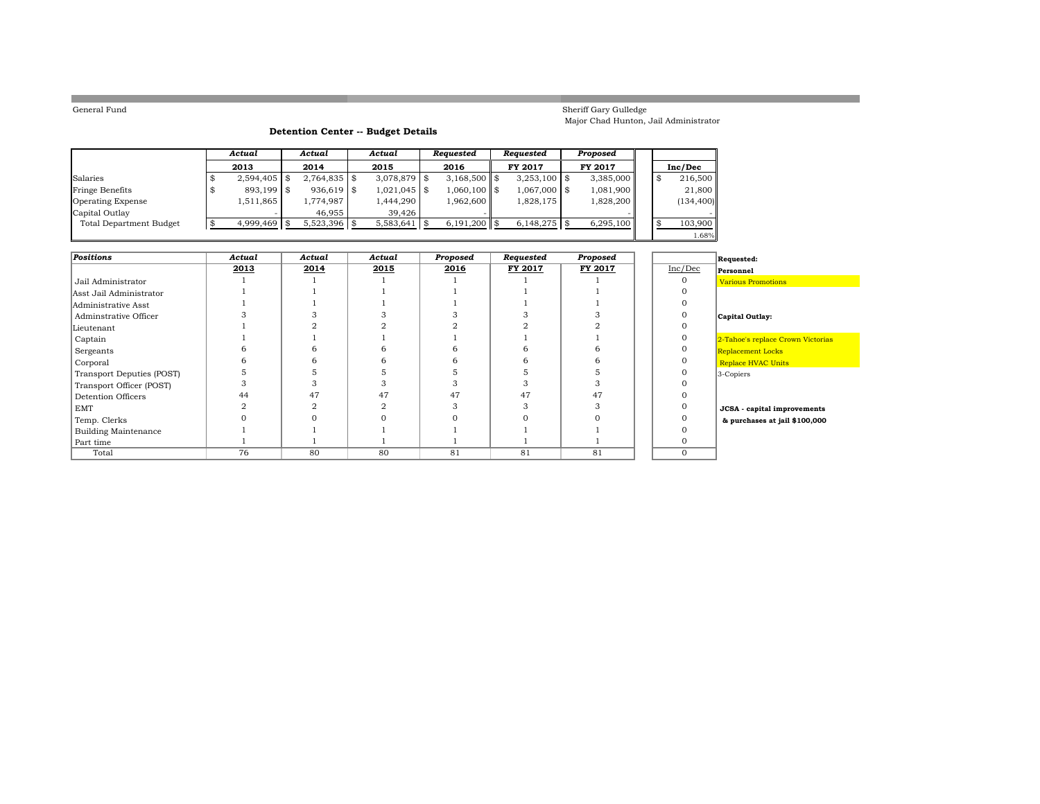General Fund

Sheriff Gary Gulledge
Major Chad Hunton, Jail Administrator

### Detention Center -- Budget Details

| | *Actual* 2013 | *Actual* 2014 | *Actual* 2015 | *Requested* 2016 | *Requested* FY 2017 | *Proposed* FY 2017 | Inc/Dec |
|---|---|---|---|---|---|---|---|
| Salaries | $ 2,594,405 | $ 2,764,835 | $ 3,078,879 | $ 3,168,500 | $ 3,253,100 | $ 3,385,000 | $ 216,500 |
| Fringe Benefits | $ 893,199 | $ 936,619 | $ 1,021,045 | $ 1,060,100 | $ 1,067,000 | $ 1,081,900 | 21,800 |
| Operating Expense | 1,511,865 | 1,774,987 | 1,444,290 | 1,962,600 | 1,828,175 | 1,828,200 | (134,400) |
| Capital Outlay | - | 46,955 | 39,426 | - | - | - | - |
| Total Department Budget | $ 4,999,469 | $ 5,523,396 | $ 5,583,641 | $ 6,191,200 | $ 6,148,275 | $ 6,295,100 | $ 103,900 |
| | | | | | | | 1.68% |

| *Positions* | *Actual* 2013 | *Actual* 2014 | *Actual* 2015 | *Proposed* 2016 | *Requested* FY 2017 | *Proposed* FY 2017 | Inc/Dec |
|---|---|---|---|---|---|---|---|
| Jail Administrator | 1 | 1 | 1 | 1 | 1 | 1 | 0 |
| Asst Jail Administrator | 1 | 1 | 1 | 1 | 1 | 1 | 0 |
| Administrative Asst | 1 | 1 | 1 | 1 | 1 | 1 | 0 |
| Adminstrative Officer | 3 | 3 | 3 | 3 | 3 | 3 | 0 |
| Lieutenant | 1 | 2 | 2 | 2 | 2 | 2 | 0 |
| Captain | 1 | 1 | 1 | 1 | 1 | 1 | 0 |
| Sergeants | 6 | 6 | 6 | 6 | 6 | 6 | 0 |
| Corporal | 6 | 6 | 6 | 6 | 6 | 6 | 0 |
| Transport Deputies (POST) | 5 | 5 | 5 | 5 | 5 | 5 | 0 |
| Transport Officer (POST) | 3 | 3 | 3 | 3 | 3 | 3 | 0 |
| Detention Officers | 44 | 47 | 47 | 47 | 47 | 47 | 0 |
| EMT | 2 | 2 | 2 | 3 | 3 | 3 | 0 |
| Temp. Clerks | 0 | 0 | 0 | 0 | 0 | 0 | 0 |
| Building Maintenance | 1 | 1 | 1 | 1 | 1 | 1 | 0 |
| Part time | 1 | 1 | 1 | 1 | 1 | 1 | 0 |
| Total | 76 | 80 | 80 | 81 | 81 | 81 | 0 |

**Requested:**

**Personnel**

Various Promotions

**Capital Outlay:**

2-Tahoe's replace Crown Victorias
Replacement Locks
Replace HVAC Units
3-Copiers

**JCSA - capital improvements & purchases at jail $100,000**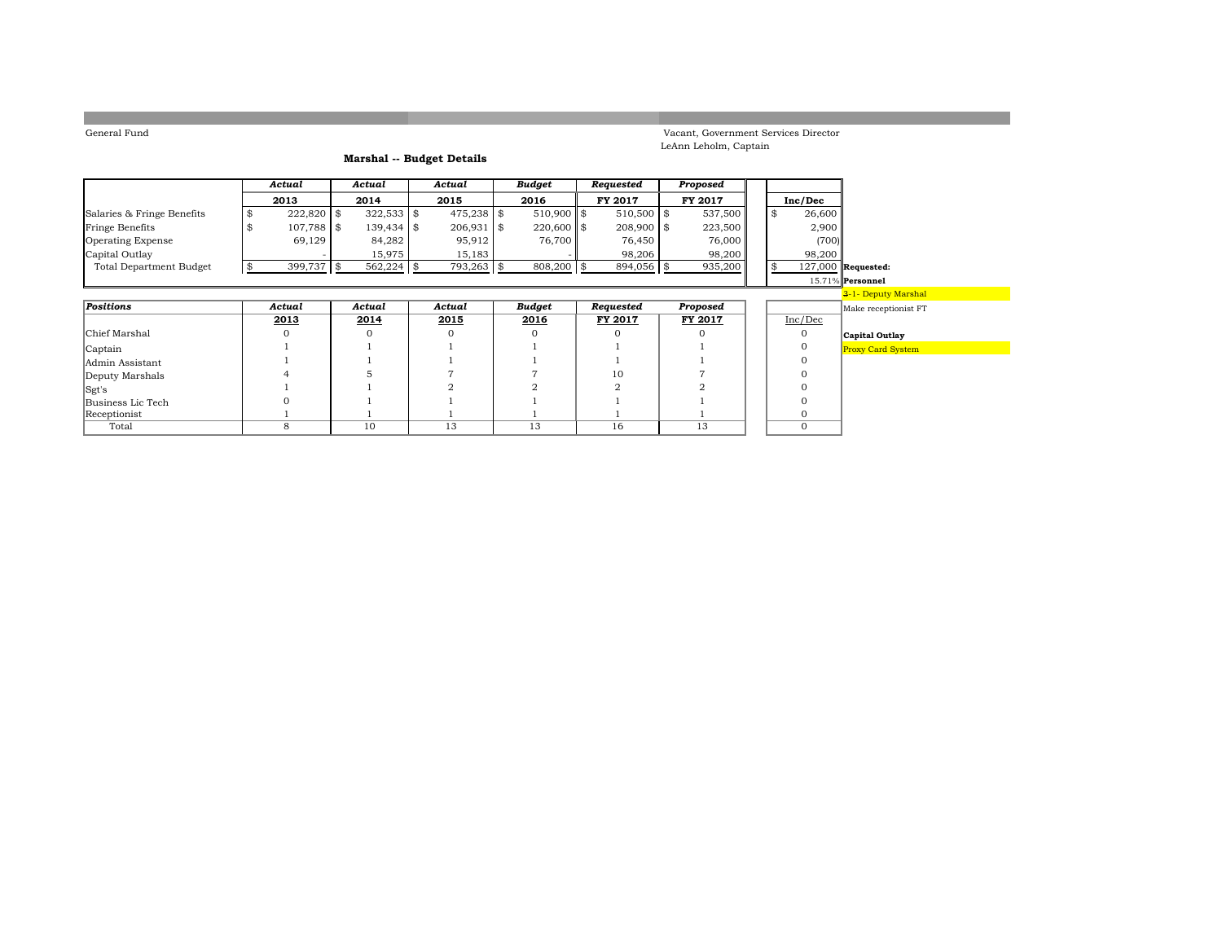General Fund

Vacant, Government Services Director
LeAnn Leholm, Captain

## Marshal -- Budget Details

| | *Actual* 2013 | *Actual* 2014 | *Actual* 2015 | *Budget* 2016 | *Requested* FY 2017 | *Proposed* FY 2017 | Inc/Dec |
|---|---|---|---|---|---|---|---|
| Salaries & Fringe Benefits | $ 222,820 | $ 322,533 | $ 475,238 | $ 510,900 | $ 510,500 | $ 537,500 | $ 26,600 |
| Fringe Benefits | $ 107,788 | $ 139,434 | $ 206,931 | $ 220,600 | $ 208,900 | $ 223,500 | 2,900 |
| Operating Expense | 69,129 | 84,282 | 95,912 | 76,700 | 76,450 | 76,000 | (700) |
| Capital Outlay | - | 15,975 | 15,183 | - | 98,206 | 98,200 | 98,200 |
| Total Department Budget | $ 399,737 | $ 562,224 | $ 793,263 | $ 808,200 | $ 894,056 | $ 935,200 | $ 127,000 |
| | | | | | | | 15.71% |

| *Positions* | *Actual* 2013 | *Actual* 2014 | *Actual* 2015 | *Budget* 2016 | *Requested* FY 2017 | *Proposed* FY 2017 | Inc/Dec |
|---|---|---|---|---|---|---|---|
| Chief Marshal | 0 | 0 | 0 | 0 | 0 | 0 | 0 |
| Captain | 1 | 1 | 1 | 1 | 1 | 1 | 0 |
| Admin Assistant | 1 | 1 | 1 | 1 | 1 | 1 | 0 |
| Deputy Marshals | 4 | 5 | 7 | 7 | 10 | 7 | 0 |
| Sgt's | 1 | 1 | 2 | 2 | 2 | 2 | 0 |
| Business Lic Tech | 0 | 1 | 1 | 1 | 1 | 1 | 0 |
| Receptionist | 1 | 1 | 1 | 1 | 1 | 1 | 0 |
| Total | 8 | 10 | 13 | 13 | 16 | 13 | 0 |

**Requested:**

**Personnel**

~~3~~ 1- Deputy Marshal

Make receptionist FT

**Capital Outlay**

Proxy Card System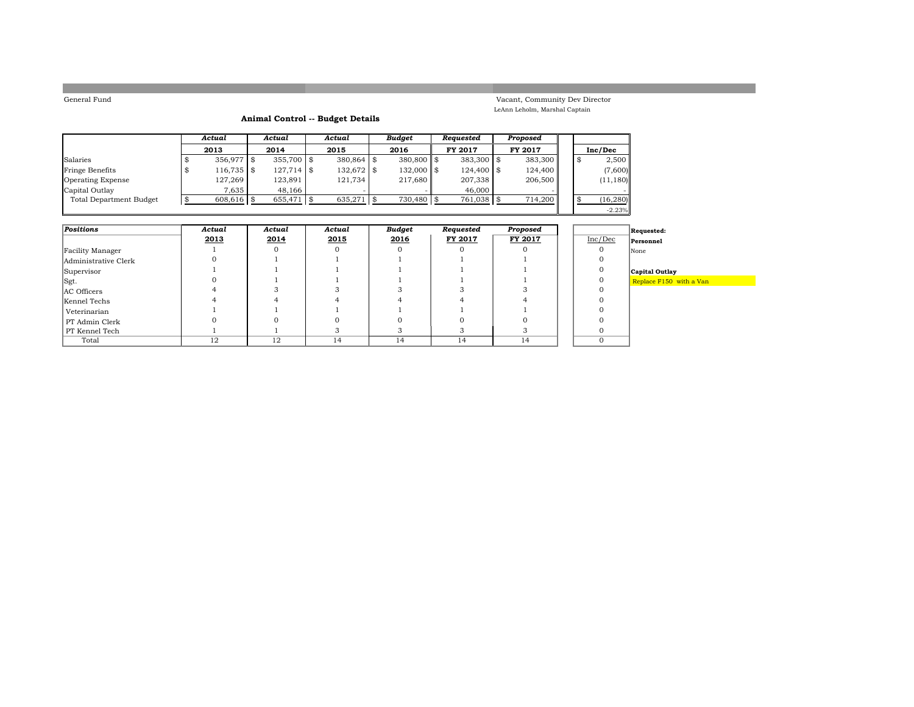General Fund

Vacant, Community Dev Director
LeAnn Leholm, Marshal Captain

## Animal Control -- Budget Details

| | *Actual* 2013 | *Actual* 2014 | *Actual* 2015 | *Budget* 2016 | *Requested* FY 2017 | *Proposed* FY 2017 | Inc/Dec |
|---|---|---|---|---|---|---|---|
| Salaries | $ 356,977 | $ 355,700 | $ 380,864 | $ 380,800 | $ 383,300 | $ 383,300 | $ 2,500 |
| Fringe Benefits | $ 116,735 | $ 127,714 | $ 132,672 | $ 132,000 | $ 124,400 | $ 124,400 | (7,600) |
| Operating Expense | 127,269 | 123,891 | 121,734 | 217,680 | 207,338 | 206,500 | (11,180) |
| Capital Outlay | 7,635 | 48,166 | - | - | 46,000 | - | - |
| Total Department Budget | $ 608,616 | $ 655,471 | $ 635,271 | $ 730,480 | $ 761,038 | $ 714,200 | $ (16,280) |
| | | | | | | | -2.23% |

| *Positions* | *Actual* 2013 | *Actual* 2014 | *Actual* 2015 | *Budget* 2016 | *Requested* FY 2017 | *Proposed* FY 2017 | Inc/Dec |
|---|---|---|---|---|---|---|---|
| Facility Manager | 1 | 0 | 0 | 0 | 0 | 0 | 0 |
| Administrative Clerk | 0 | 1 | 1 | 1 | 1 | 1 | 0 |
| Supervisor | 1 | 1 | 1 | 1 | 1 | 1 | 0 |
| Sgt. | 0 | 1 | 1 | 1 | 1 | 1 | 0 |
| AC Officers | 4 | 3 | 3 | 3 | 3 | 3 | 0 |
| Kennel Techs | 4 | 4 | 4 | 4 | 4 | 4 | 0 |
| Veterinarian | 1 | 1 | 1 | 1 | 1 | 1 | 0 |
| PT Admin Clerk | 0 | 0 | 0 | 0 | 0 | 0 | 0 |
| PT Kennel Tech | 1 | 1 | 3 | 3 | 3 | 3 | 0 |
| Total | 12 | 12 | 14 | 14 | 14 | 14 | 0 |

**Requested:**

**Personnel**

None

**Capital Outlay**

Replace F150 with a Van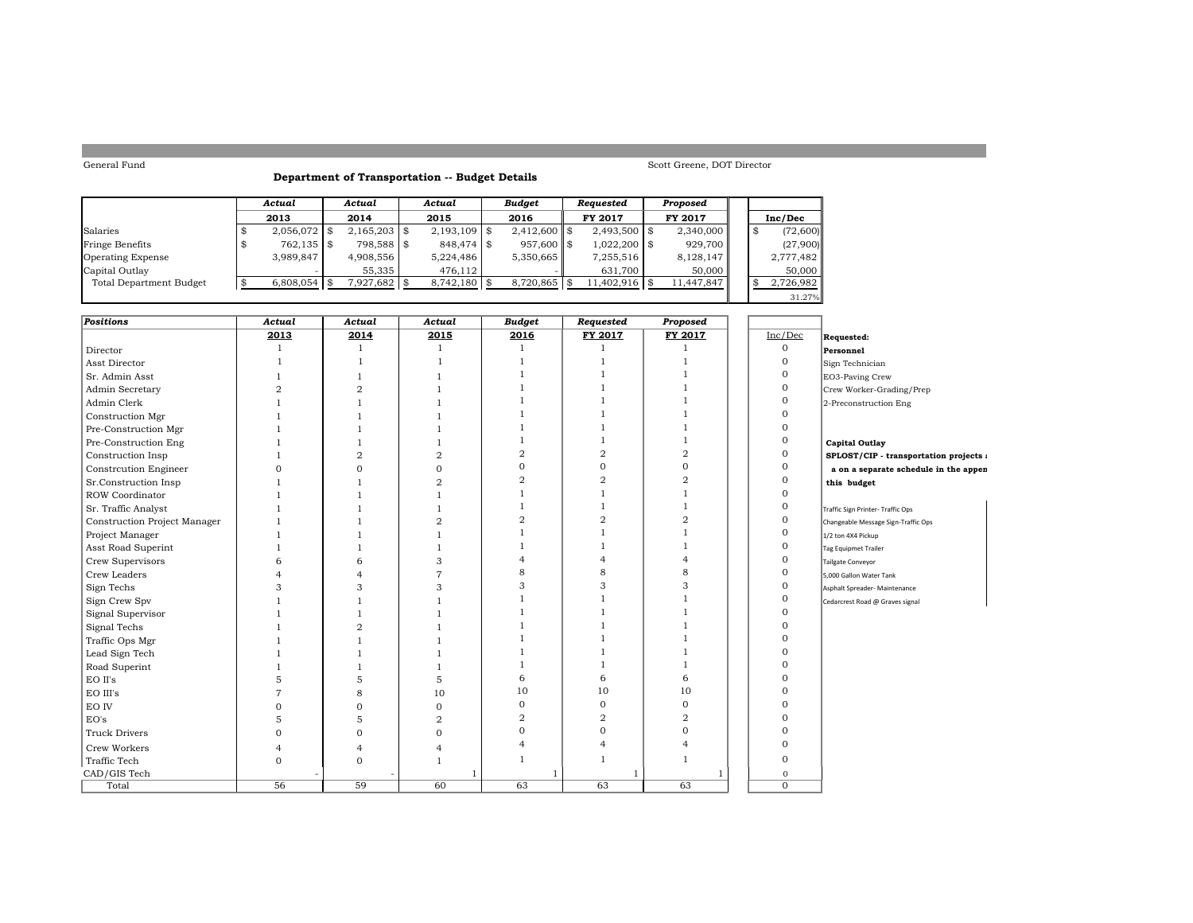General Fund

Scott Greene, DOT Director

## Department of Transportation -- Budget Details

| | *Actual* 2013 | *Actual* 2014 | *Actual* 2015 | *Budget* 2016 | *Requested* FY 2017 | *Proposed* FY 2017 | Inc/Dec |
|---|---|---|---|---|---|---|---|
| Salaries | $ 2,056,072 | $ 2,165,203 | $ 2,193,109 | $ 2,412,600 | $ 2,493,500 | $ 2,340,000 | $ (72,600) |
| Fringe Benefits | $ 762,135 | $ 798,588 | $ 848,474 | $ 957,600 | $ 1,022,200 | $ 929,700 | (27,900) |
| Operating Expense | 3,989,847 | 4,908,556 | 5,224,486 | 5,350,665 | 7,255,516 | 8,128,147 | 2,777,482 |
| Capital Outlay | - | 55,335 | 476,112 | - | 631,700 | 50,000 | 50,000 |
| Total Department Budget | $ 6,808,054 | $ 7,927,682 | $ 8,742,180 | $ 8,720,865 | $ 11,402,916 | $ 11,447,847 | $ 2,726,982 |
| | | | | | | | 31.27% |

| *Positions* | *Actual* 2013 | *Actual* 2014 | *Actual* 2015 | *Budget* 2016 | *Requested* FY 2017 | *Proposed* FY 2017 | Inc/Dec |
|---|---|---|---|---|---|---|---|
| Director | 1 | 1 | 1 | 1 | 1 | 1 | 0 |
| Asst Director | 1 | 1 | 1 | 1 | 1 | 1 | 0 |
| Sr. Admin Asst | 1 | 1 | 1 | 1 | 1 | 1 | 0 |
| Admin Secretary | 2 | 2 | 1 | 1 | 1 | 1 | 0 |
| Admin Clerk | 1 | 1 | 1 | 1 | 1 | 1 | 0 |
| Construction Mgr | 1 | 1 | 1 | 1 | 1 | 1 | 0 |
| Pre-Construction Mgr | 1 | 1 | 1 | 1 | 1 | 1 | 0 |
| Pre-Construction Eng | 1 | 1 | 1 | 1 | 1 | 1 | 0 |
| Construction Insp | 1 | 2 | 2 | 2 | 2 | 2 | 0 |
| Constrcution Engineer | 0 | 0 | 0 | 0 | 0 | 0 | 0 |
| Sr.Construction Insp | 1 | 1 | 2 | 2 | 2 | 2 | 0 |
| ROW Coordinator | 1 | 1 | 1 | 1 | 1 | 1 | 0 |
| Sr. Traffic Analyst | 1 | 1 | 1 | 1 | 1 | 1 | 0 |
| Construction Project Manager | 1 | 1 | 2 | 2 | 2 | 2 | 0 |
| Project Manager | 1 | 1 | 1 | 1 | 1 | 1 | 0 |
| Asst Road Superint | 1 | 1 | 1 | 1 | 1 | 1 | 0 |
| Crew Supervisors | 6 | 6 | 3 | 4 | 4 | 4 | 0 |
| Crew Leaders | 4 | 4 | 7 | 8 | 8 | 8 | 0 |
| Sign Techs | 3 | 3 | 3 | 3 | 3 | 3 | 0 |
| Sign Crew Spv | 1 | 1 | 1 | 1 | 1 | 1 | 0 |
| Signal Supervisor | 1 | 1 | 1 | 1 | 1 | 1 | 0 |
| Signal Techs | 1 | 2 | 1 | 1 | 1 | 1 | 0 |
| Traffic Ops Mgr | 1 | 1 | 1 | 1 | 1 | 1 | 0 |
| Lead Sign Tech | 1 | 1 | 1 | 1 | 1 | 1 | 0 |
| Road Superint | 1 | 1 | 1 | 1 | 1 | 1 | 0 |
| EO II's | 5 | 5 | 5 | 6 | 6 | 6 | 0 |
| EO III's | 7 | 8 | 10 | 10 | 10 | 10 | 0 |
| EO IV | 0 | 0 | 0 | 0 | 0 | 0 | 0 |
| EO's | 5 | 5 | 2 | 2 | 2 | 2 | 0 |
| Truck Drivers | 0 | 0 | 0 | 0 | 0 | 0 | 0 |
| Crew Workers | 4 | 4 | 4 | 4 | 4 | 4 | 0 |
| Traffic Tech | 0 | 0 | 1 | 1 | 1 | 1 | 0 |
| CAD/GIS Tech | - | - | 1 | 1 | 1 | 1 | 0 |
| Total | 56 | 59 | 60 | 63 | 63 | 63 | 0 |

**Requested:**

**Personnel**

Sign Technician

EO3-Paving Crew

Crew Worker-Grading/Prep

2-Preconstruction Eng

**Capital Outlay**

**SPLOST/CIP - transportation projects a on a separate schedule in the appen this budget**

Traffic Sign Printer- Traffic Ops

Changeable Message Sign-Traffic Ops

1/2 ton 4X4 Pickup

Tag Equipmet Trailer

Tailgate Conveyor

5,000 Gallon Water Tank

Asphalt Spreader- Maintenance

Cedarcrest Road @ Graves signal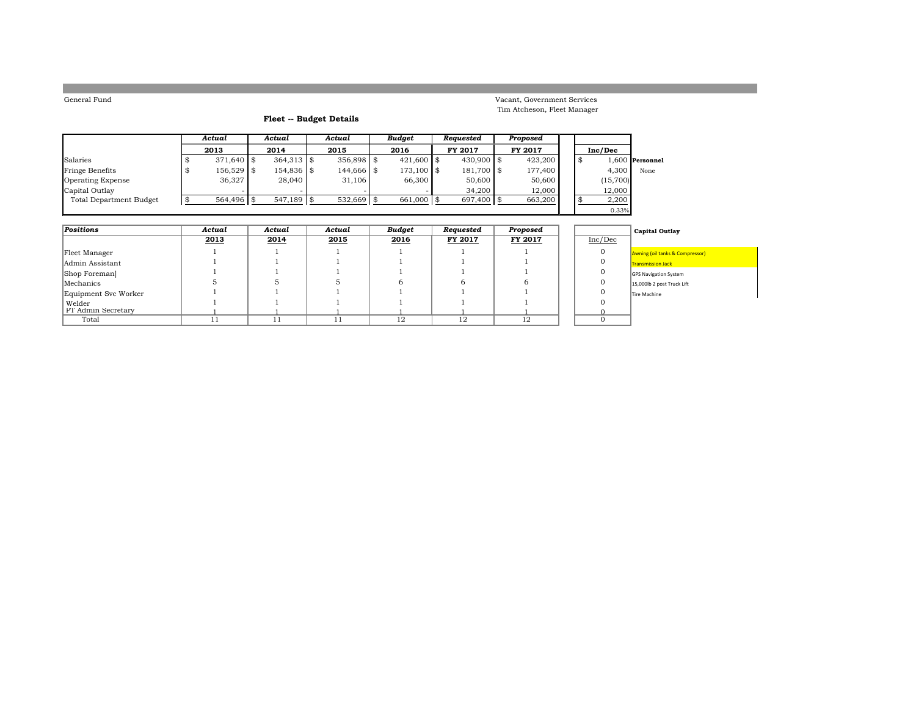General Fund

Vacant, Government Services
Tim Atcheson, Fleet Manager

## Fleet -- Budget Details

| | Actual 2013 | Actual 2014 | Actual 2015 | Budget 2016 | Requested FY 2017 | Proposed FY 2017 | Inc/Dec | |
|---|---|---|---|---|---|---|---|---|
| Salaries | $ 371,640 | $ 364,313 | $ 356,898 | $ 421,600 | $ 430,900 | $ 423,200 | $ 1,600 | **Personnel** |
| Fringe Benefits | $ 156,529 | $ 154,836 | $ 144,666 | $ 173,100 | $ 181,700 | $ 177,400 | 4,300 | None |
| Operating Expense | 36,327 | 28,040 | 31,106 | 66,300 | 50,600 | 50,600 | (15,700) | |
| Capital Outlay | - | - | - | - | 34,200 | 12,000 | 12,000 | |
| Total Department Budget | $ 564,496 | $ 547,189 | $ 532,669 | $ 661,000 | $ 697,400 | $ 663,200 | $ 2,200 | |
| | | | | | | | 0.33% | |

| Positions | Actual 2013 | Actual 2014 | Actual 2015 | Budget 2016 | Requested FY 2017 | Proposed FY 2017 | Inc/Dec | Capital Outlay |
|---|---|---|---|---|---|---|---|---|
| Fleet Manager | 1 | 1 | 1 | 1 | 1 | 1 | 0 | Awning (oil tanks & Compressor) |
| Admin Assistant | 1 | 1 | 1 | 1 | 1 | 1 | 0 | Transmission Jack |
| Shop Foreman] | 1 | 1 | 1 | 1 | 1 | 1 | 0 | GPS Navigation System |
| Mechanics | 5 | 5 | 5 | 6 | 6 | 6 | 0 | 15,000lb 2 post Truck Lift |
| Equipment Svc Worker | 1 | 1 | 1 | 1 | 1 | 1 | 0 | Tire Machine |
| Welder | 1 | 1 | 1 | 1 | 1 | 1 | 0 | |
| PT Admin Secretary | 1 | 1 | 1 | 1 | 1 | 1 | 0 | |
| Total | 11 | 11 | 11 | 12 | 12 | 12 | 0 | |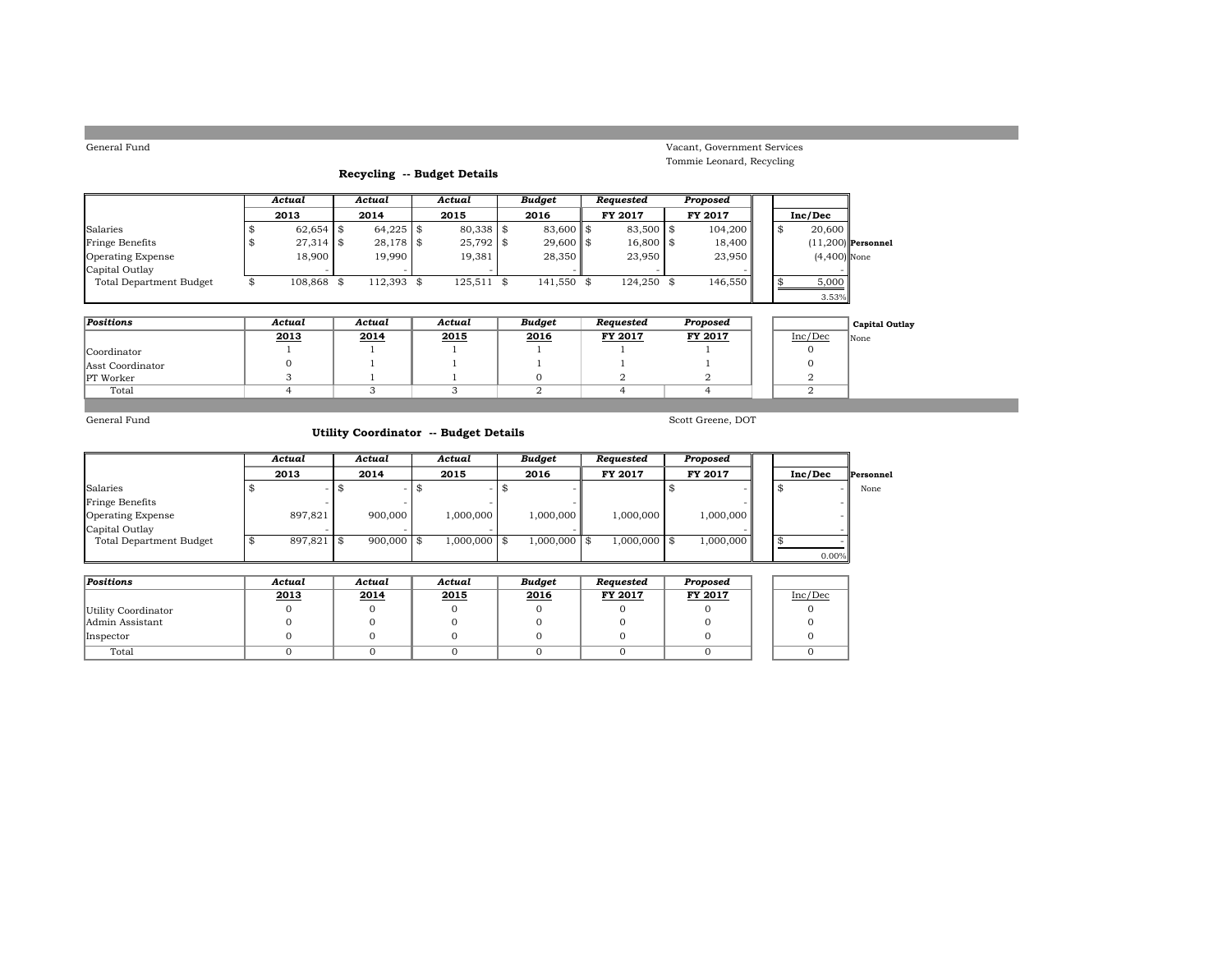General Fund

Vacant, Government Services
Tommie Leonard, Recycling

### Recycling -- Budget Details

| | *Actual* 2013 | *Actual* 2014 | *Actual* 2015 | *Budget* 2016 | *Requested* FY 2017 | *Proposed* FY 2017 | Inc/Dec |
|---|---|---|---|---|---|---|---|
| Salaries | $ 62,654 | $ 64,225 | $ 80,338 | $ 83,600 | $ 83,500 | $ 104,200 | $ 20,600 |
| Fringe Benefits | $ 27,314 | $ 28,178 | $ 25,792 | $ 29,600 | $ 16,800 | $ 18,400 | (11,200) |
| Operating Expense | 18,900 | 19,990 | 19,381 | 28,350 | 23,950 | 23,950 | (4,400) |
| Capital Outlay | - | - | - | - | - | - | - |
| Total Department Budget | $ 108,868 | $ 112,393 | $ 125,511 | $ 141,550 | $ 124,250 | $ 146,550 | $ 5,000 |
| | | | | | | | 3.53% |

**Personnel**
None

| *Positions* | *Actual* 2013 | *Actual* 2014 | *Actual* 2015 | *Budget* 2016 | *Requested* FY 2017 | *Proposed* FY 2017 | Inc/Dec |
|---|---|---|---|---|---|---|---|
| Coordinator | 1 | 1 | 1 | 1 | 1 | 1 | 0 |
| Asst Coordinator | 0 | 1 | 1 | 1 | 1 | 1 | 0 |
| PT Worker | 3 | 1 | 1 | 0 | 2 | 2 | 2 |
| Total | 4 | 3 | 3 | 2 | 4 | 4 | 2 |

**Capital Outlay**
None

General Fund

Scott Greene, DOT

### Utility Coordinator -- Budget Details

| | *Actual* 2013 | *Actual* 2014 | *Actual* 2015 | *Budget* 2016 | *Requested* FY 2017 | *Proposed* FY 2017 | Inc/Dec |
|---|---|---|---|---|---|---|---|
| Salaries | $ - | $ - | $ - | $ - | | $ - | $ - |
| Fringe Benefits | - | - | - | - | | - | - |
| Operating Expense | 897,821 | 900,000 | 1,000,000 | 1,000,000 | 1,000,000 | 1,000,000 | - |
| Capital Outlay | - | - | - | - | | - | - |
| Total Department Budget | $ 897,821 | $ 900,000 | $ 1,000,000 | $ 1,000,000 | $ 1,000,000 | $ 1,000,000 | $ - |
| | | | | | | | 0.00% |

**Personnel**
None

| *Positions* | *Actual* 2013 | *Actual* 2014 | *Actual* 2015 | *Budget* 2016 | *Requested* FY 2017 | *Proposed* FY 2017 | Inc/Dec |
|---|---|---|---|---|---|---|---|
| Utility Coordinator | 0 | 0 | 0 | 0 | 0 | 0 | 0 |
| Admin Assistant | 0 | 0 | 0 | 0 | 0 | 0 | 0 |
| Inspector | 0 | 0 | 0 | 0 | 0 | 0 | 0 |
| Total | 0 | 0 | 0 | 0 | 0 | 0 | 0 |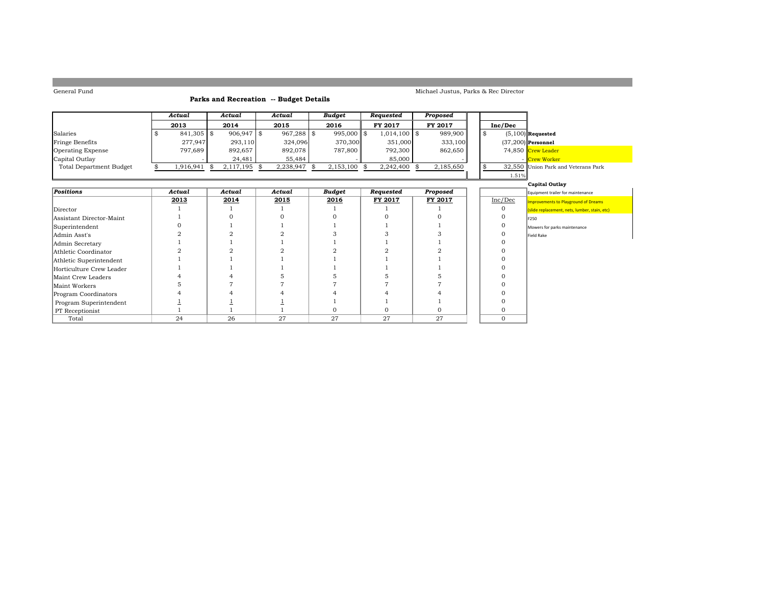General Fund

Michael Justus, Parks & Rec Director

## Parks and Recreation -- Budget Details

| | Actual 2013 | Actual 2014 | Actual 2015 | Budget 2016 | Requested FY 2017 | Proposed FY 2017 | Inc/Dec | |
|---|---|---|---|---|---|---|---|---|
| Salaries | $ 841,305 | $ 906,947 | $ 967,288 | $ 995,000 | $ 1,014,100 | $ 989,900 | $ (5,100) | **Requested** |
| Fringe Benefits | 277,947 | 293,110 | 324,096 | 370,300 | 351,000 | 333,100 | (37,200) | **Personnel** |
| Operating Expense | 797,689 | 892,657 | 892,078 | 787,800 | 792,300 | 862,650 | 74,850 | Crew Leader |
| Capital Outlay | - | 24,481 | 55,484 | - | 85,000 | - | - | Crew Worker |
| Total Department Budget | $ 1,916,941 | $ 2,117,195 | $ 2,238,947 | $ 2,153,100 | $ 2,242,400 | $ 2,185,650 | $ 32,550 | Union Park and Veterans Park |
| | | | | | | | 1.51% | |

| Positions | Actual 2013 | Actual 2014 | Actual 2015 | Budget 2016 | Requested FY 2017 | Proposed FY 2017 | Inc/Dec |
|---|---|---|---|---|---|---|---|
| Director | 1 | 1 | 1 | 1 | 1 | 1 | 0 |
| Assistant Director-Maint | 1 | 0 | 0 | 0 | 0 | 0 | 0 |
| Superintendent | 0 | 1 | 1 | 1 | 1 | 1 | 0 |
| Admin Asst's | 2 | 2 | 2 | 3 | 3 | 3 | 0 |
| Admin Secretary | 1 | 1 | 1 | 1 | 1 | 1 | 0 |
| Athletic Coordinator | 2 | 2 | 2 | 2 | 2 | 2 | 0 |
| Athletic Superintendent | 1 | 1 | 1 | 1 | 1 | 1 | 0 |
| Horticulture Crew Leader | 1 | 1 | 1 | 1 | 1 | 1 | 0 |
| Maint Crew Leaders | 4 | 4 | 5 | 5 | 5 | 5 | 0 |
| Maint Workers | 5 | 7 | 7 | 7 | 7 | 7 | 0 |
| Program Coordinators | 4 | 4 | 4 | 4 | 4 | 4 | 0 |
| Program Superintendent | 1 | 1 | 1 | 1 | 1 | 1 | 0 |
| PT Receptionist | 1 | 1 | 1 | 0 | 0 | 0 | 0 |
| Total | 24 | 26 | 27 | 27 | 27 | 27 | 0 |

**Capital Outlay**

- Equipment trailer for maintenance
- Improvements to Playground of Dreams (slide replacement, nets, lumber, stain, etc)
- F250
- Mowers for parks maintenance
- Field Rake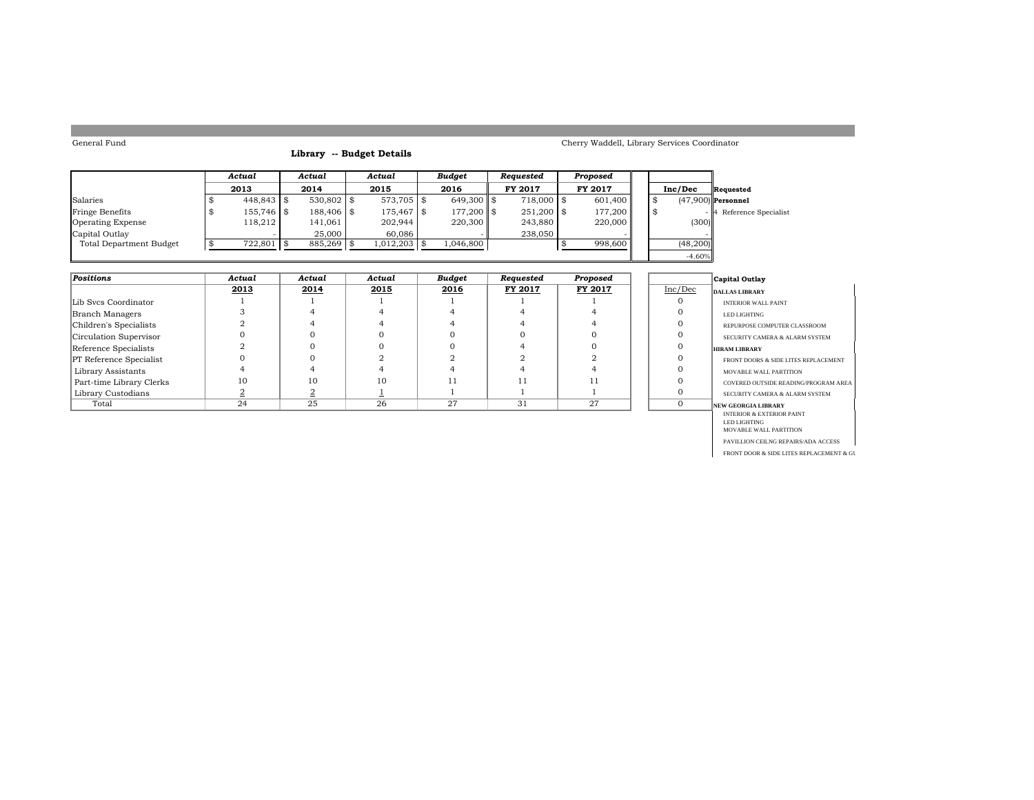General Fund

Cherry Waddell, Library Services Coordinator

## Library -- Budget Details

| | Actual 2013 | Actual 2014 | Actual 2015 | Budget 2016 | Requested FY 2017 | Proposed FY 2017 | Inc/Dec |
|---|---|---|---|---|---|---|---|
| Salaries | $ 448,843 | $ 530,802 | $ 573,705 | $ 649,300 | $ 718,000 | $ 601,400 | $ (47,900) |
| Fringe Benefits | $ 155,746 | $ 188,406 | $ 175,467 | $ 177,200 | $ 251,200 | $ 177,200 | $ - |
| Operating Expense | 118,212 | 141,061 | 202,944 | 220,300 | 243,880 | 220,000 | (300) |
| Capital Outlay | - | 25,000 | 60,086 | - | 238,050 | - | - |
| Total Department Budget | $ 722,801 | $ 885,269 | $ 1,012,203 | $ 1,046,800 | | $ 998,600 | (48,200) |
| | | | | | | | -4.60% |

**Requested**

**Personnel**

4 Reference Specialist

| Positions | Actual 2013 | Actual 2014 | Actual 2015 | Budget 2016 | Requested FY 2017 | Proposed FY 2017 | Inc/Dec |
|---|---|---|---|---|---|---|---|
| Lib Svcs Coordinator | 1 | 1 | 1 | 1 | 1 | 1 | 0 |
| Branch Managers | 3 | 4 | 4 | 4 | 4 | 4 | 0 |
| Children's Specialists | 2 | 4 | 4 | 4 | 4 | 4 | 0 |
| Circulation Supervisor | 0 | 0 | 0 | 0 | 0 | 0 | 0 |
| Reference Specialists | 2 | 0 | 0 | 0 | 4 | 0 | 0 |
| PT Reference Specialist | 0 | 0 | 2 | 2 | 2 | 2 | 0 |
| Library Assistants | 4 | 4 | 4 | 4 | 4 | 4 | 0 |
| Part-time Library Clerks | 10 | 10 | 10 | 11 | 11 | 11 | 0 |
| Library Custodians | 2 | 2 | 1 | 1 | 1 | 1 | 0 |
| Total | 24 | 25 | 26 | 27 | 31 | 27 | 0 |

**Capital Outlay**

**DALLAS LIBRARY**
- INTERIOR WALL PAINT
- LED LIGHTING
- REPURPOSE COMPUTER CLASSROOM
- SECURITY CAMERA & ALARM SYSTEM

**HIRAM LIBRARY**
- FRONT DOORS & SIDE LITES REPLACEMENT
- MOVABLE WALL PARTITION
- COVERED OUTSIDE READING/PROGRAM AREA
- SECURITY CAMERA & ALARM SYSTEM

**NEW GEORGIA LIBRARY**
- INTERIOR & EXTERIOR PAINT
- LED LIGHTING
- MOVABLE WALL PARTITION
- PAVILLION CEILNG REPAIRS/ADA ACCESS
- FRONT DOOR & SIDE LITES REPLACEMENT & GU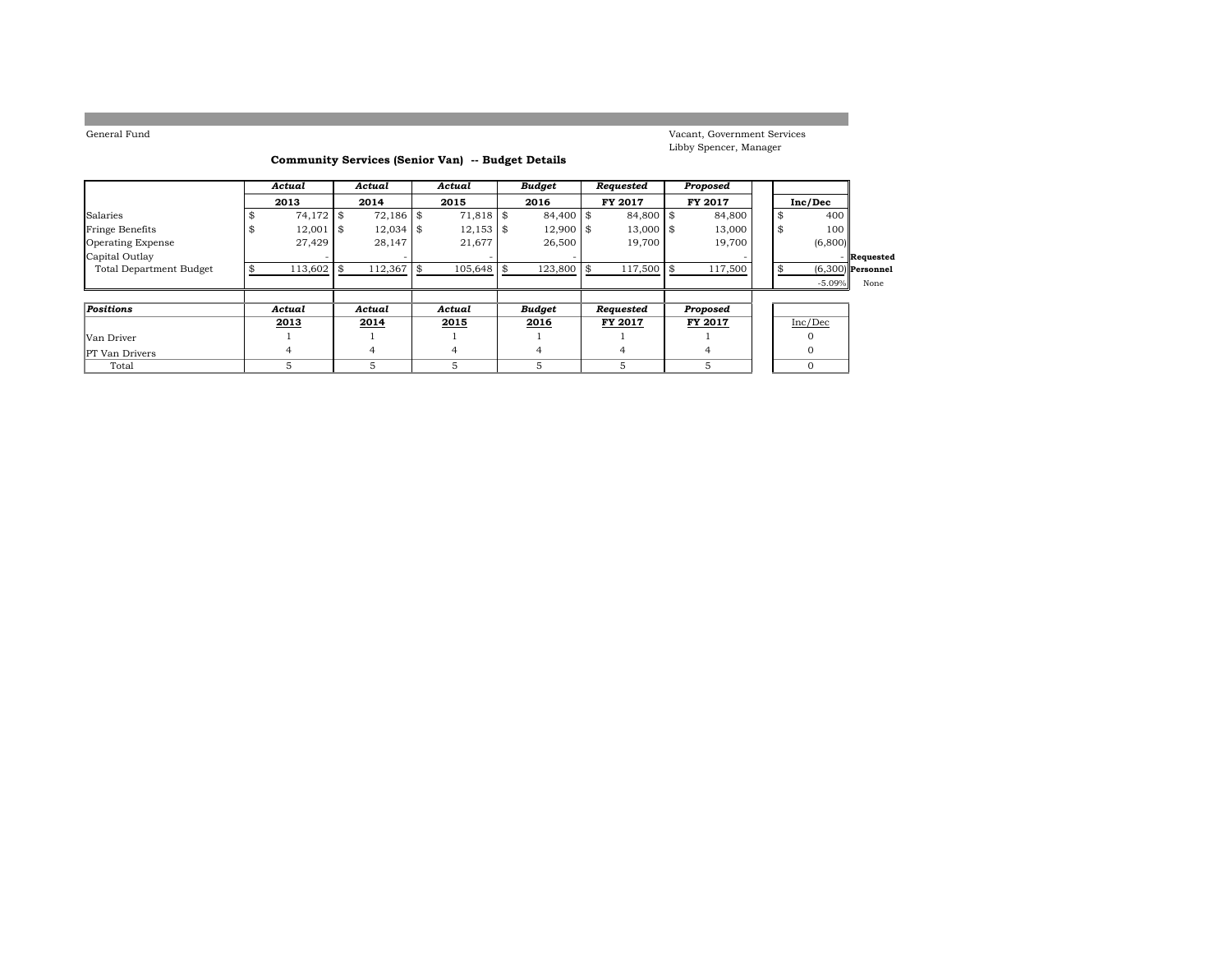General Fund

Vacant, Government Services
Libby Spencer, Manager

**Community Services (Senior Van) -- Budget Details**

| | *Actual* 2013 | *Actual* 2014 | *Actual* 2015 | *Budget* 2016 | *Requested* FY 2017 | *Proposed* FY 2017 | Inc/Dec |
|---|---|---|---|---|---|---|---|
| Salaries | $ 74,172 | $ 72,186 | $ 71,818 | $ 84,400 | $ 84,800 | $ 84,800 | $ 400 |
| Fringe Benefits | $ 12,001 | $ 12,034 | $ 12,153 | $ 12,900 | $ 13,000 | $ 13,000 | $ 100 |
| Operating Expense | 27,429 | 28,147 | 21,677 | 26,500 | 19,700 | 19,700 | (6,800) |
| Capital Outlay | - | - | - | - | | - | - |
| Total Department Budget | $ 113,602 | $ 112,367 | $ 105,648 | $ 123,800 | $ 117,500 | $ 117,500 | $ (6,300) |
| | | | | | | | -5.09% |

**Requested Personnel**
None

| *Positions* | *Actual* 2013 | *Actual* 2014 | *Actual* 2015 | *Budget* 2016 | *Requested* FY 2017 | *Proposed* FY 2017 | Inc/Dec |
|---|---|---|---|---|---|---|---|
| Van Driver | 1 | 1 | 1 | 1 | 1 | 1 | 0 |
| PT Van Drivers | 4 | 4 | 4 | 4 | 4 | 4 | 0 |
| Total | 5 | 5 | 5 | 5 | 5 | 5 | 0 |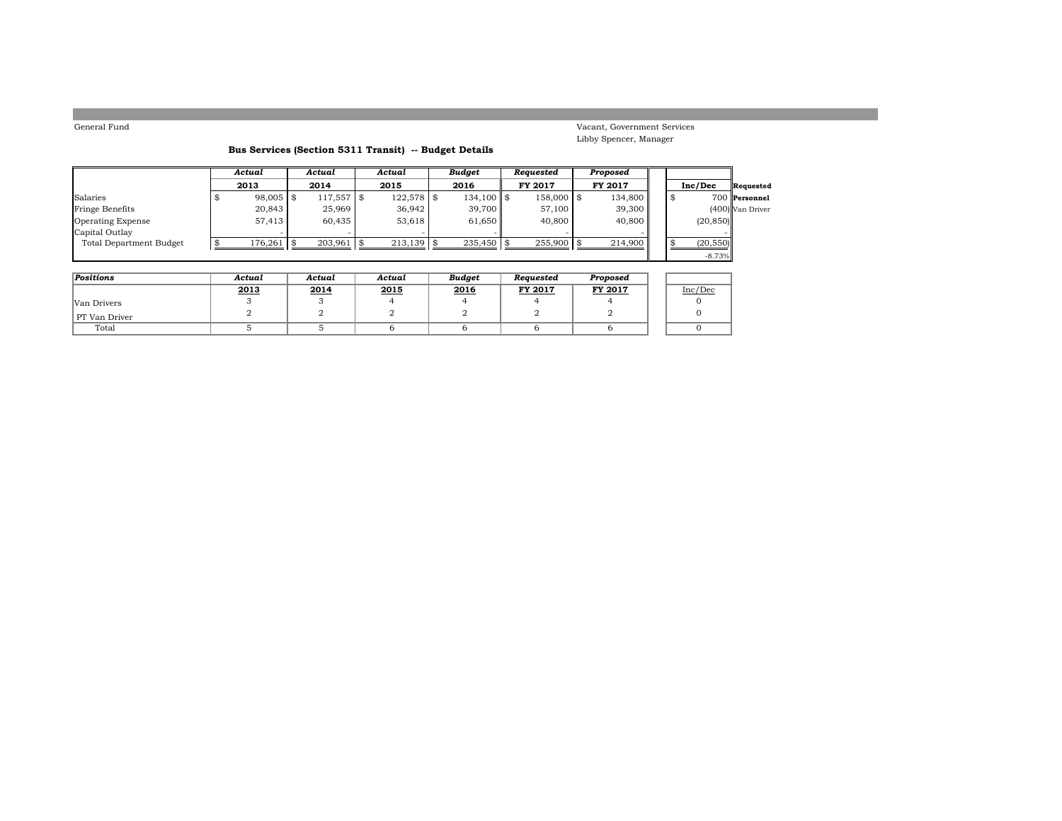General Fund

Vacant, Government Services
Libby Spencer, Manager

### Bus Services (Section 5311 Transit) -- Budget Details

| | Actual | Actual | Actual | Budget | Requested | Proposed | | |
|---|---|---|---|---|---|---|---|---|
| | 2013 | 2014 | 2015 | 2016 | FY 2017 | FY 2017 | Inc/Dec | Requested |
| Salaries | $ 98,005 | $ 117,557 | $ 122,578 | $ 134,100 | $ 158,000 | $ 134,800 | $ 700 | **Personnel** |
| Fringe Benefits | 20,843 | 25,969 | 36,942 | 39,700 | 57,100 | 39,300 | (400) | Van Driver |
| Operating Expense | 57,413 | 60,435 | 53,618 | 61,650 | 40,800 | 40,800 | (20,850) | |
| Capital Outlay | - | - | - | - | - | - | - | |
| Total Department Budget | $ 176,261 | $ 203,961 | $ 213,139 | $ 235,450 | $ 255,900 | $ 214,900 | $ (20,550) | |
| | | | | | | | -8.73% | |

| Positions | Actual | Actual | Actual | Budget | Requested | Proposed | |
|---|---|---|---|---|---|---|---|
| | 2013 | 2014 | 2015 | 2016 | FY 2017 | FY 2017 | Inc/Dec |
| Van Drivers | 3 | 3 | 4 | 4 | 4 | 4 | 0 |
| PT Van Driver | 2 | 2 | 2 | 2 | 2 | 2 | 0 |
| Total | 5 | 5 | 6 | 6 | 6 | 6 | 0 |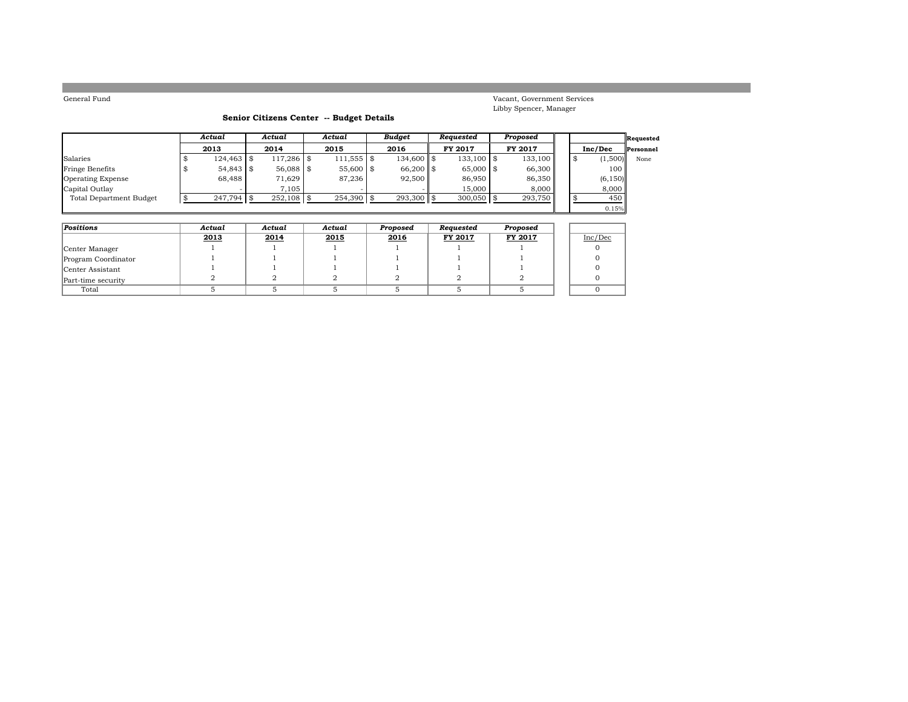General Fund

Vacant, Government Services
Libby Spencer, Manager

### Senior Citizens Center -- Budget Details

| | *Actual* 2013 | *Actual* 2014 | *Actual* 2015 | *Budget* 2016 | *Requested* FY 2017 | *Proposed* FY 2017 | Inc/Dec | Requested Personnel |
|---|---|---|---|---|---|---|---|---|
| Salaries | $ 124,463 | $ 117,286 | $ 111,555 | $ 134,600 | $ 133,100 | $ 133,100 | $ (1,500) | None |
| Fringe Benefits | $ 54,843 | $ 56,088 | $ 55,600 | $ 66,200 | $ 65,000 | $ 66,300 | 100 | |
| Operating Expense | 68,488 | 71,629 | 87,236 | 92,500 | 86,950 | 86,350 | (6,150) | |
| Capital Outlay | - | 7,105 | - | - | 15,000 | 8,000 | 8,000 | |
| Total Department Budget | $ 247,794 | $ 252,108 | $ 254,390 | $ 293,300 | $ 300,050 | $ 293,750 | $ 450 | |
| | | | | | | | 0.15% | |

| *Positions* | *Actual* 2013 | *Actual* 2014 | *Actual* 2015 | *Proposed* 2016 | *Requested* FY 2017 | *Proposed* FY 2017 | Inc/Dec |
|---|---|---|---|---|---|---|---|
| Center Manager | 1 | 1 | 1 | 1 | 1 | 1 | 0 |
| Program Coordinator | 1 | 1 | 1 | 1 | 1 | 1 | 0 |
| Center Assistant | 1 | 1 | 1 | 1 | 1 | 1 | 0 |
| Part-time security | 2 | 2 | 2 | 2 | 2 | 2 | 0 |
| Total | 5 | 5 | 5 | 5 | 5 | 5 | 0 |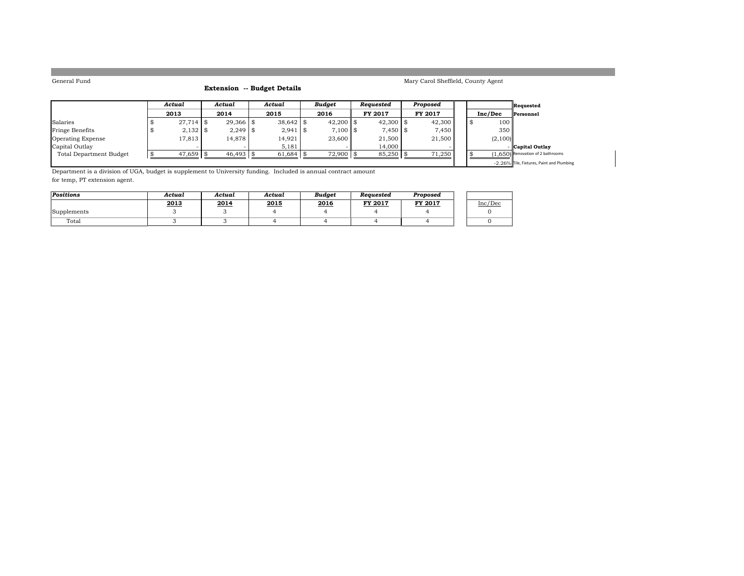General Fund

Mary Carol Sheffield, County Agent

## Extension -- Budget Details

| | *Actual* | *Actual* | *Actual* | *Budget* | *Requested* | *Proposed* | | |
|---|---|---|---|---|---|---|---|---|
| | **2013** | **2014** | **2015** | **2016** | **FY 2017** | **FY 2017** | **Inc/Dec** | **Requested Personnel** |
| Salaries | $ 27,714 | $ 29,366 | $ 38,642 | $ 42,200 | $ 42,300 | $ 42,300 | $ 100 | |
| Fringe Benefits | $ 2,132 | $ 2,249 | $ 2,941 | $ 7,100 | $ 7,450 | $ 7,450 | 350 | |
| Operating Expense | 17,813 | 14,878 | 14,921 | 23,600 | 21,500 | 21,500 | (2,100) | |
| Capital Outlay | - | - | 5,181 | - | 14,000 | - | - | **Capital Outlay** |
| Total Department Budget | $ 47,659 | $ 46,493 | $ 61,684 | $ 72,900 | $ 85,250 | $ 71,250 | $ (1,650) | Renovation of 2 bathrooms |
| | | | | | | | -2.26% | Tile, Fixtures, Paint and Plumbing |

Department is a division of UGA, budget is supplement to University funding. Included is annual contract amount for temp, PT extension agent.

| *Positions* | *Actual* | *Actual* | *Actual* | *Budget* | *Requested* | *Proposed* | |
|---|---|---|---|---|---|---|---|
| | **2013** | **2014** | **2015** | **2016** | **FY 2017** | **FY 2017** | Inc/Dec |
| Supplements | 3 | 3 | 4 | 4 | 4 | 4 | 0 |
| Total | 3 | 3 | 4 | 4 | 4 | 4 | 0 |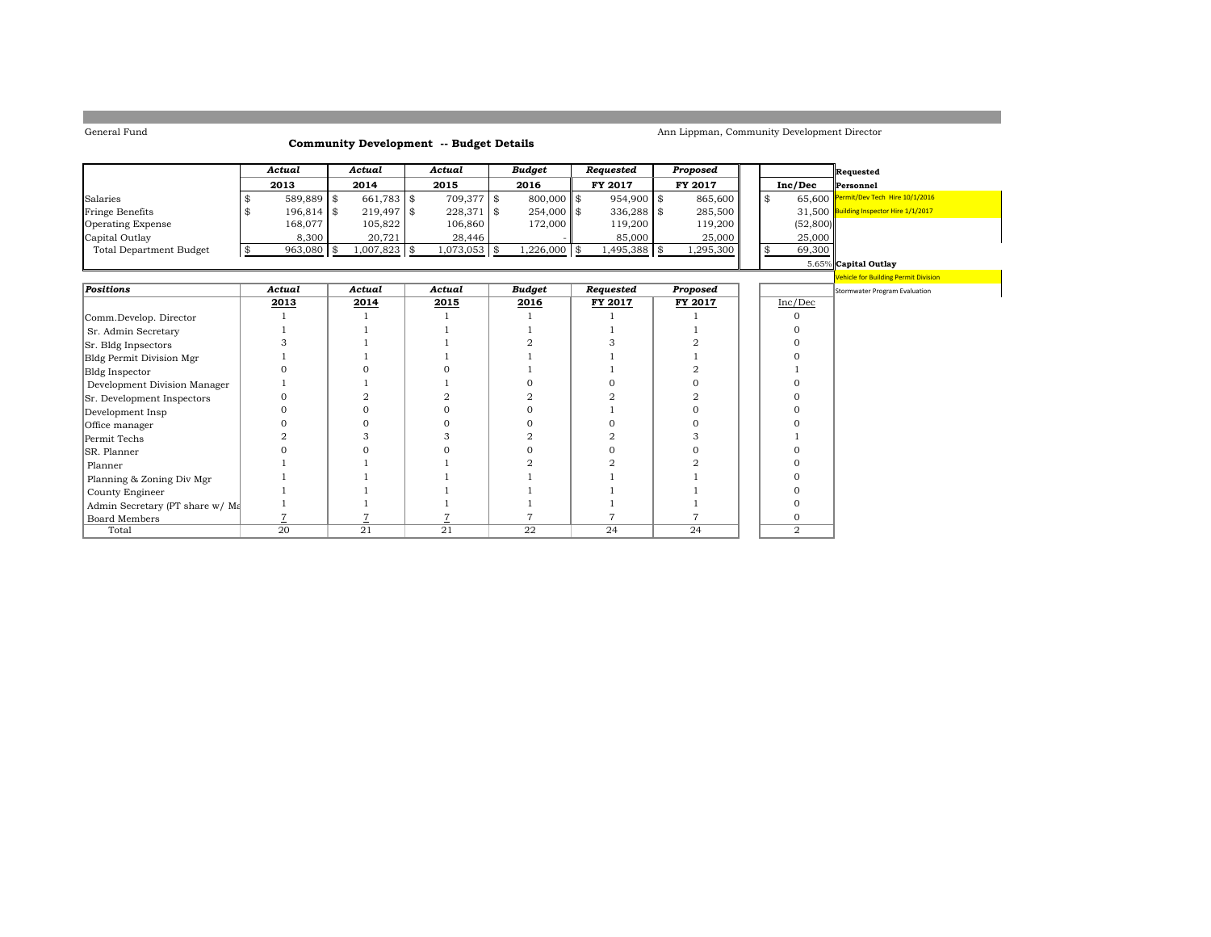General Fund

Ann Lippman, Community Development Director

## Community Development -- Budget Details

| | Actual 2013 | Actual 2014 | Actual 2015 | Budget 2016 | Requested FY 2017 | Proposed FY 2017 | Inc/Dec |
|---|---|---|---|---|---|---|---|
| Salaries | $ 589,889 | $ 661,783 | $ 709,377 | $ 800,000 | $ 954,900 | $ 865,600 | $ 65,600 |
| Fringe Benefits | $ 196,814 | $ 219,497 | $ 228,371 | $ 254,000 | $ 336,288 | $ 285,500 | 31,500 |
| Operating Expense | 168,077 | 105,822 | 106,860 | 172,000 | 119,200 | 119,200 | (52,800) |
| Capital Outlay | 8,300 | 20,721 | 28,446 | - | 85,000 | 25,000 | 25,000 |
| Total Department Budget | $ 963,080 | $ 1,007,823 | $ 1,073,053 | $ 1,226,000 | $ 1,495,388 | $ 1,295,300 | $ 69,300 |
| | | | | | | | 5.65% |

**Requested**

**Personnel**

- Permit/Dev Tech Hire 10/1/2016
- Building Inspector Hire 1/1/2017

**Capital Outlay**

- Vehicle for Building Permit Division
- Stormwater Program Evaluation

| Positions | Actual 2013 | Actual 2014 | Actual 2015 | Budget 2016 | Requested FY 2017 | Proposed FY 2017 | Inc/Dec |
|---|---|---|---|---|---|---|---|
| Comm.Develop. Director | 1 | 1 | 1 | 1 | 1 | 1 | 0 |
| Sr. Admin Secretary | 1 | 1 | 1 | 1 | 1 | 1 | 0 |
| Sr. Bldg Inpsectors | 3 | 1 | 1 | 2 | 3 | 2 | 0 |
| Bldg Permit Division Mgr | 1 | 1 | 1 | 1 | 1 | 1 | 0 |
| Bldg Inspector | 0 | 0 | 0 | 1 | 1 | 2 | 1 |
| Development Division Manager | 1 | 1 | 1 | 0 | 0 | 0 | 0 |
| Sr. Development Inspectors | 0 | 2 | 2 | 2 | 2 | 2 | 0 |
| Development Insp | 0 | 0 | 0 | 0 | 1 | 0 | 0 |
| Office manager | 0 | 0 | 0 | 0 | 0 | 0 | 0 |
| Permit Techs | 2 | 3 | 3 | 2 | 2 | 3 | 1 |
| SR. Planner | 0 | 0 | 0 | 0 | 0 | 0 | 0 |
| Planner | 1 | 1 | 1 | 2 | 2 | 2 | 0 |
| Planning & Zoning Div Mgr | 1 | 1 | 1 | 1 | 1 | 1 | 0 |
| County Engineer | 1 | 1 | 1 | 1 | 1 | 1 | 0 |
| Admin Secretary (PT share w/ Ma | 1 | 1 | 1 | 1 | 1 | 1 | 0 |
| Board Members | 7 | 7 | 7 | 7 | 7 | 7 | 0 |
| Total | 20 | 21 | 21 | 22 | 24 | 24 | 2 |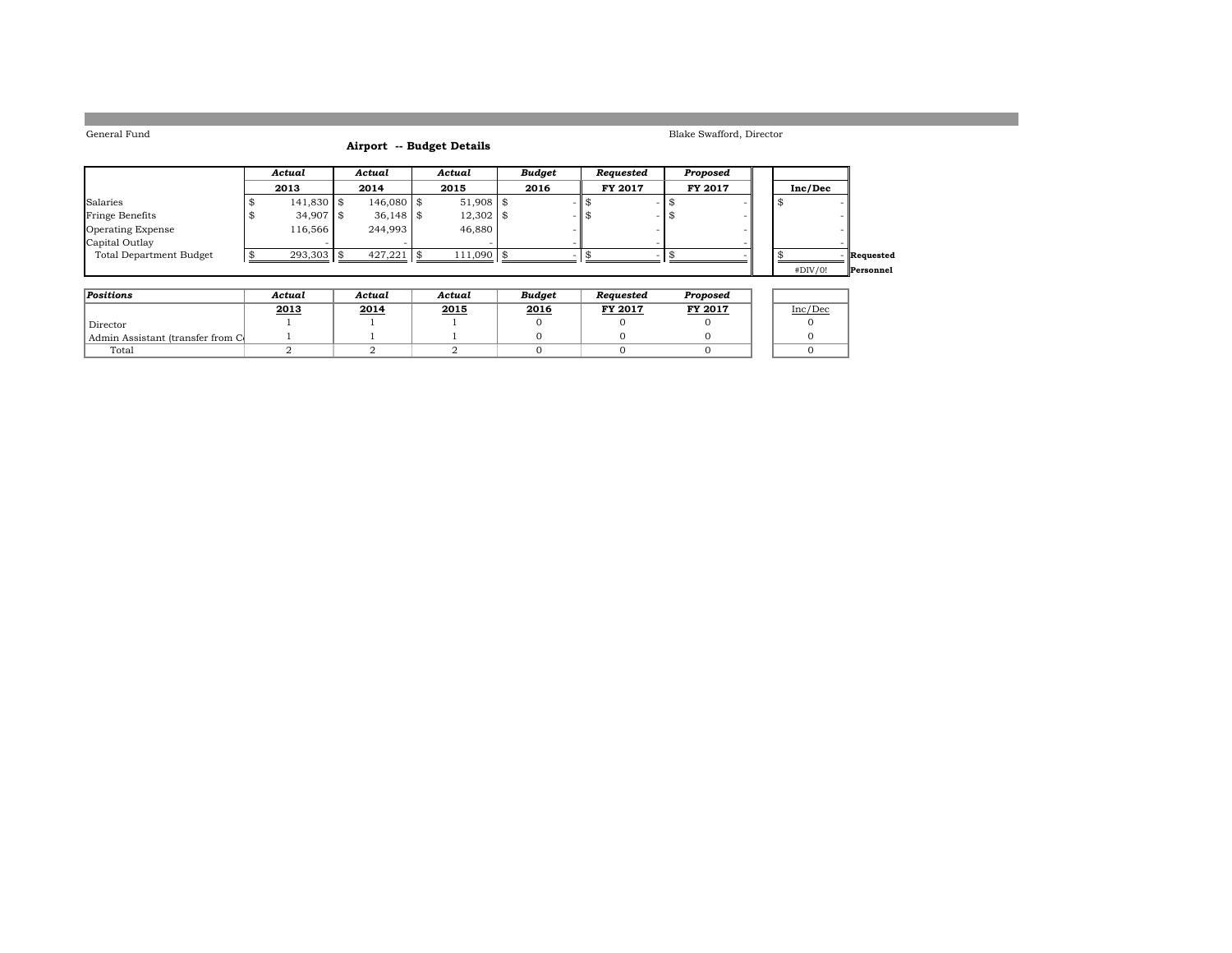General Fund

Blake Swafford, Director

## Airport -- Budget Details

| | *Actual* 2013 | *Actual* 2014 | *Actual* 2015 | *Budget* 2016 | *Requested* FY 2017 | *Proposed* FY 2017 | Inc/Dec | |
|---|---|---|---|---|---|---|---|---|
| Salaries | $ 141,830 | $ 146,080 | $ 51,908 | $ - | $ - | $ - | $ - | |
| Fringe Benefits | $ 34,907 | $ 36,148 | $ 12,302 | $ - | $ - | $ - | - | |
| Operating Expense | 116,566 | 244,993 | 46,880 | - | - | - | - | |
| Capital Outlay | - | - | - | - | - | - | - | |
| Total Department Budget | $ 293,303 | $ 427,221 | $ 111,090 | $ - | $ - | $ - | $ - | **Requested** |
| | | | | | | | #DIV/0! | **Personnel** |

| *Positions* | *Actual* 2013 | *Actual* 2014 | *Actual* 2015 | *Budget* 2016 | *Requested* FY 2017 | *Proposed* FY 2017 | Inc/Dec |
|---|---|---|---|---|---|---|---|
| Director | 1 | 1 | 1 | 0 | 0 | 0 | 0 |
| Admin Assistant (transfer from C | 1 | 1 | 1 | 0 | 0 | 0 | 0 |
| Total | 2 | 2 | 2 | 0 | 0 | 0 | 0 |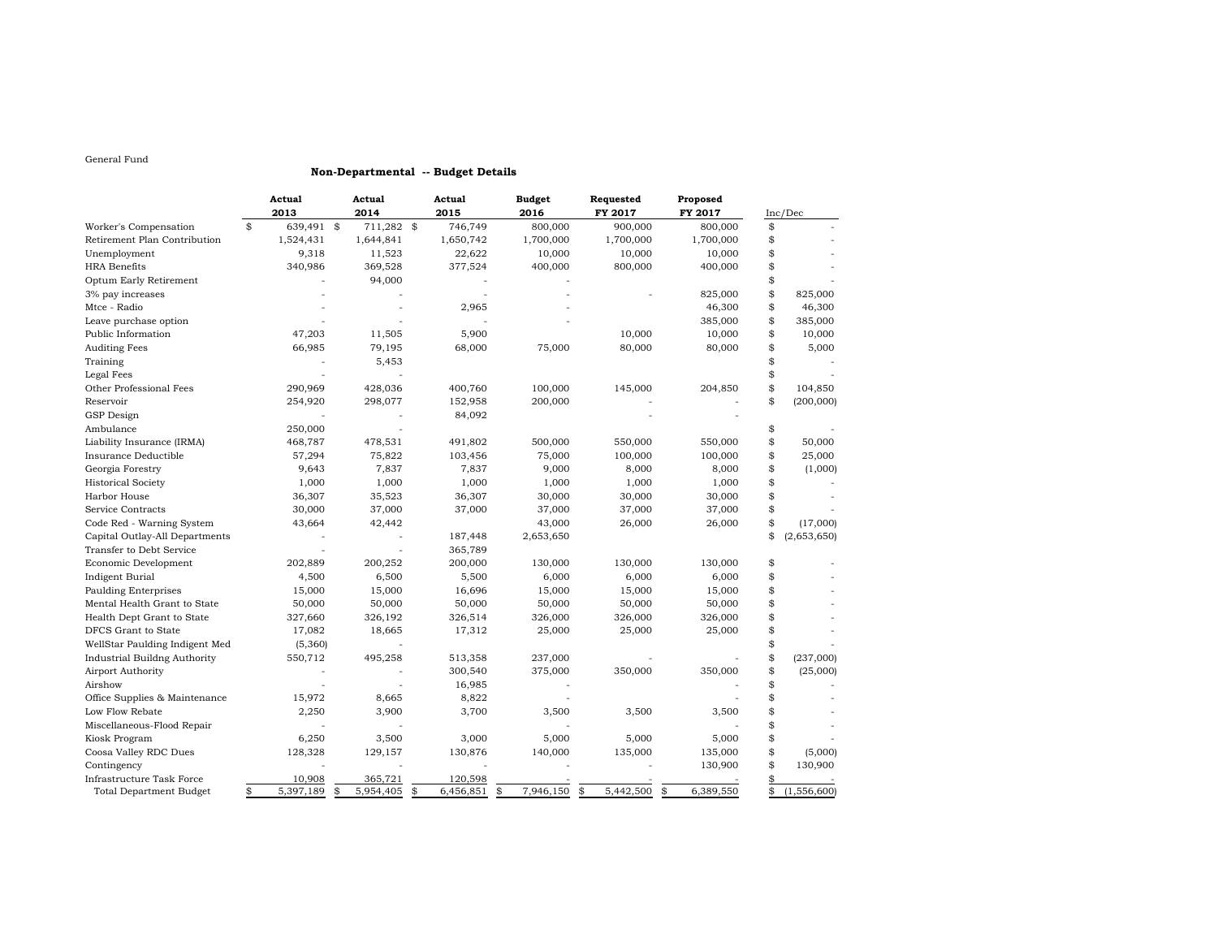General Fund

## Non-Departmental -- Budget Details

| | Actual 2013 | Actual 2014 | Actual 2015 | Budget 2016 | Requested FY 2017 | Proposed FY 2017 | Inc/Dec |
|---|---|---|---|---|---|---|---|
| Worker's Compensation | $ 639,491 | $ 711,282 | $ 746,749 | 800,000 | 900,000 | 800,000 | $ - |
| Retirement Plan Contribution | 1,524,431 | 1,644,841 | 1,650,742 | 1,700,000 | 1,700,000 | 1,700,000 | $ - |
| Unemployment | 9,318 | 11,523 | 22,622 | 10,000 | 10,000 | 10,000 | $ - |
| HRA Benefits | 340,986 | 369,528 | 377,524 | 400,000 | 800,000 | 400,000 | $ - |
| Optum Early Retirement | - | 94,000 | - | - | | | $ - |
| 3% pay increases | - | - | - | - | - | 825,000 | $ 825,000 |
| Mtce - Radio | - | - | 2,965 | - | | 46,300 | $ 46,300 |
| Leave purchase option | - | - | - | - | | 385,000 | $ 385,000 |
| Public Information | 47,203 | 11,505 | 5,900 | | 10,000 | 10,000 | $ 10,000 |
| Auditing Fees | 66,985 | 79,195 | 68,000 | 75,000 | 80,000 | 80,000 | $ 5,000 |
| Training | - | 5,453 | | | | | $ - |
| Legal Fees | - | - | | | | | $ - |
| Other Professional Fees | 290,969 | 428,036 | 400,760 | 100,000 | 145,000 | 204,850 | $ 104,850 |
| Reservoir | 254,920 | 298,077 | 152,958 | 200,000 | - | - | $ (200,000) |
| GSP Design | - | - | 84,092 | | - | - | |
| Ambulance | 250,000 | - | | | | | $ - |
| Liability Insurance (IRMA) | 468,787 | 478,531 | 491,802 | 500,000 | 550,000 | 550,000 | $ 50,000 |
| Insurance Deductible | 57,294 | 75,822 | 103,456 | 75,000 | 100,000 | 100,000 | $ 25,000 |
| Georgia Forestry | 9,643 | 7,837 | 7,837 | 9,000 | 8,000 | 8,000 | $ (1,000) |
| Historical Society | 1,000 | 1,000 | 1,000 | 1,000 | 1,000 | 1,000 | $ - |
| Harbor House | 36,307 | 35,523 | 36,307 | 30,000 | 30,000 | 30,000 | $ - |
| Service Contracts | 30,000 | 37,000 | 37,000 | 37,000 | 37,000 | 37,000 | $ - |
| Code Red - Warning System | 43,664 | 42,442 | | 43,000 | 26,000 | 26,000 | $ (17,000) |
| Capital Outlay-All Departments | - | - | 187,448 | 2,653,650 | | | $ (2,653,650) |
| Transfer to Debt Service | - | - | 365,789 | | | | |
| Economic Development | 202,889 | 200,252 | 200,000 | 130,000 | 130,000 | 130,000 | $ - |
| Indigent Burial | 4,500 | 6,500 | 5,500 | 6,000 | 6,000 | 6,000 | $ - |
| Paulding Enterprises | 15,000 | 15,000 | 16,696 | 15,000 | 15,000 | 15,000 | $ - |
| Mental Health Grant to State | 50,000 | 50,000 | 50,000 | 50,000 | 50,000 | 50,000 | $ - |
| Health Dept Grant to State | 327,660 | 326,192 | 326,514 | 326,000 | 326,000 | 326,000 | $ - |
| DFCS Grant to State | 17,082 | 18,665 | 17,312 | 25,000 | 25,000 | 25,000 | $ - |
| WellStar Paulding Indigent Med | (5,360) | - | | | | | $ - |
| Industrial Buildng Authority | 550,712 | 495,258 | 513,358 | 237,000 | - | - | $ (237,000) |
| Airport Authority | - | - | 300,540 | 375,000 | 350,000 | 350,000 | $ (25,000) |
| Airshow | - | - | 16,985 | - | | - | $ - |
| Office Supplies & Maintenance | 15,972 | 8,665 | 8,822 | - | | - | $ - |
| Low Flow Rebate | 2,250 | 3,900 | 3,700 | 3,500 | 3,500 | 3,500 | $ - |
| Miscellaneous-Flood Repair | - | - | | - | | - | $ - |
| Kiosk Program | 6,250 | 3,500 | 3,000 | 5,000 | 5,000 | 5,000 | $ - |
| Coosa Valley RDC Dues | 128,328 | 129,157 | 130,876 | 140,000 | 135,000 | 135,000 | $ (5,000) |
| Contingency | - | - | - | - | - | 130,900 | $ 130,900 |
| Infrastructure Task Force | 10,908 | 365,721 | 120,598 | - | - | - | $ - |
| Total Department Budget | $ 5,397,189 | $ 5,954,405 | $ 6,456,851 | $ 7,946,150 | $ 5,442,500 | $ 6,389,550 | $ (1,556,600) |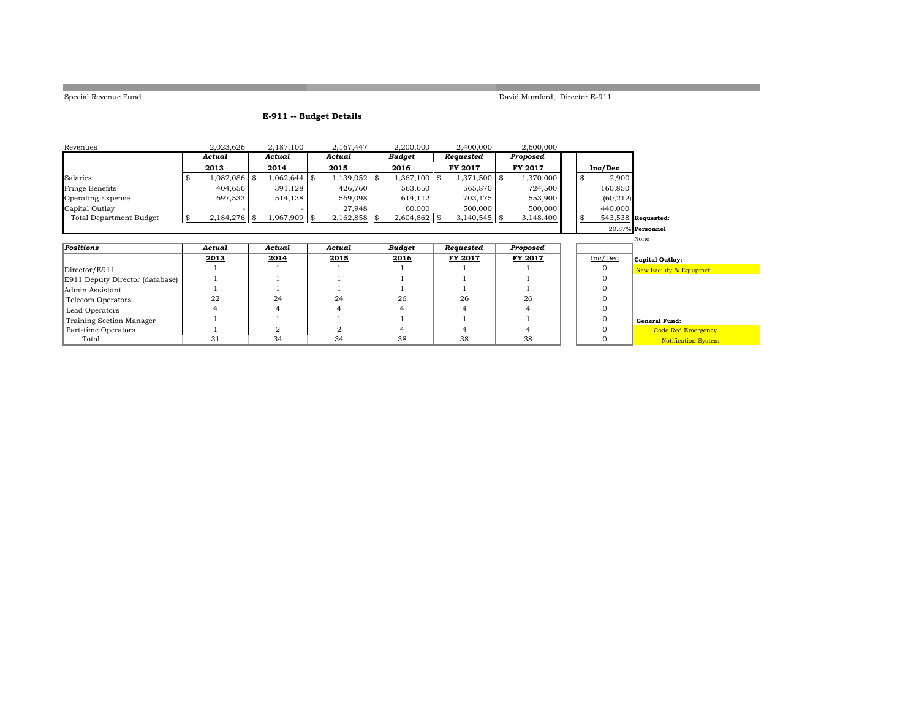Special Revenue Fund

David Mumford, Director E-911

### E-911 -- Budget Details

| | Actual | Actual | Actual | Budget | Requested | Proposed | | |
|---|---|---|---|---|---|---|---|---|
| Revenues | 2,023,626 | 2,187,100 | 2,167,447 | 2,200,000 | 2,400,000 | 2,600,000 | | |
| | 2013 | 2014 | 2015 | 2016 | FY 2017 | FY 2017 | Inc/Dec | |
| Salaries | $ 1,082,086 | $ 1,062,644 | $ 1,139,052 | $ 1,367,100 | $ 1,371,500 | $ 1,370,000 | $ 2,900 | |
| Fringe Benefits | 404,656 | 391,128 | 426,760 | 563,650 | 565,870 | 724,500 | 160,850 | |
| Operating Expense | 697,533 | 514,138 | 569,098 | 614,112 | 703,175 | 553,900 | (60,212) | |
| Capital Outlay | - | - | 27,948 | 60,000 | 500,000 | 500,000 | 440,000 | |
| Total Department Budget | $ 2,184,276 | $ 1,967,909 | $ 2,162,858 | $ 2,604,862 | $ 3,140,545 | $ 3,148,400 | $ 543,538 | **Requested:** |
| | | | | | | | 20.87% | **Personnel** |
| | | | | | | | | None |

| Positions | Actual 2013 | Actual 2014 | Actual 2015 | Budget 2016 | Requested FY 2017 | Proposed FY 2017 | Inc/Dec | |
|---|---|---|---|---|---|---|---|---|
| Director/E911 | 1 | 1 | 1 | 1 | 1 | 1 | 0 | **Capital Outlay:** New Facility & Equipmet |
| E911 Deputy Director (database) | 1 | 1 | 1 | 1 | 1 | 1 | 0 | |
| Admin Assistant | 1 | 1 | 1 | 1 | 1 | 1 | 0 | |
| Telecom Operators | 22 | 24 | 24 | 26 | 26 | 26 | 0 | |
| Lead Operators | 4 | 4 | 4 | 4 | 4 | 4 | 0 | |
| Training Section Manager | 1 | 1 | 1 | 1 | 1 | 1 | 0 | **General Fund:** |
| Part-time Operators | 1 | 2 | 2 | 4 | 4 | 4 | 0 | Code Red Emergency |
| Total | 31 | 34 | 34 | 38 | 38 | 38 | 0 | Notification System |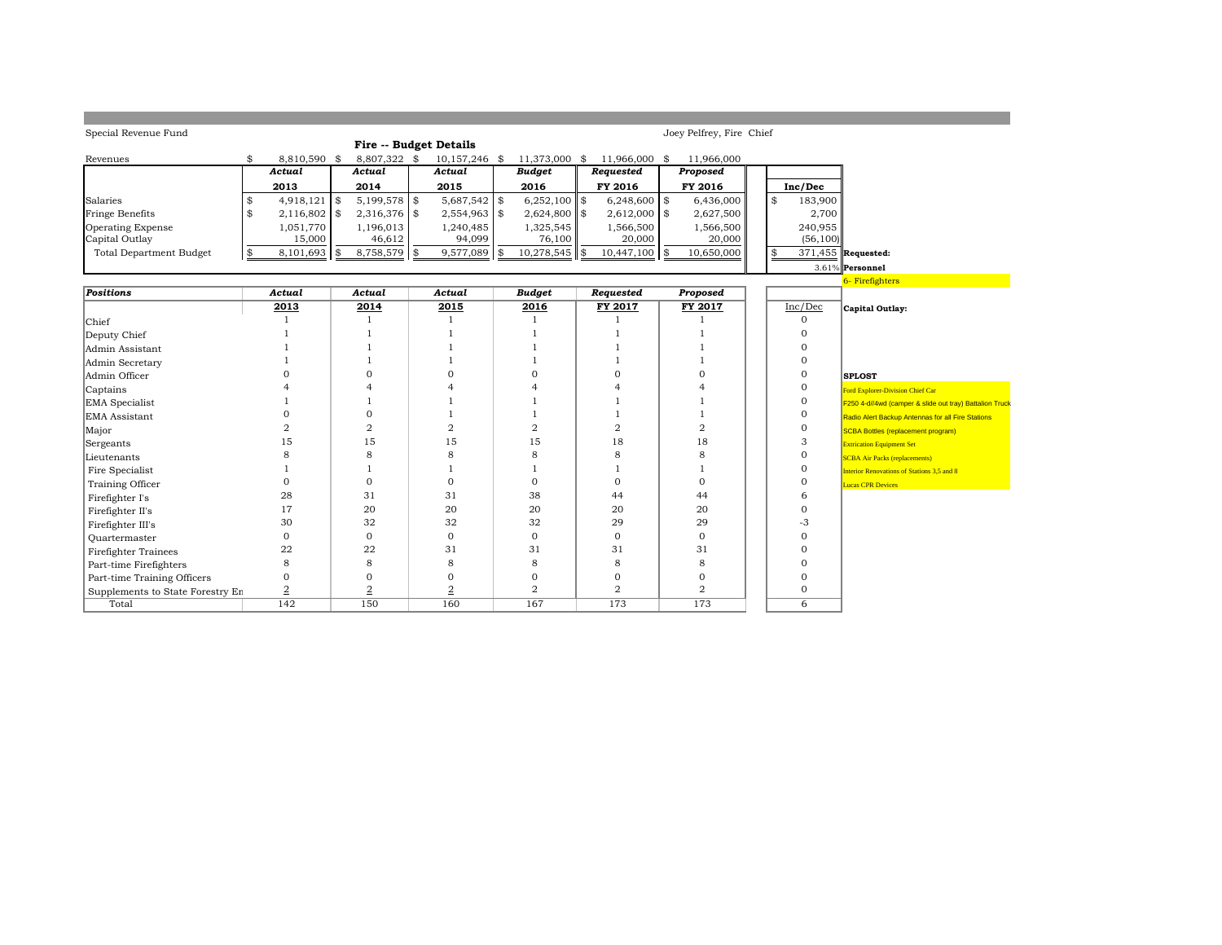Special Revenue Fund

Joey Pelfrey, Fire Chief

## Fire -- Budget Details

| | Actual 2013 | Actual 2014 | Actual 2015 | Budget 2016 | Requested FY 2016 | Proposed FY 2016 | Inc/Dec |
|---|---|---|---|---|---|---|---|
| Revenues | $ 8,810,590 | $ 8,807,322 | $ 10,157,246 | $ 11,373,000 | $ 11,966,000 | $ 11,966,000 | |
| Salaries | $ 4,918,121 | $ 5,199,578 | $ 5,687,542 | $ 6,252,100 | $ 6,248,600 | $ 6,436,000 | $ 183,900 |
| Fringe Benefits | $ 2,116,802 | $ 2,316,376 | $ 2,554,963 | $ 2,624,800 | $ 2,612,000 | $ 2,627,500 | 2,700 |
| Operating Expense | 1,051,770 | 1,196,013 | 1,240,485 | 1,325,545 | 1,566,500 | 1,566,500 | 240,955 |
| Capital Outlay | 15,000 | 46,612 | 94,099 | 76,100 | 20,000 | 20,000 | (56,100) |
| Total Department Budget | $ 8,101,693 | $ 8,758,579 | $ 9,577,089 | $ 10,278,545 | $ 10,447,100 | $ 10,650,000 | $ 371,455 |
| | | | | | | | 3.61% |

**Requested:**

**Personnel**

6- Firefighters

| Positions | Actual 2013 | Actual 2014 | Actual 2015 | Budget 2016 | Requested FY 2017 | Proposed FY 2017 | Inc/Dec |
|---|---|---|---|---|---|---|---|
| Chief | 1 | 1 | 1 | 1 | 1 | 1 | 0 |
| Deputy Chief | 1 | 1 | 1 | 1 | 1 | 1 | 0 |
| Admin Assistant | 1 | 1 | 1 | 1 | 1 | 1 | 0 |
| Admin Secretary | 1 | 1 | 1 | 1 | 1 | 1 | 0 |
| Admin Officer | 0 | 0 | 0 | 0 | 0 | 0 | 0 |
| Captains | 4 | 4 | 4 | 4 | 4 | 4 | 0 |
| EMA Specialist | 1 | 1 | 1 | 1 | 1 | 1 | 0 |
| EMA Assistant | 0 | 0 | 1 | 1 | 1 | 1 | 0 |
| Major | 2 | 2 | 2 | 2 | 2 | 2 | 0 |
| Sergeants | 15 | 15 | 15 | 15 | 18 | 18 | 3 |
| Lieutenants | 8 | 8 | 8 | 8 | 8 | 8 | 0 |
| Fire Specialist | 1 | 1 | 1 | 1 | 1 | 1 | 0 |
| Training Officer | 0 | 0 | 0 | 0 | 0 | 0 | 0 |
| Firefighter I's | 28 | 31 | 31 | 38 | 44 | 44 | 6 |
| Firefighter II's | 17 | 20 | 20 | 20 | 20 | 20 | 0 |
| Firefighter III's | 30 | 32 | 32 | 32 | 29 | 29 | -3 |
| Quartermaster | 0 | 0 | 0 | 0 | 0 | 0 | 0 |
| Firefighter Trainees | 22 | 22 | 31 | 31 | 31 | 31 | 0 |
| Part-time Firefighters | 8 | 8 | 8 | 8 | 8 | 8 | 0 |
| Part-time Training Officers | 0 | 0 | 0 | 0 | 0 | 0 | 0 |
| Supplements to State Forestry En | 2 | 2 | 2 | 2 | 2 | 2 | 0 |
| Total | 142 | 150 | 160 | 167 | 173 | 173 | 6 |

**Capital Outlay:**

**SPLOST**

- Ford Explorer-Division Chief Car
- F250 4-d//4wd (camper & slide out tray) Battalion Truck
- Radio Alert Backup Antennas for all Fire Stations
- SCBA Bottles (replacement program)
- Extrication Equipment Set
- SCBA Air Packs (replacements)
- Interior Renovations of Stations 3,5 and 8
- Lucas CPR Devices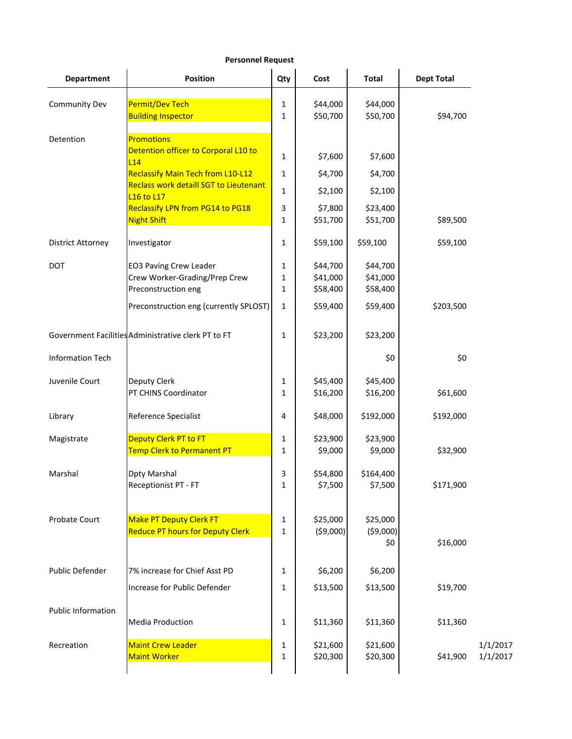**Personnel Request**

| Department | Position | Qty | Cost | Total | Dept Total | |
|---|---|---|---|---|---|---|
| Community Dev | Permit/Dev Tech | 1 | $44,000 | $44,000 | | |
| | Building Inspector | 1 | $50,700 | $50,700 | $94,700 | |
| Detention | Promotions | | | | | |
| | Detention officer to Corporal L10 to L14 | 1 | $7,600 | $7,600 | | |
| | Reclassify Main Tech from L10-L12 | 1 | $4,700 | $4,700 | | |
| | Reclass work detaill SGT to Lieutenant L16 to L17 | 1 | $2,100 | $2,100 | | |
| | Reclassify LPN from PG14 to PG18 | 3 | $7,800 | $23,400 | | |
| | Night Shift | 1 | $51,700 | $51,700 | $89,500 | |
| District Attorney | Investigator | 1 | $59,100 | $59,100 | $59,100 | |
| DOT | EO3 Paving Crew Leader | 1 | $44,700 | $44,700 | | |
| | Crew Worker-Grading/Prep Crew | 1 | $41,000 | $41,000 | | |
| | Preconstruction eng | 1 | $58,400 | $58,400 | | |
| | Preconstruction eng (currently SPLOST) | 1 | $59,400 | $59,400 | $203,500 | |
| Government Facilities | Administrative clerk PT to FT | 1 | $23,200 | $23,200 | | |
| Information Tech | | | | $0 | $0 | |
| Juvenile Court | Deputy Clerk | 1 | $45,400 | $45,400 | | |
| | PT CHINS Coordinator | 1 | $16,200 | $16,200 | $61,600 | |
| Library | Reference Specialist | 4 | $48,000 | $192,000 | $192,000 | |
| Magistrate | Deputy Clerk PT to FT | 1 | $23,900 | $23,900 | | |
| | Temp Clerk to Permanent PT | 1 | $9,000 | $9,000 | $32,900 | |
| Marshal | Dpty Marshal | 3 | $54,800 | $164,400 | | |
| | Receptionist PT - FT | 1 | $7,500 | $7,500 | $171,900 | |
| Probate Court | Make PT Deputy Clerk FT | 1 | $25,000 | $25,000 | | |
| | Reduce PT hours for Deputy Clerk | 1 | ($9,000) | ($9,000) | | |
| | | | | $0 | $16,000 | |
| Public Defender | 7% increase for Chief Asst PD | 1 | $6,200 | $6,200 | | |
| | Increase for Public Defender | 1 | $13,500 | $13,500 | $19,700 | |
| Public Information | Media Production | 1 | $11,360 | $11,360 | $11,360 | |
| Recreation | Maint Crew Leader | 1 | $21,600 | $21,600 | | 1/1/2017 |
| | Maint Worker | 1 | $20,300 | $20,300 | $41,900 | 1/1/2017 |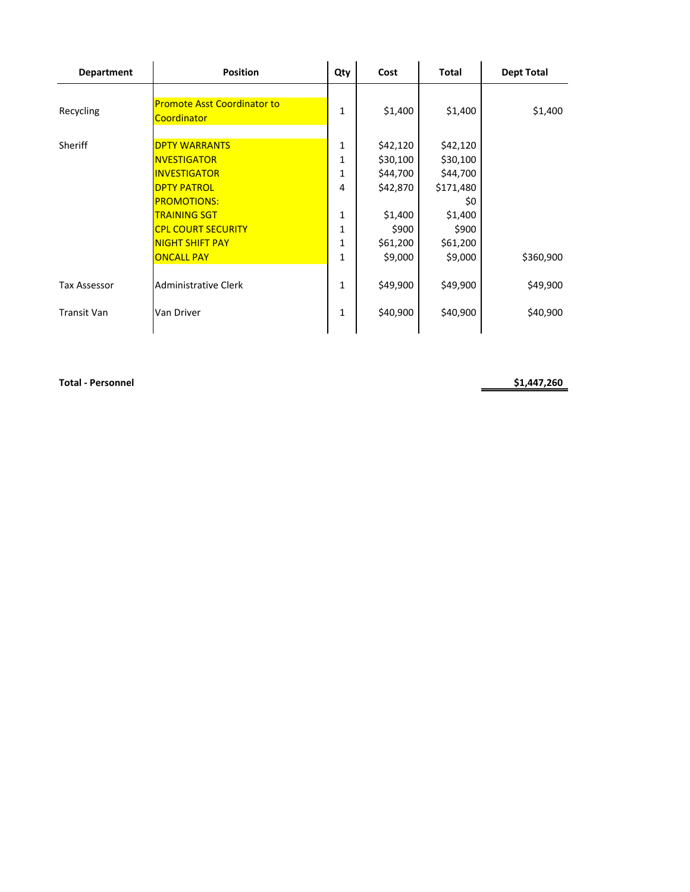| Department | Position | Qty | Cost | Total | Dept Total |
|---|---|---|---|---|---|
| Recycling | Promote Asst Coordinator to Coordinator | 1 | $1,400 | $1,400 | $1,400 |
| Sheriff | DPTY WARRANTS | 1 | $42,120 | $42,120 | |
| | NVESTIGATOR | 1 | $30,100 | $30,100 | |
| | INVESTIGATOR | 1 | $44,700 | $44,700 | |
| | DPTY PATROL | 4 | $42,870 | $171,480 | |
| | PROMOTIONS: | | | $0 | |
| | TRAINING SGT | 1 | $1,400 | $1,400 | |
| | CPL COURT SECURITY | 1 | $900 | $900 | |
| | NIGHT SHIFT PAY | 1 | $61,200 | $61,200 | |
| | ONCALL PAY | 1 | $9,000 | $9,000 | $360,900 |
| Tax Assessor | Administrative Clerk | 1 | $49,900 | $49,900 | $49,900 |
| Transit Van | Van Driver | 1 | $40,900 | $40,900 | $40,900 |

**Total - Personnel** **$1,447,260**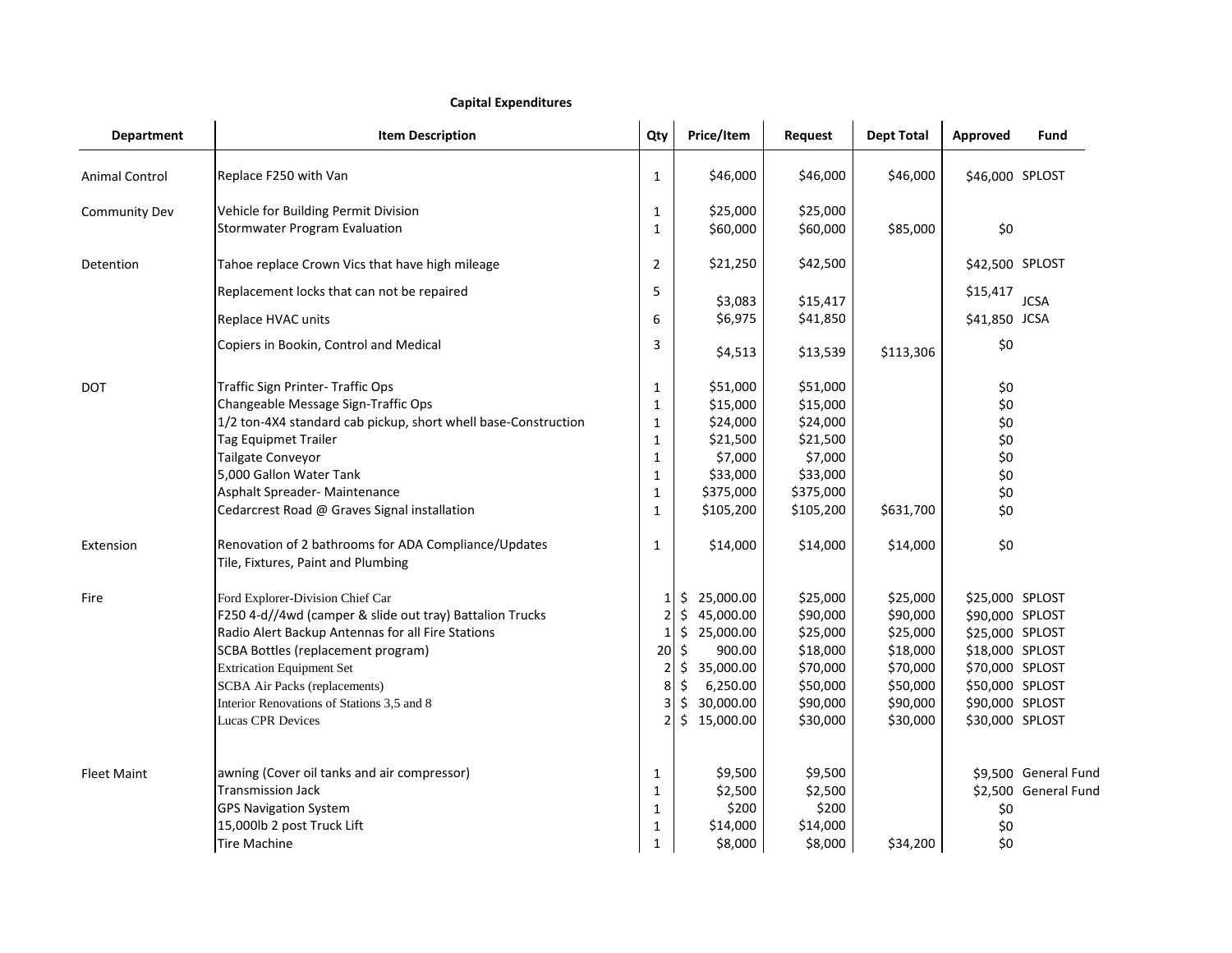**Capital Expenditures**

| Department | Item Description | Qty | Price/Item | Request | Dept Total | Approved | Fund |
|---|---|---|---|---|---|---|---|
| Animal Control | Replace F250 with Van | 1 | $46,000 | $46,000 | $46,000 | $46,000 | SPLOST |
| Community Dev | Vehicle for Building Permit Division | 1 | $25,000 | $25,000 | | | |
| | Stormwater Program Evaluation | 1 | $60,000 | $60,000 | $85,000 | $0 | |
| Detention | Tahoe replace Crown Vics that have high mileage | 2 | $21,250 | $42,500 | | $42,500 | SPLOST |
| | Replacement locks that can not be repaired | 5 | $3,083 | $15,417 | | $15,417 | JCSA |
| | Replace HVAC units | 6 | $6,975 | $41,850 | | $41,850 | JCSA |
| | Copiers in Bookin, Control and Medical | 3 | $4,513 | $13,539 | $113,306 | $0 | |
| DOT | Traffic Sign Printer- Traffic Ops | 1 | $51,000 | $51,000 | | $0 | |
| | Changeable Message Sign-Traffic Ops | 1 | $15,000 | $15,000 | | $0 | |
| | 1/2 ton-4X4 standard cab pickup, short whell base-Construction | 1 | $24,000 | $24,000 | | $0 | |
| | Tag Equipmet Trailer | 1 | $21,500 | $21,500 | | $0 | |
| | Tailgate Conveyor | 1 | $7,000 | $7,000 | | $0 | |
| | 5,000 Gallon Water Tank | 1 | $33,000 | $33,000 | | $0 | |
| | Asphalt Spreader- Maintenance | 1 | $375,000 | $375,000 | | $0 | |
| | Cedarcrest Road @ Graves Signal installation | 1 | $105,200 | $105,200 | $631,700 | $0 | |
| Extension | Renovation of 2 bathrooms for ADA Compliance/Updates Tile, Fixtures, Paint and Plumbing | 1 | $14,000 | $14,000 | $14,000 | $0 | |
| Fire | Ford Explorer-Division Chief Car | 1 | $ 25,000.00 | $25,000 | $25,000 | $25,000 | SPLOST |
| | F250 4-d//4wd (camper & slide out tray) Battalion Trucks | 2 | $ 45,000.00 | $90,000 | $90,000 | $90,000 | SPLOST |
| | Radio Alert Backup Antennas for all Fire Stations | 1 | $ 25,000.00 | $25,000 | $25,000 | $25,000 | SPLOST |
| | SCBA Bottles (replacement program) | 20 | $ 900.00 | $18,000 | $18,000 | $18,000 | SPLOST |
| | Extrication Equipment Set | 2 | $ 35,000.00 | $70,000 | $70,000 | $70,000 | SPLOST |
| | SCBA Air Packs (replacements) | 8 | $ 6,250.00 | $50,000 | $50,000 | $50,000 | SPLOST |
| | Interior Renovations of Stations 3,5 and 8 | 3 | $ 30,000.00 | $90,000 | $90,000 | $90,000 | SPLOST |
| | Lucas CPR Devices | 2 | $ 15,000.00 | $30,000 | $30,000 | $30,000 | SPLOST |
| Fleet Maint | awning (Cover oil tanks and air compressor) | 1 | $9,500 | $9,500 | | $9,500 | General Fund |
| | Transmission Jack | 1 | $2,500 | $2,500 | | $2,500 | General Fund |
| | GPS Navigation System | 1 | $200 | $200 | | $0 | |
| | 15,000lb 2 post Truck Lift | 1 | $14,000 | $14,000 | | $0 | |
| | Tire Machine | 1 | $8,000 | $8,000 | $34,200 | $0 | |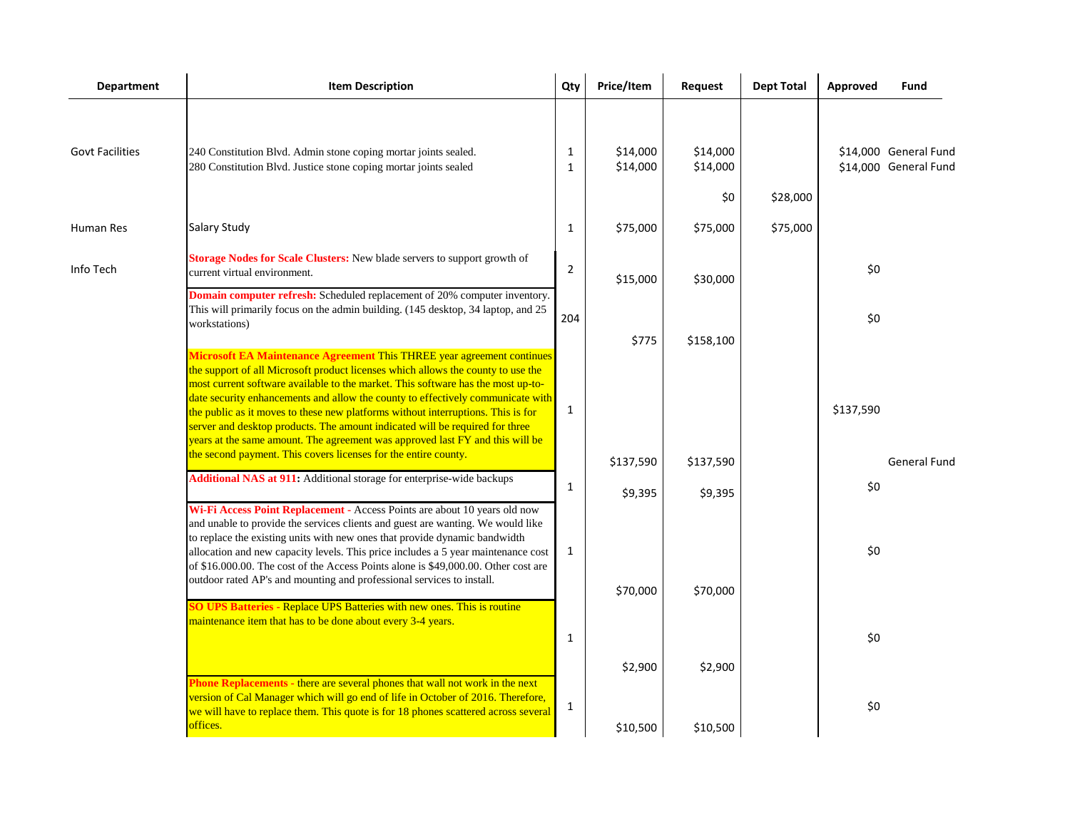| Department | Item Description | Qty | Price/Item | Request | Dept Total | Approved | Fund |
|---|---|---|---|---|---|---|---|
| Govt Facilities | 240 Constitution Blvd. Admin stone coping mortar joints sealed. | 1 | $14,000 | $14,000 | | $14,000 | General Fund |
| | 280 Constitution Blvd. Justice stone coping mortar joints sealed | 1 | $14,000 | $14,000 | | $14,000 | General Fund |
| | | | | $0 | $28,000 | | |
| Human Res | Salary Study | 1 | $75,000 | $75,000 | $75,000 | | |
| Info Tech | **Storage Nodes for Scale Clusters:** New blade servers to support growth of current virtual environment. | 2 | $15,000 | $30,000 | | $0 | |
| | **Domain computer refresh:** Scheduled replacement of 20% computer inventory. This will primarily focus on the admin building. (145 desktop, 34 laptop, and 25 workstations) | 204 | $775 | $158,100 | | $0 | |
| | **Microsoft EA Maintenance Agreement** This THREE year agreement continues the support of all Microsoft product licenses which allows the county to use the most current software available to the market. This software has the most up-to-date security enhancements and allow the county to effectively communicate with the public as it moves to these new platforms without interruptions. This is for server and desktop products. The amount indicated will be required for three years at the same amount. The agreement was approved last FY and this will be the second payment. This covers licenses for the entire county. | 1 | $137,590 | $137,590 | | $137,590 | General Fund |
| | **Additional NAS at 911:** Additional storage for enterprise-wide backups | 1 | $9,395 | $9,395 | | $0 | |
| | **Wi-Fi Access Point Replacement** - Access Points are about 10 years old now and unable to provide the services clients and guest are wanting. We would like to replace the existing units with new ones that provide dynamic bandwidth allocation and new capacity levels. This price includes a 5 year maintenance cost of $16.000.00. The cost of the Access Points alone is $49,000.00. Other cost are outdoor rated AP's and mounting and professional services to install. | 1 | $70,000 | $70,000 | | $0 | |
| | **SO UPS Batteries** - Replace UPS Batteries with new ones. This is routine maintenance item that has to be done about every 3-4 years. | 1 | $2,900 | $2,900 | | $0 | |
| | **Phone Replacements** - there are several phones that wall not work in the next version of Cal Manager which will go end of life in October of 2016. Therefore, we will have to replace them. This quote is for 18 phones scattered across several offices. | 1 | $10,500 | $10,500 | | $0 | |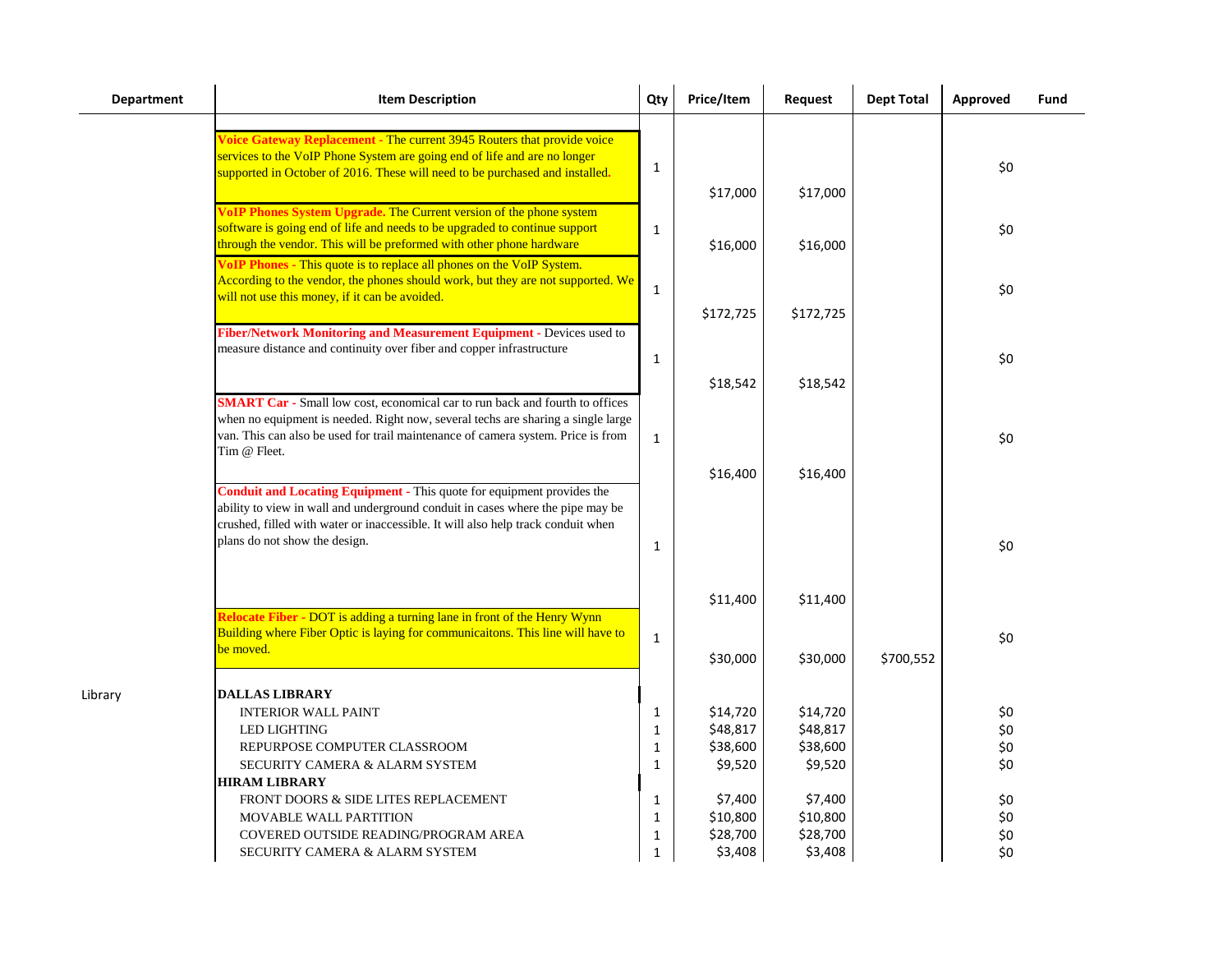| Department | Item Description | Qty | Price/Item | Request | Dept Total | Approved | Fund |
|---|---|---|---|---|---|---|---|
| | **Voice Gateway Replacement** - The current 3945 Routers that provide voice services to the VoIP Phone System are going end of life and are no longer supported in October of 2016. These will need to be purchased and installed. | 1 | $17,000 | $17,000 | | $0 | |
| | **VoIP Phones System Upgrade.** The Current version of the phone system software is going end of life and needs to be upgraded to continue support through the vendor. This will be preformed with other phone hardware | 1 | $16,000 | $16,000 | | $0 | |
| | **VoIP Phones** - This quote is to replace all phones on the VoIP System. According to the vendor, the phones should work, but they are not supported. We will not use this money, if it can be avoided. | 1 | $172,725 | $172,725 | | $0 | |
| | **Fiber/Network Monitoring and Measurement Equipment** - Devices used to measure distance and continuity over fiber and copper infrastructure | 1 | $18,542 | $18,542 | | $0 | |
| | **SMART Car** - Small low cost, economical car to run back and fourth to offices when no equipment is needed. Right now, several techs are sharing a single large van. This can also be used for trail maintenance of camera system. Price is from Tim @ Fleet. | 1 | $16,400 | $16,400 | | $0 | |
| | **Conduit and Locating Equipment** - This quote for equipment provides the ability to view in wall and underground conduit in cases where the pipe may be crushed, filled with water or inaccessible. It will also help track conduit when plans do not show the design. | 1 | $11,400 | $11,400 | | $0 | |
| | **Relocate Fiber** - DOT is adding a turning lane in front of the Henry Wynn Building where Fiber Optic is laying for communicaitons. This line will have to be moved. | 1 | $30,000 | $30,000 | $700,552 | $0 | |
| Library | **DALLAS LIBRARY** | | | | | | |
| | INTERIOR WALL PAINT | 1 | $14,720 | $14,720 | | $0 | |
| | LED LIGHTING | 1 | $48,817 | $48,817 | | $0 | |
| | REPURPOSE COMPUTER CLASSROOM | 1 | $38,600 | $38,600 | | $0 | |
| | SECURITY CAMERA & ALARM SYSTEM | 1 | $9,520 | $9,520 | | $0 | |
| | **HIRAM LIBRARY** | | | | | | |
| | FRONT DOORS & SIDE LITES REPLACEMENT | 1 | $7,400 | $7,400 | | $0 | |
| | MOVABLE WALL PARTITION | 1 | $10,800 | $10,800 | | $0 | |
| | COVERED OUTSIDE READING/PROGRAM AREA | 1 | $28,700 | $28,700 | | $0 | |
| | SECURITY CAMERA & ALARM SYSTEM | 1 | $3,408 | $3,408 | | $0 | |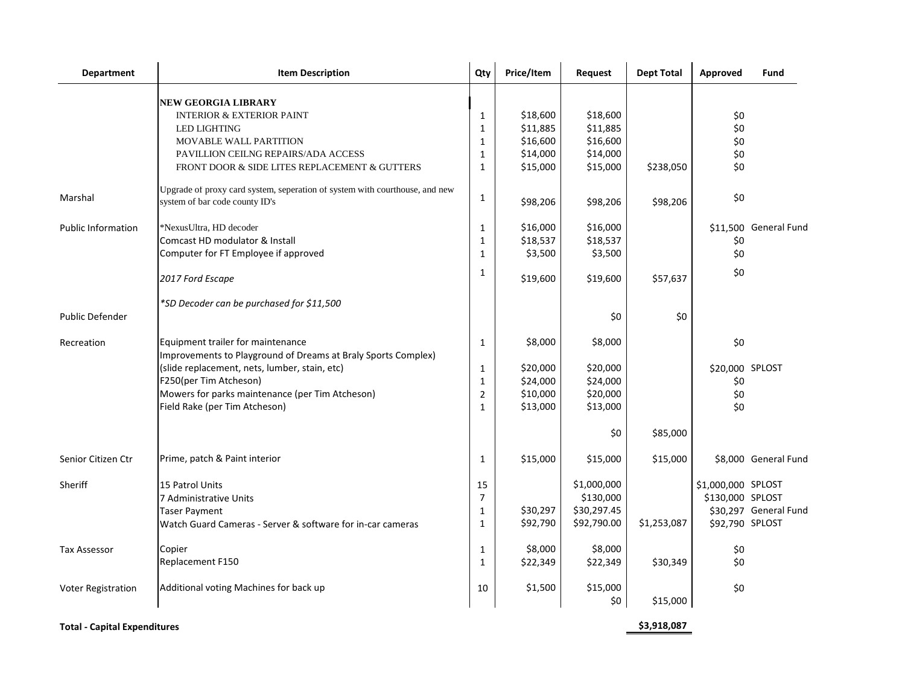| Department | Item Description | Qty | Price/Item | Request | Dept Total | Approved | Fund |
|---|---|---|---|---|---|---|---|
| | **NEW GEORGIA LIBRARY** | | | | | | |
| | INTERIOR & EXTERIOR PAINT | 1 | $18,600 | $18,600 | | $0 | |
| | LED LIGHTING | 1 | $11,885 | $11,885 | | $0 | |
| | MOVABLE WALL PARTITION | 1 | $16,600 | $16,600 | | $0 | |
| | PAVILLION CEILNG REPAIRS/ADA ACCESS | 1 | $14,000 | $14,000 | | $0 | |
| | FRONT DOOR & SIDE LITES REPLACEMENT & GUTTERS | 1 | $15,000 | $15,000 | $238,050 | $0 | |
| Marshal | Upgrade of proxy card system, seperation of system with courthouse, and new system of bar code county ID's | 1 | $98,206 | $98,206 | $98,206 | $0 | |
| Public Information | *NexusUltra, HD decoder | 1 | $16,000 | $16,000 | | $11,500 | General Fund |
| | Comcast HD modulator & Install | 1 | $18,537 | $18,537 | | $0 | |
| | Computer for FT Employee if approved | 1 | $3,500 | $3,500 | | $0 | |
| | *2017 Ford Escape* | 1 | $19,600 | $19,600 | $57,637 | $0 | |
| | **SD Decoder can be purchased for $11,500* | | | | | | |
| Public Defender | | | | $0 | $0 | | |
| Recreation | Equipment trailer for maintenance | 1 | $8,000 | $8,000 | | $0 | |
| | Improvements to Playground of Dreams at Braly Sports Complex) (slide replacement, nets, lumber, stain, etc) | 1 | $20,000 | $20,000 | | $20,000 | SPLOST |
| | F250(per Tim Atcheson) | 1 | $24,000 | $24,000 | | $0 | |
| | Mowers for parks maintenance (per Tim Atcheson) | 2 | $10,000 | $20,000 | | $0 | |
| | Field Rake (per Tim Atcheson) | 1 | $13,000 | $13,000 | | $0 | |
| | | | | $0 | $85,000 | | |
| Senior Citizen Ctr | Prime, patch & Paint interior | 1 | $15,000 | $15,000 | $15,000 | $8,000 | General Fund |
| Sheriff | 15 Patrol Units | 15 | | $1,000,000 | | $1,000,000 | SPLOST |
| | 7 Administrative Units | 7 | | $130,000 | | $130,000 | SPLOST |
| | Taser Payment | 1 | $30,297 | $30,297.45 | | $30,297 | General Fund |
| | Watch Guard Cameras - Server & software for in-car cameras | 1 | $92,790 | $92,790.00 | $1,253,087 | $92,790 | SPLOST |
| Tax Assessor | Copier | 1 | $8,000 | $8,000 | | $0 | |
| | Replacement F150 | 1 | $22,349 | $22,349 | $30,349 | $0 | |
| Voter Registration | Additional voting Machines for back up | 10 | $1,500 | $15,000 | | $0 | |
| | | | | $0 | $15,000 | | |
| **Total - Capital Expenditures** | | | | | **$3,918,087** | | |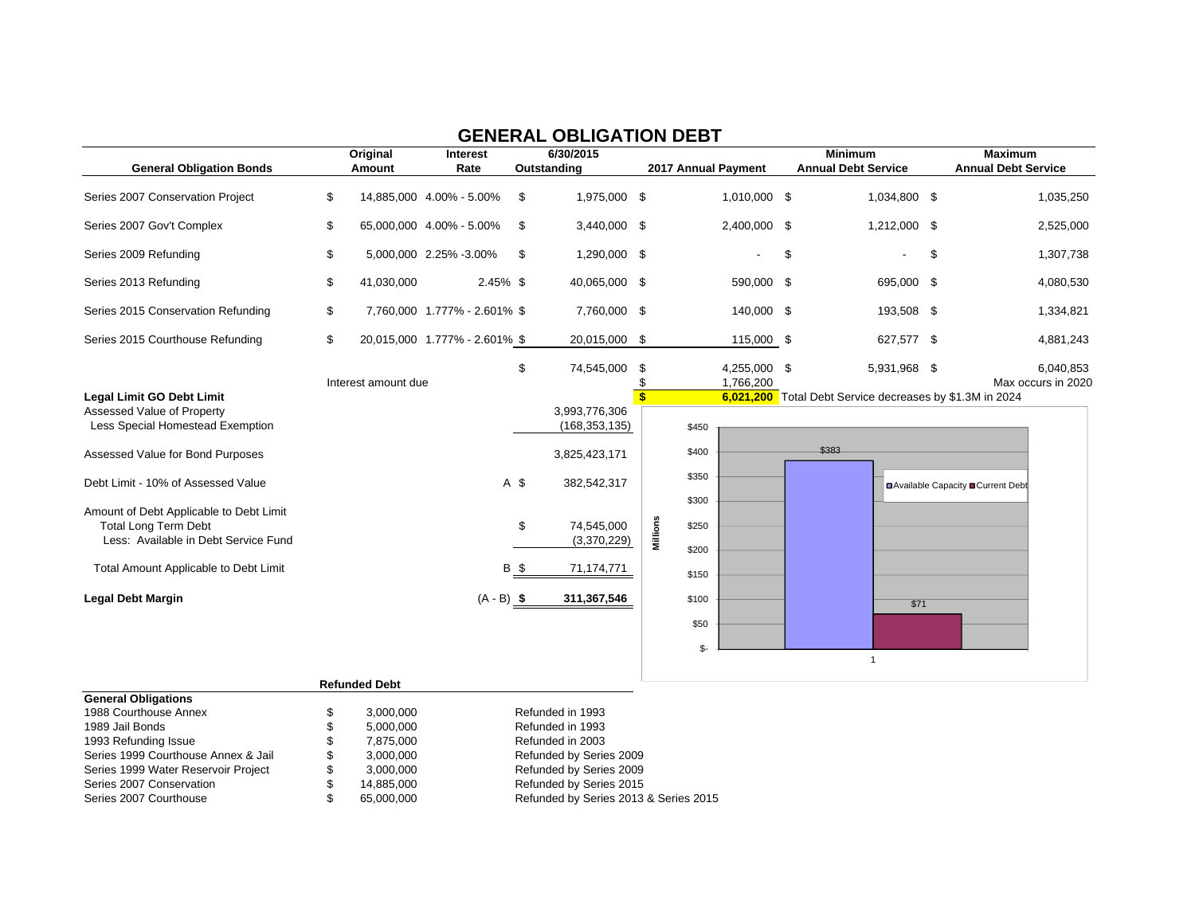# GENERAL OBLIGATION DEBT

| General Obligation Bonds | Original Amount | Interest Rate | 6/30/2015 Outstanding | 2017 Annual Payment | Minimum Annual Debt Service | Maximum Annual Debt Service |
|---|---|---|---|---|---|---|
| Series 2007 Conservation Project | $ 14,885,000 | 4.00% - 5.00% | $ 1,975,000 | $ 1,010,000 | $ 1,034,800 | $ 1,035,250 |
| Series 2007 Gov't Complex | $ 65,000,000 | 4.00% - 5.00% | $ 3,440,000 | $ 2,400,000 | $ 1,212,000 | $ 2,525,000 |
| Series 2009 Refunding | $ 5,000,000 | 2.25% -3.00% | $ 1,290,000 | $ - | $ - | $ 1,307,738 |
| Series 2013 Refunding | $ 41,030,000 | 2.45% | $ 40,065,000 | $ 590,000 | $ 695,000 | $ 4,080,530 |
| Series 2015 Conservation Refunding | $ 7,760,000 | 1.777% - 2.601% | $ 7,760,000 | $ 140,000 | $ 193,508 | $ 1,334,821 |
| Series 2015 Courthouse Refunding | $ 20,015,000 | 1.777% - 2.601% | $ 20,015,000 | $ 115,000 | $ 627,577 | $ 4,881,243 |
| | | | $ 74,545,000 | $ 4,255,000 | $ 5,931,968 | $ 6,040,853 |
| Interest amount due | | | | $ 1,766,200 | | Max occurs in 2020 |
| | | | | **$ 6,021,200** | Total Debt Service decreases by $1.3M in 2024 | |

**Legal Limit GO Debt Limit**

| | | |
|---|---|---|
| Assessed Value of Property | | 3,993,776,306 |
| Less Special Homestead Exemption | | (168,353,135) |
| Assessed Value for Bond Purposes | | 3,825,423,171 |
| Debt Limit - 10% of Assessed Value | A | $ 382,542,317 |
| Amount of Debt Applicable to Debt Limit | | |
| Total Long Term Debt | | $ 74,545,000 |
| Less: Available in Debt Service Fund | | (3,370,229) |
| Total Amount Applicable to Debt Limit | B | $ 71,174,771 |
| **Legal Debt Margin** | (A - B) | **$ 311,367,546** |

Chart (Millions): Available Capacity $383; Current Debt $71

**Refunded Debt**

| General Obligations | | |
|---|---|---|
| 1988 Courthouse Annex | $ 3,000,000 | Refunded in 1993 |
| 1989 Jail Bonds | $ 5,000,000 | Refunded in 1993 |
| 1993 Refunding Issue | $ 7,875,000 | Refunded in 2003 |
| Series 1999 Courthouse Annex & Jail | $ 3,000,000 | Refunded by Series 2009 |
| Series 1999 Water Reservoir Project | $ 3,000,000 | Refunded by Series 2009 |
| Series 2007 Conservation | $ 14,885,000 | Refunded by Series 2015 |
| Series 2007 Courthouse | $ 65,000,000 | Refunded by Series 2013 & Series 2015 |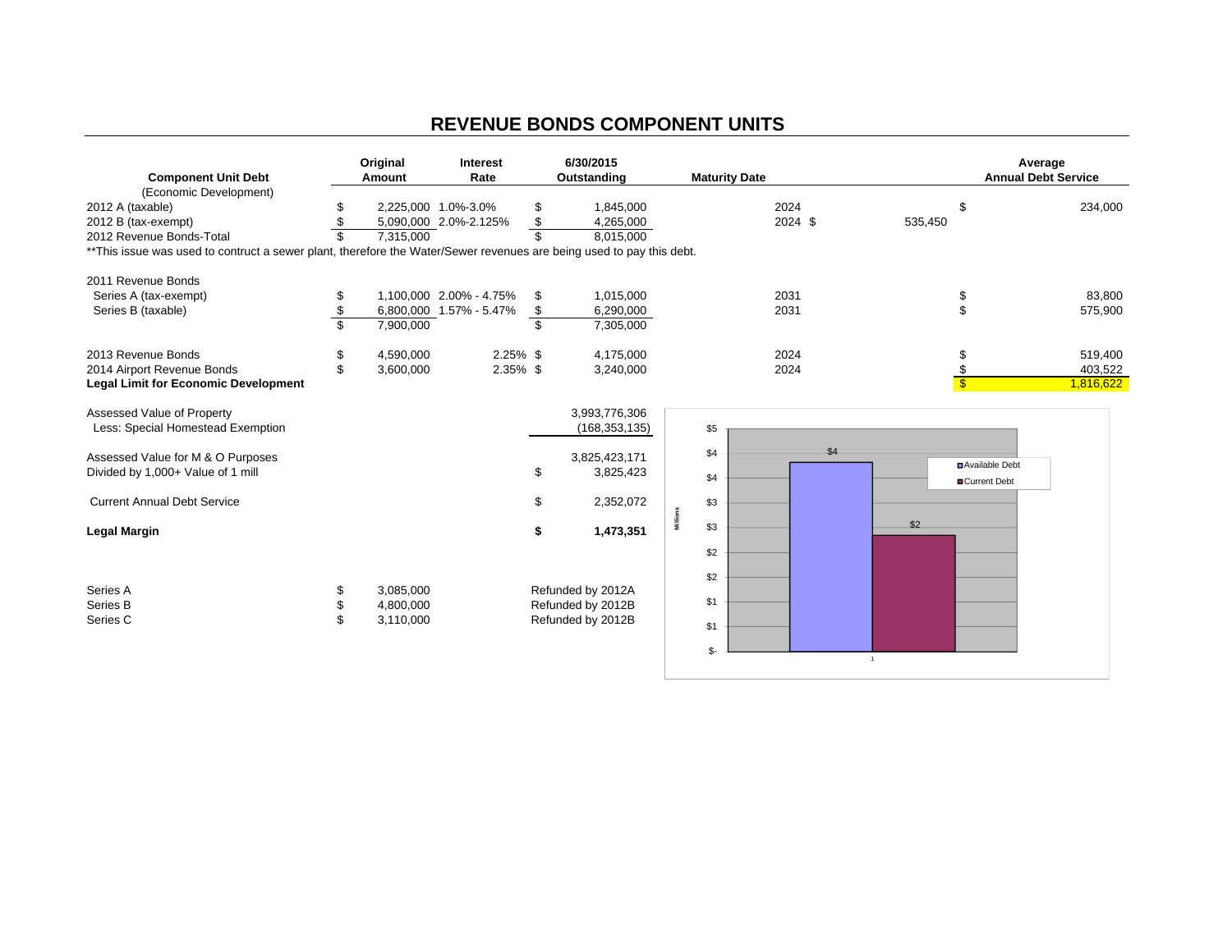# REVENUE BONDS COMPONENT UNITS

| Component Unit Debt | Original Amount | Interest Rate | 6/30/2015 Outstanding | Maturity Date | | Average Annual Debt Service |
|---|---|---|---|---|---|---|
| (Economic Development) | | | | | | |
| 2012 A (taxable) | $ 2,225,000 | 1.0%-3.0% | $ 1,845,000 | 2024 | | $ 234,000 |
| 2012 B (tax-exempt) | $ 5,090,000 | 2.0%-2.125% | $ 4,265,000 | 2024 | $ 535,450 | |
| 2012 Revenue Bonds-Total | $ 7,315,000 | | $ 8,015,000 | | | |

**This issue was used to contruct a sewer plant, therefore the Water/Sewer revenues are being used to pay this debt.

| | Original Amount | Interest Rate | 6/30/2015 Outstanding | Maturity Date | Average Annual Debt Service |
|---|---|---|---|---|---|
| 2011 Revenue Bonds | | | | | |
| Series A (tax-exempt) | $ 1,100,000 | 2.00% - 4.75% | $ 1,015,000 | 2031 | $ 83,800 |
| Series B (taxable) | $ 6,800,000 | 1.57% - 5.47% | $ 6,290,000 | 2031 | $ 575,900 |
| | $ 7,900,000 | | $ 7,305,000 | | |
| 2013 Revenue Bonds | $ 4,590,000 | 2.25% | $ 4,175,000 | 2024 | $ 519,400 |
| 2014 Airport Revenue Bonds | $ 3,600,000 | 2.35% | $ 3,240,000 | 2024 | $ 403,522 |
| **Legal Limit for Economic Development** | | | | | $ 1,816,622 |

| | |
|---|---|
| Assessed Value of Property | 3,993,776,306 |
| Less: Special Homestead Exemption | (168,353,135) |
| Assessed Value for M & O Purposes | 3,825,423,171 |
| Divided by 1,000+ Value of 1 mill | $ 3,825,423 |
| Current Annual Debt Service | $ 2,352,072 |
| **Legal Margin** | **$ 1,473,351** |

Millions
$5
$4
$4
$3
$3
$2
$2
$1
$1
$-
$4
$2
1
Available Debt
Current Debt

| | | |
|---|---|---|
| Series A | $ 3,085,000 | Refunded by 2012A |
| Series B | $ 4,800,000 | Refunded by 2012B |
| Series C | $ 3,110,000 | Refunded by 2012B |